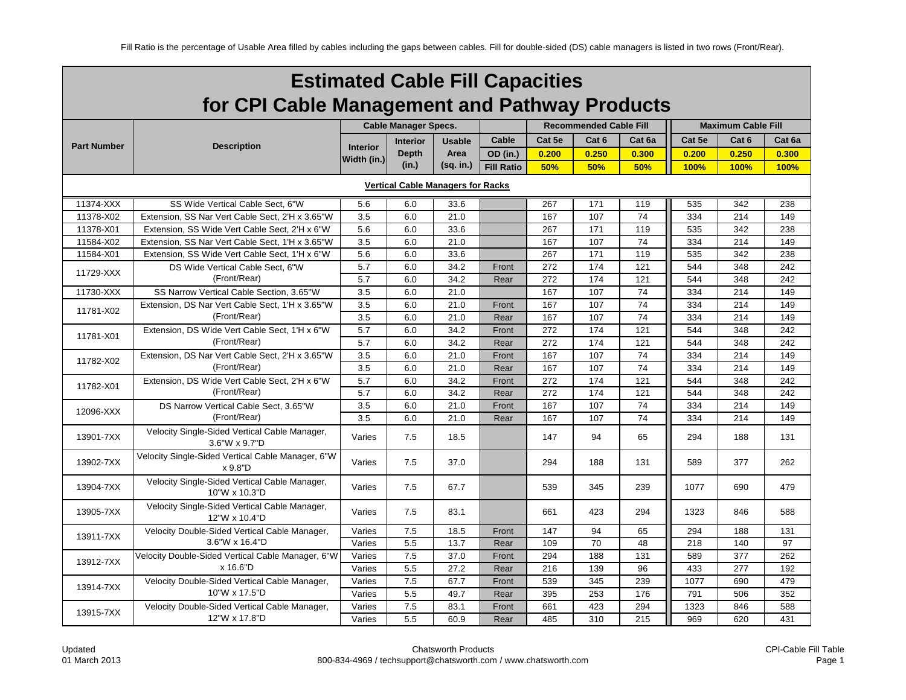Fill Ratio is the percentage of Usable Area filled by cables including the gaps between cables. Fill for double-sided (DS) cable managers is listed in two rows (Front/Rear).

# Estimated Cable Fill Capacities for CPI Cable Management and Pathway Products

| Part Number | Description | Cable Manager Specs. | | | Cable OD (in.) / Fill Ratio | Recommended Cable Fill | | | Maximum Cable Fill | | |
|---|---|---|---|---|---|---|---|---|---|---|---|
| | | Interior Width (in.) | Interior Depth (in.) | Usable Area (sq. in.) | Cable | Cat 5e | Cat 6 | Cat 6a | Cat 5e | Cat 6 | Cat 6a |
| | | | | | OD (in.) | 0.200 | 0.250 | 0.300 | 0.200 | 0.250 | 0.300 |
| | | | | | Fill Ratio | 50% | 50% | 50% | 100% | 100% | 100% |
| **Vertical Cable Managers for Racks** | | | | | | | | | | | |
| 11374-XXX | SS Wide Vertical Cable Sect, 6"W | 5.6 | 6.0 | 33.6 | | 267 | 171 | 119 | 535 | 342 | 238 |
| 11378-X02 | Extension, SS Nar Vert Cable Sect, 2'H x 3.65"W | 3.5 | 6.0 | 21.0 | | 167 | 107 | 74 | 334 | 214 | 149 |
| 11378-X01 | Extension, SS Wide Vert Cable Sect, 2'H x 6"W | 5.6 | 6.0 | 33.6 | | 267 | 171 | 119 | 535 | 342 | 238 |
| 11584-X02 | Extension, SS Nar Vert Cable Sect, 1'H x 3.65"W | 3.5 | 6.0 | 21.0 | | 167 | 107 | 74 | 334 | 214 | 149 |
| 11584-X01 | Extension, SS Wide Vert Cable Sect, 1'H x 6"W | 5.6 | 6.0 | 33.6 | | 267 | 171 | 119 | 535 | 342 | 238 |
| 11729-XXX | DS Wide Vertical Cable Sect, 6"W (Front/Rear) | 5.7 | 6.0 | 34.2 | Front | 272 | 174 | 121 | 544 | 348 | 242 |
| | | 5.7 | 6.0 | 34.2 | Rear | 272 | 174 | 121 | 544 | 348 | 242 |
| 11730-XXX | SS Narrow Vertical Cable Section, 3.65"W | 3.5 | 6.0 | 21.0 | | 167 | 107 | 74 | 334 | 214 | 149 |
| 11781-X02 | Extension, DS Nar Vert Cable Sect, 1'H x 3.65"W (Front/Rear) | 3.5 | 6.0 | 21.0 | Front | 167 | 107 | 74 | 334 | 214 | 149 |
| | | 3.5 | 6.0 | 21.0 | Rear | 167 | 107 | 74 | 334 | 214 | 149 |
| 11781-X01 | Extension, DS Wide Vert Cable Sect, 1'H x 6"W (Front/Rear) | 5.7 | 6.0 | 34.2 | Front | 272 | 174 | 121 | 544 | 348 | 242 |
| | | 5.7 | 6.0 | 34.2 | Rear | 272 | 174 | 121 | 544 | 348 | 242 |
| 11782-X02 | Extension, DS Nar Vert Cable Sect, 2'H x 3.65"W (Front/Rear) | 3.5 | 6.0 | 21.0 | Front | 167 | 107 | 74 | 334 | 214 | 149 |
| | | 3.5 | 6.0 | 21.0 | Rear | 167 | 107 | 74 | 334 | 214 | 149 |
| 11782-X01 | Extension, DS Wide Vert Cable Sect, 2'H x 6"W (Front/Rear) | 5.7 | 6.0 | 34.2 | Front | 272 | 174 | 121 | 544 | 348 | 242 |
| | | 5.7 | 6.0 | 34.2 | Rear | 272 | 174 | 121 | 544 | 348 | 242 |
| 12096-XXX | DS Narrow Vertical Cable Sect, 3.65"W (Front/Rear) | 3.5 | 6.0 | 21.0 | Front | 167 | 107 | 74 | 334 | 214 | 149 |
| | | 3.5 | 6.0 | 21.0 | Rear | 167 | 107 | 74 | 334 | 214 | 149 |
| 13901-7XX | Velocity Single-Sided Vertical Cable Manager, 3.6"W x 9.7"D | Varies | 7.5 | 18.5 | | 147 | 94 | 65 | 294 | 188 | 131 |
| 13902-7XX | Velocity Single-Sided Vertical Cable Manager, 6"W x 9.8"D | Varies | 7.5 | 37.0 | | 294 | 188 | 131 | 589 | 377 | 262 |
| 13904-7XX | Velocity Single-Sided Vertical Cable Manager, 10"W x 10.3"D | Varies | 7.5 | 67.7 | | 539 | 345 | 239 | 1077 | 690 | 479 |
| 13905-7XX | Velocity Single-Sided Vertical Cable Manager, 12"W x 10.4"D | Varies | 7.5 | 83.1 | | 661 | 423 | 294 | 1323 | 846 | 588 |
| 13911-7XX | Velocity Double-Sided Vertical Cable Manager, 3.6"W x 16.4"D | Varies | 7.5 | 18.5 | Front | 147 | 94 | 65 | 294 | 188 | 131 |
| | | Varies | 5.5 | 13.7 | Rear | 109 | 70 | 48 | 218 | 140 | 97 |
| 13912-7XX | Velocity Double-Sided Vertical Cable Manager, 6"W x 16.6"D | Varies | 7.5 | 37.0 | Front | 294 | 188 | 131 | 589 | 377 | 262 |
| | | Varies | 5.5 | 27.2 | Rear | 216 | 139 | 96 | 433 | 277 | 192 |
| 13914-7XX | Velocity Double-Sided Vertical Cable Manager, 10"W x 17.5"D | Varies | 7.5 | 67.7 | Front | 539 | 345 | 239 | 1077 | 690 | 479 |
| | | Varies | 5.5 | 49.7 | Rear | 395 | 253 | 176 | 791 | 506 | 352 |
| 13915-7XX | Velocity Double-Sided Vertical Cable Manager, 12"W x 17.8"D | Varies | 7.5 | 83.1 | Front | 661 | 423 | 294 | 1323 | 846 | 588 |
| | | Varies | 5.5 | 60.9 | Rear | 485 | 310 | 215 | 969 | 620 | 431 |

Updated
01 March 2013

Chatsworth Products
800-834-4969 / techsupport@chatsworth.com / www.chatsworth.com

CPI-Cable Fill Table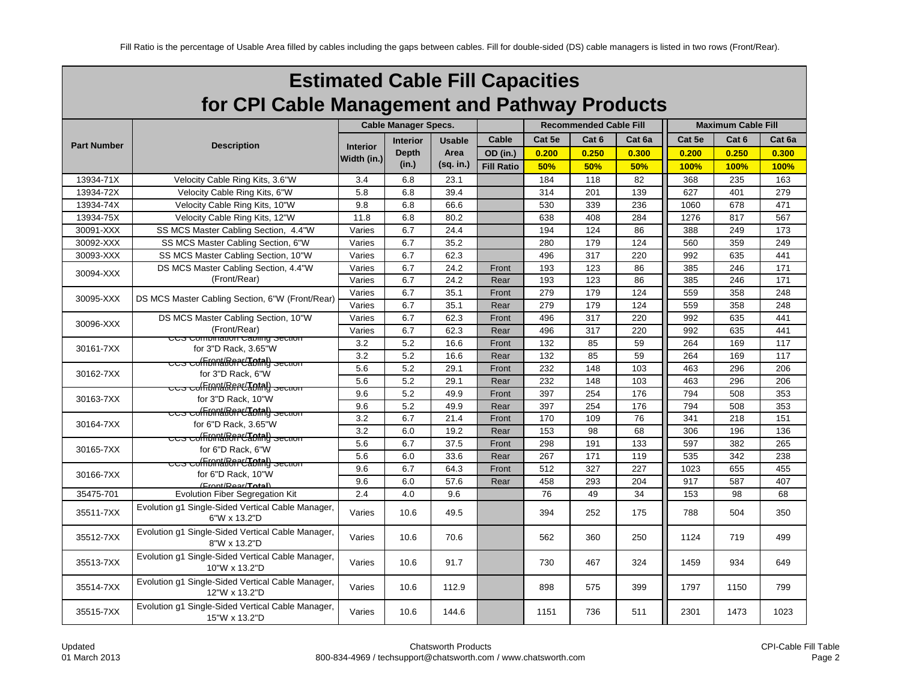Fill Ratio is the percentage of Usable Area filled by cables including the gaps between cables. Fill for double-sided (DS) cable managers is listed in two rows (Front/Rear).

# Estimated Cable Fill Capacities for CPI Cable Management and Pathway Products

| Part Number | Description | Cable Manager Specs. | | | Cable | Recommended Cable Fill | | | Maximum Cable Fill | | |
|---|---|---|---|---|---|---|---|---|---|---|---|
| | | Interior Width (in.) | Interior Depth (in.) | Usable Area (sq. in.) | OD (in.) | Cat 5e 0.200 | Cat 6 0.250 | Cat 6a 0.300 | Cat 5e 0.200 | Cat 6 0.250 | Cat 6a 0.300 |
| | | | | | Fill Ratio | 50% | 50% | 50% | 100% | 100% | 100% |
| 13934-71X | Velocity Cable Ring Kits, 3.6"W | 3.4 | 6.8 | 23.1 | | 184 | 118 | 82 | 368 | 235 | 163 |
| 13934-72X | Velocity Cable Ring Kits, 6"W | 5.8 | 6.8 | 39.4 | | 314 | 201 | 139 | 627 | 401 | 279 |
| 13934-74X | Velocity Cable Ring Kits, 10"W | 9.8 | 6.8 | 66.6 | | 530 | 339 | 236 | 1060 | 678 | 471 |
| 13934-75X | Velocity Cable Ring Kits, 12"W | 11.8 | 6.8 | 80.2 | | 638 | 408 | 284 | 1276 | 817 | 567 |
| 30091-XXX | SS MCS Master Cabling Section, 4.4"W | Varies | 6.7 | 24.4 | | 194 | 124 | 86 | 388 | 249 | 173 |
| 30092-XXX | SS MCS Master Cabling Section, 6"W | Varies | 6.7 | 35.2 | | 280 | 179 | 124 | 560 | 359 | 249 |
| 30093-XXX | SS MCS Master Cabling Section, 10"W | Varies | 6.7 | 62.3 | | 496 | 317 | 220 | 992 | 635 | 441 |
| 30094-XXX | DS MCS Master Cabling Section, 4.4"W (Front/Rear) | Varies | 6.7 | 24.2 | Front | 193 | 123 | 86 | 385 | 246 | 171 |
| | | Varies | 6.7 | 24.2 | Rear | 193 | 123 | 86 | 385 | 246 | 171 |
| 30095-XXX | DS MCS Master Cabling Section, 6"W (Front/Rear) | Varies | 6.7 | 35.1 | Front | 279 | 179 | 124 | 559 | 358 | 248 |
| | | Varies | 6.7 | 35.1 | Rear | 279 | 179 | 124 | 559 | 358 | 248 |
| 30096-XXX | DS MCS Master Cabling Section, 10"W (Front/Rear) | Varies | 6.7 | 62.3 | Front | 496 | 317 | 220 | 992 | 635 | 441 |
| | | Varies | 6.7 | 62.3 | Rear | 496 | 317 | 220 | 992 | 635 | 441 |
| 30161-7XX | CCS Combination Cabling Section for 3"D Rack, 3.65"W (Front/Rear/**Total**) | 3.2 | 5.2 | 16.6 | Front | 132 | 85 | 59 | 264 | 169 | 117 |
| | | 3.2 | 5.2 | 16.6 | Rear | 132 | 85 | 59 | 264 | 169 | 117 |
| 30162-7XX | CCS Combination Cabling Section for 3"D Rack, 6"W (Front/Rear/**Total**) | 5.6 | 5.2 | 29.1 | Front | 232 | 148 | 103 | 463 | 296 | 206 |
| | | 5.6 | 5.2 | 29.1 | Rear | 232 | 148 | 103 | 463 | 296 | 206 |
| 30163-7XX | CCS Combination Cabling Section for 3"D Rack, 10"W (Front/Rear/**Total**) | 9.6 | 5.2 | 49.9 | Front | 397 | 254 | 176 | 794 | 508 | 353 |
| | | 9.6 | 5.2 | 49.9 | Rear | 397 | 254 | 176 | 794 | 508 | 353 |
| 30164-7XX | CCS Combination Cabling Section for 6"D Rack, 3.65"W (Front/Rear/**Total**) | 3.2 | 6.7 | 21.4 | Front | 170 | 109 | 76 | 341 | 218 | 151 |
| | | 3.2 | 6.0 | 19.2 | Rear | 153 | 98 | 68 | 306 | 196 | 136 |
| 30165-7XX | CCS Combination Cabling Section for 6"D Rack, 6"W (Front/Rear/**Total**) | 5.6 | 6.7 | 37.5 | Front | 298 | 191 | 133 | 597 | 382 | 265 |
| | | 5.6 | 6.0 | 33.6 | Rear | 267 | 171 | 119 | 535 | 342 | 238 |
| 30166-7XX | CCS Combination Cabling Section for 6"D Rack, 10"W (Front/Rear/**Total**) | 9.6 | 6.7 | 64.3 | Front | 512 | 327 | 227 | 1023 | 655 | 455 |
| | | 9.6 | 6.0 | 57.6 | Rear | 458 | 293 | 204 | 917 | 587 | 407 |
| 35475-701 | Evolution Fiber Segregation Kit | 2.4 | 4.0 | 9.6 | | 76 | 49 | 34 | 153 | 98 | 68 |
| 35511-7XX | Evolution g1 Single-Sided Vertical Cable Manager, 6"W x 13.2"D | Varies | 10.6 | 49.5 | | 394 | 252 | 175 | 788 | 504 | 350 |
| 35512-7XX | Evolution g1 Single-Sided Vertical Cable Manager, 8"W x 13.2"D | Varies | 10.6 | 70.6 | | 562 | 360 | 250 | 1124 | 719 | 499 |
| 35513-7XX | Evolution g1 Single-Sided Vertical Cable Manager, 10"W x 13.2"D | Varies | 10.6 | 91.7 | | 730 | 467 | 324 | 1459 | 934 | 649 |
| 35514-7XX | Evolution g1 Single-Sided Vertical Cable Manager, 12"W x 13.2"D | Varies | 10.6 | 112.9 | | 898 | 575 | 399 | 1797 | 1150 | 799 |
| 35515-7XX | Evolution g1 Single-Sided Vertical Cable Manager, 15"W x 13.2"D | Varies | 10.6 | 144.6 | | 1151 | 736 | 511 | 2301 | 1473 | 1023 |

Updated 01 March 2013

Chatsworth Products
800-834-4969 / techsupport@chatsworth.com / www.chatsworth.com

CPI-Cable Fill Table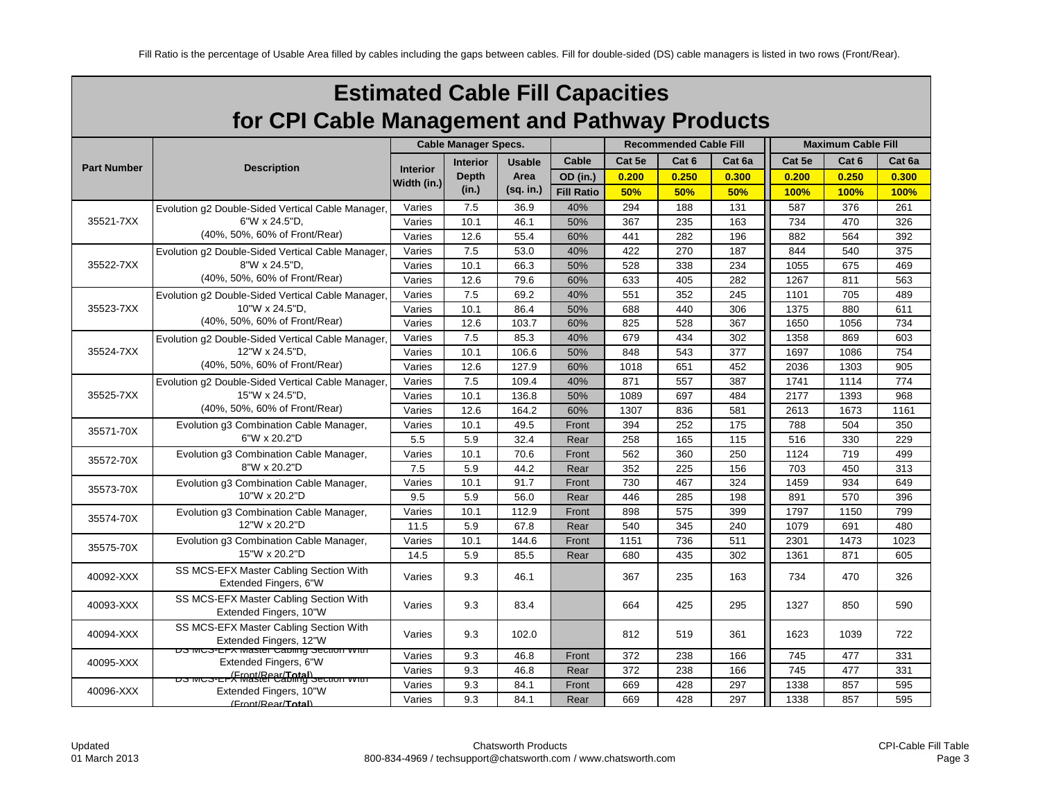Fill Ratio is the percentage of Usable Area filled by cables including the gaps between cables. Fill for double-sided (DS) cable managers is listed in two rows (Front/Rear).

# Estimated Cable Fill Capacities for CPI Cable Management and Pathway Products

| Part Number | Description | Cable Manager Specs. | | | | Recommended Cable Fill | | | Maximum Cable Fill | | |
|---|---|---|---|---|---|---|---|---|---|---|---|
| | | Interior Width (in.) | Interior Depth (in.) | Usable Area (sq. in.) | Cable OD (in.) | Cat 5e 0.200 | Cat 6 0.250 | Cat 6a 0.300 | Cat 5e 0.200 | Cat 6 0.250 | Cat 6a 0.300 |
| | | | | | Fill Ratio | 50% | 50% | 50% | 100% | 100% | 100% |
| 35521-7XX | Evolution g2 Double-Sided Vertical Cable Manager, 6"W x 24.5"D, (40%, 50%, 60% of Front/Rear) | Varies | 7.5 | 36.9 | 40% | 294 | 188 | 131 | 587 | 376 | 261 |
| | | Varies | 10.1 | 46.1 | 50% | 367 | 235 | 163 | 734 | 470 | 326 |
| | | Varies | 12.6 | 55.4 | 60% | 441 | 282 | 196 | 882 | 564 | 392 |
| 35522-7XX | Evolution g2 Double-Sided Vertical Cable Manager, 8"W x 24.5"D, (40%, 50%, 60% of Front/Rear) | Varies | 7.5 | 53.0 | 40% | 422 | 270 | 187 | 844 | 540 | 375 |
| | | Varies | 10.1 | 66.3 | 50% | 528 | 338 | 234 | 1055 | 675 | 469 |
| | | Varies | 12.6 | 79.6 | 60% | 633 | 405 | 282 | 1267 | 811 | 563 |
| 35523-7XX | Evolution g2 Double-Sided Vertical Cable Manager, 10"W x 24.5"D, (40%, 50%, 60% of Front/Rear) | Varies | 7.5 | 69.2 | 40% | 551 | 352 | 245 | 1101 | 705 | 489 |
| | | Varies | 10.1 | 86.4 | 50% | 688 | 440 | 306 | 1375 | 880 | 611 |
| | | Varies | 12.6 | 103.7 | 60% | 825 | 528 | 367 | 1650 | 1056 | 734 |
| 35524-7XX | Evolution g2 Double-Sided Vertical Cable Manager, 12"W x 24.5"D, (40%, 50%, 60% of Front/Rear) | Varies | 7.5 | 85.3 | 40% | 679 | 434 | 302 | 1358 | 869 | 603 |
| | | Varies | 10.1 | 106.6 | 50% | 848 | 543 | 377 | 1697 | 1086 | 754 |
| | | Varies | 12.6 | 127.9 | 60% | 1018 | 651 | 452 | 2036 | 1303 | 905 |
| 35525-7XX | Evolution g2 Double-Sided Vertical Cable Manager, 15"W x 24.5"D, (40%, 50%, 60% of Front/Rear) | Varies | 7.5 | 109.4 | 40% | 871 | 557 | 387 | 1741 | 1114 | 774 |
| | | Varies | 10.1 | 136.8 | 50% | 1089 | 697 | 484 | 2177 | 1393 | 968 |
| | | Varies | 12.6 | 164.2 | 60% | 1307 | 836 | 581 | 2613 | 1673 | 1161 |
| 35571-70X | Evolution g3 Combination Cable Manager, 6"W x 20.2"D | Varies | 10.1 | 49.5 | Front | 394 | 252 | 175 | 788 | 504 | 350 |
| | | 5.5 | 5.9 | 32.4 | Rear | 258 | 165 | 115 | 516 | 330 | 229 |
| 35572-70X | Evolution g3 Combination Cable Manager, 8"W x 20.2"D | Varies | 10.1 | 70.6 | Front | 562 | 360 | 250 | 1124 | 719 | 499 |
| | | 7.5 | 5.9 | 44.2 | Rear | 352 | 225 | 156 | 703 | 450 | 313 |
| 35573-70X | Evolution g3 Combination Cable Manager, 10"W x 20.2"D | Varies | 10.1 | 91.7 | Front | 730 | 467 | 324 | 1459 | 934 | 649 |
| | | 9.5 | 5.9 | 56.0 | Rear | 446 | 285 | 198 | 891 | 570 | 396 |
| 35574-70X | Evolution g3 Combination Cable Manager, 12"W x 20.2"D | Varies | 10.1 | 112.9 | Front | 898 | 575 | 399 | 1797 | 1150 | 799 |
| | | 11.5 | 5.9 | 67.8 | Rear | 540 | 345 | 240 | 1079 | 691 | 480 |
| 35575-70X | Evolution g3 Combination Cable Manager, 15"W x 20.2"D | Varies | 10.1 | 144.6 | Front | 1151 | 736 | 511 | 2301 | 1473 | 1023 |
| | | 14.5 | 5.9 | 85.5 | Rear | 680 | 435 | 302 | 1361 | 871 | 605 |
| 40092-XXX | SS MCS-EFX Master Cabling Section With Extended Fingers, 6"W | Varies | 9.3 | 46.1 | | 367 | 235 | 163 | 734 | 470 | 326 |
| 40093-XXX | SS MCS-EFX Master Cabling Section With Extended Fingers, 10"W | Varies | 9.3 | 83.4 | | 664 | 425 | 295 | 1327 | 850 | 590 |
| 40094-XXX | SS MCS-EFX Master Cabling Section With Extended Fingers, 12"W | Varies | 9.3 | 102.0 | | 812 | 519 | 361 | 1623 | 1039 | 722 |
| 40095-XXX | DS MCS-EFX Master Cabling Section With Extended Fingers, 6"W (Front/Rear/**Total**) | Varies | 9.3 | 46.8 | Front | 372 | 238 | 166 | 745 | 477 | 331 |
| | | Varies | 9.3 | 46.8 | Rear | 372 | 238 | 166 | 745 | 477 | 331 |
| 40096-XXX | DS MCS-EFX Master Cabling Section With Extended Fingers, 10"W (Front/Rear/**Total**) | Varies | 9.3 | 84.1 | Front | 669 | 428 | 297 | 1338 | 857 | 595 |
| | | Varies | 9.3 | 84.1 | Rear | 669 | 428 | 297 | 1338 | 857 | 595 |

Updated 01 March 2013

Chatsworth Products 800-834-4969 / techsupport@chatsworth.com / www.chatsworth.com

CPI-Cable Fill Table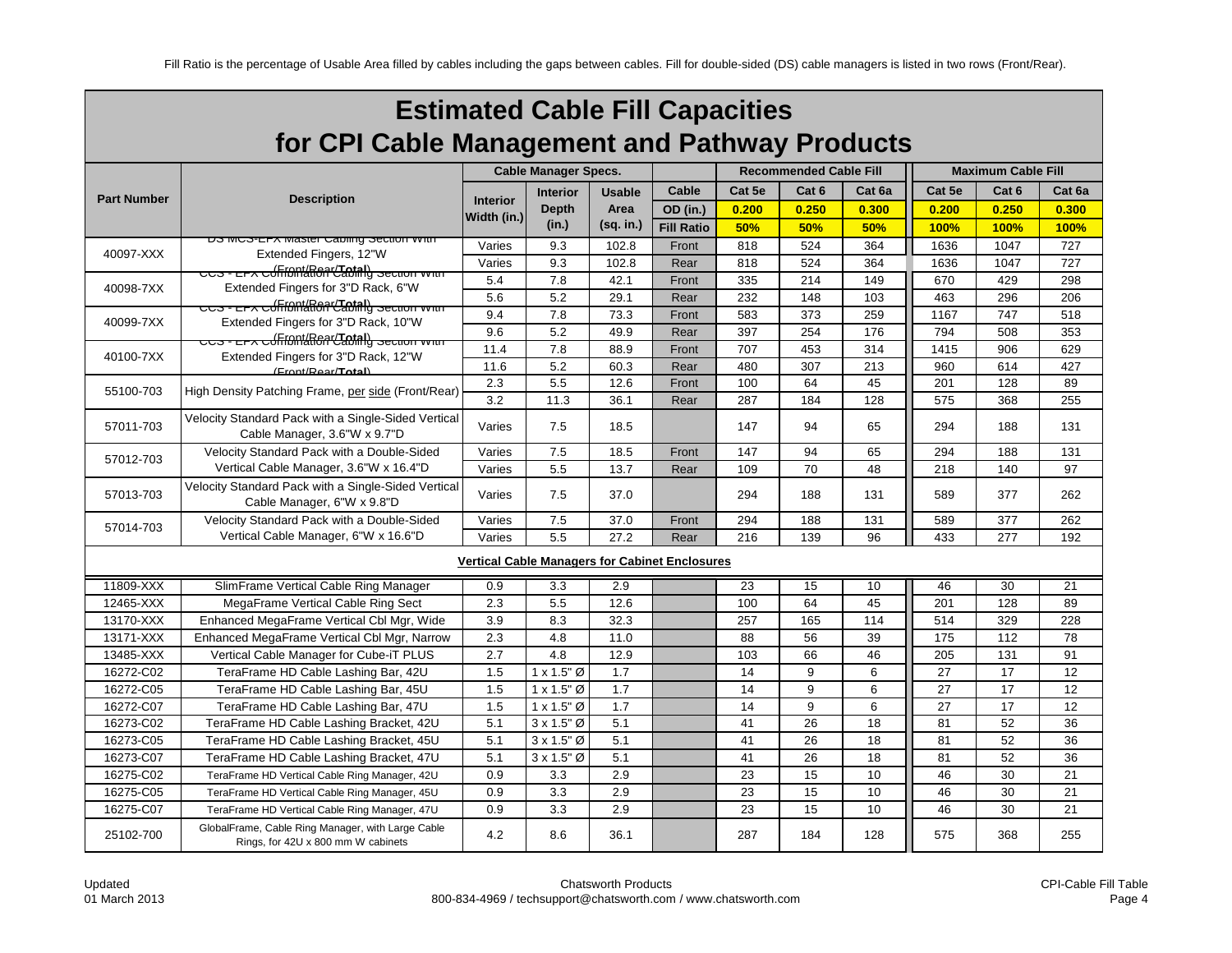Fill Ratio is the percentage of Usable Area filled by cables including the gaps between cables. Fill for double-sided (DS) cable managers is listed in two rows (Front/Rear).

# Estimated Cable Fill Capacities for CPI Cable Management and Pathway Products

| Part Number | Description | Cable Manager Specs. | | | | Recommended Cable Fill | | | Maximum Cable Fill | | |
|---|---|---|---|---|---|---|---|---|---|---|---|
| | | Interior Width (in.) | Interior Depth (in.) | Usable Area (sq. in.) | Cable OD (in.) | Cat 5e | Cat 6 | Cat 6a | Cat 5e | Cat 6 | Cat 6a |
| | | | | | | 0.200 | 0.250 | 0.300 | 0.200 | 0.250 | 0.300 |
| | | | | | Fill Ratio | 50% | 50% | 50% | 100% | 100% | 100% |
| 40097-XXX | DS MCS-EPX Master Cabling Section with Extended Fingers, 12"W (Front/Rear/**Total**) | Varies | 9.3 | 102.8 | Front | 818 | 524 | 364 | 1636 | 1047 | 727 |
| | | Varies | 9.3 | 102.8 | Rear | 818 | 524 | 364 | 1636 | 1047 | 727 |
| 40098-7XX | CCS - EPX Combination Cabling Section with Extended Fingers for 3"D Rack, 6"W (Front/Rear/**Total**) | 5.4 | 7.8 | 42.1 | Front | 335 | 214 | 149 | 670 | 429 | 298 |
| | | 5.6 | 5.2 | 29.1 | Rear | 232 | 148 | 103 | 463 | 296 | 206 |
| 40099-7XX | CCS - EPX Combination Cabling Section with Extended Fingers for 3"D Rack, 10"W (Front/Rear/**Total**) | 9.4 | 7.8 | 73.3 | Front | 583 | 373 | 259 | 1167 | 747 | 518 |
| | | 9.6 | 5.2 | 49.9 | Rear | 397 | 254 | 176 | 794 | 508 | 353 |
| 40100-7XX | CCS - EPX Combination Cabling Section with Extended Fingers for 3"D Rack, 12"W (Front/Rear/**Total**) | 11.4 | 7.8 | 88.9 | Front | 707 | 453 | 314 | 1415 | 906 | 629 |
| | | 11.6 | 5.2 | 60.3 | Rear | 480 | 307 | 213 | 960 | 614 | 427 |
| 55100-703 | High Density Patching Frame, per side (Front/Rear) | 2.3 | 5.5 | 12.6 | Front | 100 | 64 | 45 | 201 | 128 | 89 |
| | | 3.2 | 11.3 | 36.1 | Rear | 287 | 184 | 128 | 575 | 368 | 255 |
| 57011-703 | Velocity Standard Pack with a Single-Sided Vertical Cable Manager, 3.6"W x 9.7"D | Varies | 7.5 | 18.5 | | 147 | 94 | 65 | 294 | 188 | 131 |
| 57012-703 | Velocity Standard Pack with a Double-Sided Vertical Cable Manager, 3.6"W x 16.4"D | Varies | 7.5 | 18.5 | Front | 147 | 94 | 65 | 294 | 188 | 131 |
| | | Varies | 5.5 | 13.7 | Rear | 109 | 70 | 48 | 218 | 140 | 97 |
| 57013-703 | Velocity Standard Pack with a Single-Sided Vertical Cable Manager, 6"W x 9.8"D | Varies | 7.5 | 37.0 | | 294 | 188 | 131 | 589 | 377 | 262 |
| 57014-703 | Velocity Standard Pack with a Double-Sided Vertical Cable Manager, 6"W x 16.6"D | Varies | 7.5 | 37.0 | Front | 294 | 188 | 131 | 589 | 377 | 262 |
| | | Varies | 5.5 | 27.2 | Rear | 216 | 139 | 96 | 433 | 277 | 192 |
| **Vertical Cable Managers for Cabinet Enclosures** | | | | | | | | | | | |
| 11809-XXX | SlimFrame Vertical Cable Ring Manager | 0.9 | 3.3 | 2.9 | | 23 | 15 | 10 | 46 | 30 | 21 |
| 12465-XXX | MegaFrame Vertical Cable Ring Sect | 2.3 | 5.5 | 12.6 | | 100 | 64 | 45 | 201 | 128 | 89 |
| 13170-XXX | Enhanced MegaFrame Vertical Cbl Mgr, Wide | 3.9 | 8.3 | 32.3 | | 257 | 165 | 114 | 514 | 329 | 228 |
| 13171-XXX | Enhanced MegaFrame Vertical Cbl Mgr, Narrow | 2.3 | 4.8 | 11.0 | | 88 | 56 | 39 | 175 | 112 | 78 |
| 13485-XXX | Vertical Cable Manager for Cube-iT PLUS | 2.7 | 4.8 | 12.9 | | 103 | 66 | 46 | 205 | 131 | 91 |
| 16272-C02 | TeraFrame HD Cable Lashing Bar, 42U | 1.5 | 1 x 1.5" Ø | 1.7 | | 14 | 9 | 6 | 27 | 17 | 12 |
| 16272-C05 | TeraFrame HD Cable Lashing Bar, 45U | 1.5 | 1 x 1.5" Ø | 1.7 | | 14 | 9 | 6 | 27 | 17 | 12 |
| 16272-C07 | TeraFrame HD Cable Lashing Bar, 47U | 1.5 | 1 x 1.5" Ø | 1.7 | | 14 | 9 | 6 | 27 | 17 | 12 |
| 16273-C02 | TeraFrame HD Cable Lashing Bracket, 42U | 5.1 | 3 x 1.5" Ø | 5.1 | | 41 | 26 | 18 | 81 | 52 | 36 |
| 16273-C05 | TeraFrame HD Cable Lashing Bracket, 45U | 5.1 | 3 x 1.5" Ø | 5.1 | | 41 | 26 | 18 | 81 | 52 | 36 |
| 16273-C07 | TeraFrame HD Cable Lashing Bracket, 47U | 5.1 | 3 x 1.5" Ø | 5.1 | | 41 | 26 | 18 | 81 | 52 | 36 |
| 16275-C02 | TeraFrame HD Vertical Cable Ring Manager, 42U | 0.9 | 3.3 | 2.9 | | 23 | 15 | 10 | 46 | 30 | 21 |
| 16275-C05 | TeraFrame HD Vertical Cable Ring Manager, 45U | 0.9 | 3.3 | 2.9 | | 23 | 15 | 10 | 46 | 30 | 21 |
| 16275-C07 | TeraFrame HD Vertical Cable Ring Manager, 47U | 0.9 | 3.3 | 2.9 | | 23 | 15 | 10 | 46 | 30 | 21 |
| 25102-700 | GlobalFrame, Cable Ring Manager, with Large Cable Rings, for 42U x 800 mm W cabinets | 4.2 | 8.6 | 36.1 | | 287 | 184 | 128 | 575 | 368 | 255 |

Updated 01 March 2013 — Chatsworth Products — 800-834-4969 / techsupport@chatsworth.com / www.chatsworth.com — CPI-Cable Fill Table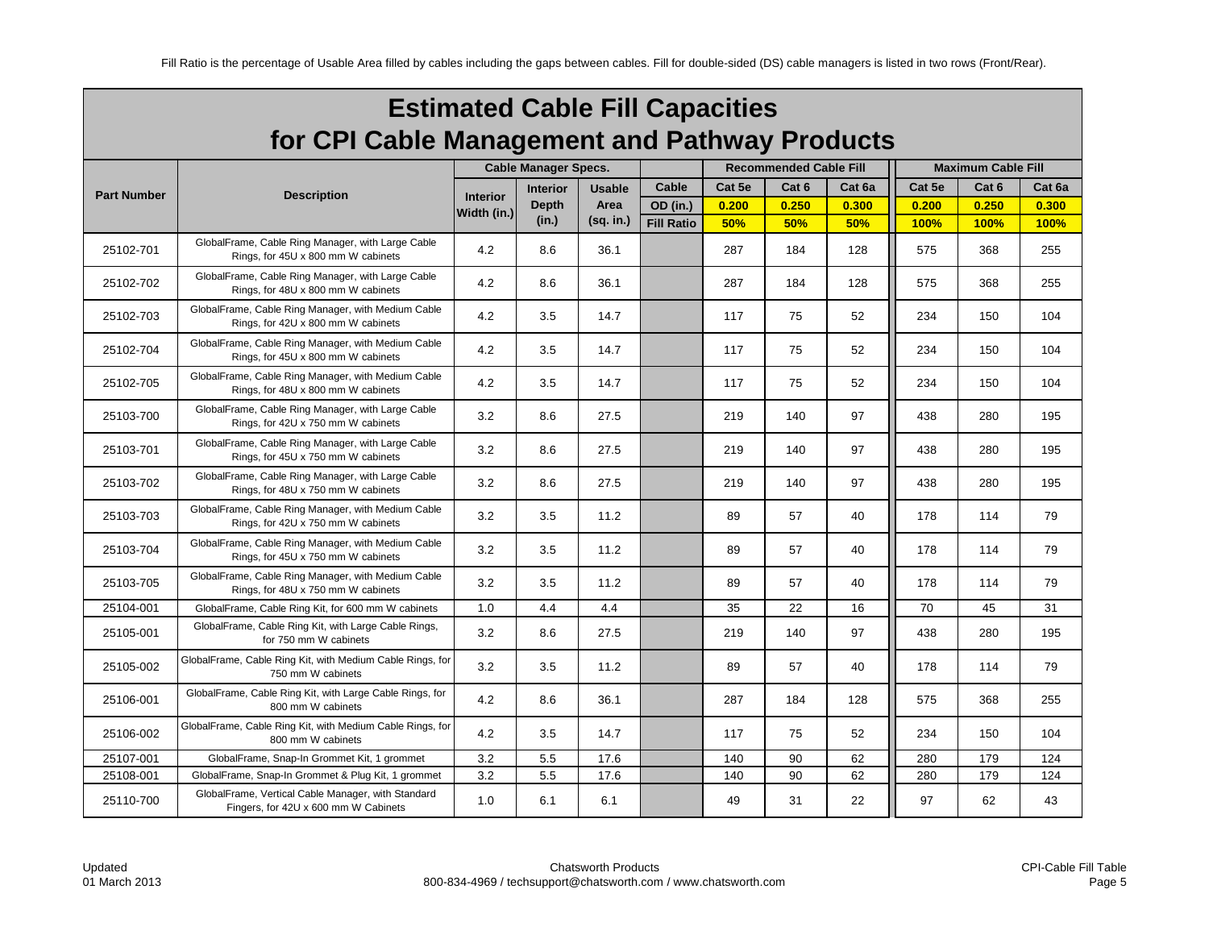Fill Ratio is the percentage of Usable Area filled by cables including the gaps between cables. Fill for double-sided (DS) cable managers is listed in two rows (Front/Rear).

# Estimated Cable Fill Capacities for CPI Cable Management and Pathway Products

| Part Number | Description | Cable Manager Specs. | | | | Recommended Cable Fill | | | Maximum Cable Fill | | |
|---|---|---|---|---|---|---|---|---|---|---|---|
| | | Interior Width (in.) | Interior Depth (in.) | Usable Area (sq. in.) | Cable | Cat 5e | Cat 6 | Cat 6a | Cat 5e | Cat 6 | Cat 6a |
| | | | | | OD (in.) | 0.200 | 0.250 | 0.300 | 0.200 | 0.250 | 0.300 |
| | | | | | Fill Ratio | 50% | 50% | 50% | 100% | 100% | 100% |
| 25102-701 | GlobalFrame, Cable Ring Manager, with Large Cable Rings, for 45U x 800 mm W cabinets | 4.2 | 8.6 | 36.1 | | 287 | 184 | 128 | 575 | 368 | 255 |
| 25102-702 | GlobalFrame, Cable Ring Manager, with Large Cable Rings, for 48U x 800 mm W cabinets | 4.2 | 8.6 | 36.1 | | 287 | 184 | 128 | 575 | 368 | 255 |
| 25102-703 | GlobalFrame, Cable Ring Manager, with Medium Cable Rings, for 42U x 800 mm W cabinets | 4.2 | 3.5 | 14.7 | | 117 | 75 | 52 | 234 | 150 | 104 |
| 25102-704 | GlobalFrame, Cable Ring Manager, with Medium Cable Rings, for 45U x 800 mm W cabinets | 4.2 | 3.5 | 14.7 | | 117 | 75 | 52 | 234 | 150 | 104 |
| 25102-705 | GlobalFrame, Cable Ring Manager, with Medium Cable Rings, for 48U x 800 mm W cabinets | 4.2 | 3.5 | 14.7 | | 117 | 75 | 52 | 234 | 150 | 104 |
| 25103-700 | GlobalFrame, Cable Ring Manager, with Large Cable Rings, for 42U x 750 mm W cabinets | 3.2 | 8.6 | 27.5 | | 219 | 140 | 97 | 438 | 280 | 195 |
| 25103-701 | GlobalFrame, Cable Ring Manager, with Large Cable Rings, for 45U x 750 mm W cabinets | 3.2 | 8.6 | 27.5 | | 219 | 140 | 97 | 438 | 280 | 195 |
| 25103-702 | GlobalFrame, Cable Ring Manager, with Large Cable Rings, for 48U x 750 mm W cabinets | 3.2 | 8.6 | 27.5 | | 219 | 140 | 97 | 438 | 280 | 195 |
| 25103-703 | GlobalFrame, Cable Ring Manager, with Medium Cable Rings, for 42U x 750 mm W cabinets | 3.2 | 3.5 | 11.2 | | 89 | 57 | 40 | 178 | 114 | 79 |
| 25103-704 | GlobalFrame, Cable Ring Manager, with Medium Cable Rings, for 45U x 750 mm W cabinets | 3.2 | 3.5 | 11.2 | | 89 | 57 | 40 | 178 | 114 | 79 |
| 25103-705 | GlobalFrame, Cable Ring Manager, with Medium Cable Rings, for 48U x 750 mm W cabinets | 3.2 | 3.5 | 11.2 | | 89 | 57 | 40 | 178 | 114 | 79 |
| 25104-001 | GlobalFrame, Cable Ring Kit, for 600 mm W cabinets | 1.0 | 4.4 | 4.4 | | 35 | 22 | 16 | 70 | 45 | 31 |
| 25105-001 | GlobalFrame, Cable Ring Kit, with Large Cable Rings, for 750 mm W cabinets | 3.2 | 8.6 | 27.5 | | 219 | 140 | 97 | 438 | 280 | 195 |
| 25105-002 | GlobalFrame, Cable Ring Kit, with Medium Cable Rings, for 750 mm W cabinets | 3.2 | 3.5 | 11.2 | | 89 | 57 | 40 | 178 | 114 | 79 |
| 25106-001 | GlobalFrame, Cable Ring Kit, with Large Cable Rings, for 800 mm W cabinets | 4.2 | 8.6 | 36.1 | | 287 | 184 | 128 | 575 | 368 | 255 |
| 25106-002 | GlobalFrame, Cable Ring Kit, with Medium Cable Rings, for 800 mm W cabinets | 4.2 | 3.5 | 14.7 | | 117 | 75 | 52 | 234 | 150 | 104 |
| 25107-001 | GlobalFrame, Snap-In Grommet Kit, 1 grommet | 3.2 | 5.5 | 17.6 | | 140 | 90 | 62 | 280 | 179 | 124 |
| 25108-001 | GlobalFrame, Snap-In Grommet & Plug Kit, 1 grommet | 3.2 | 5.5 | 17.6 | | 140 | 90 | 62 | 280 | 179 | 124 |
| 25110-700 | GlobalFrame, Vertical Cable Manager, with Standard Fingers, for 42U x 600 mm W Cabinets | 1.0 | 6.1 | 6.1 | | 49 | 31 | 22 | 97 | 62 | 43 |

Updated 01 March 2013

Chatsworth Products
800-834-4969 / techsupport@chatsworth.com / www.chatsworth.com

CPI-Cable Fill Table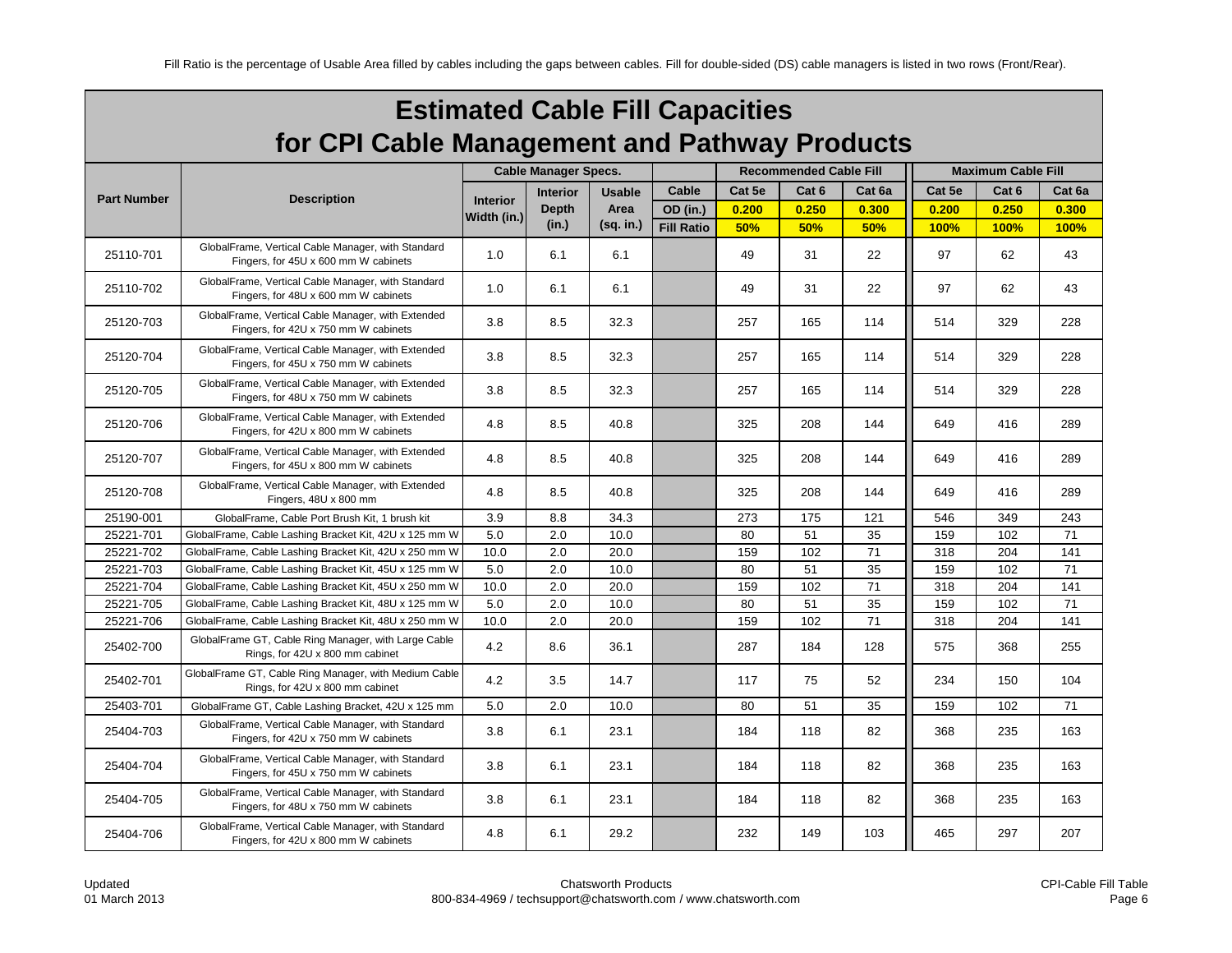Fill Ratio is the percentage of Usable Area filled by cables including the gaps between cables. Fill for double-sided (DS) cable managers is listed in two rows (Front/Rear).

# Estimated Cable Fill Capacities for CPI Cable Management and Pathway Products

| Part Number | Description | Cable Manager Specs. | | | | Recommended Cable Fill | | | Maximum Cable Fill | | |
|---|---|---|---|---|---|---|---|---|---|---|---|
| | | Interior Width (in.) | Interior Depth (in.) | Usable Area (sq. in.) | Cable | Cat 5e | Cat 6 | Cat 6a | Cat 5e | Cat 6 | Cat 6a |
| | | | | | OD (in.) | 0.200 | 0.250 | 0.300 | 0.200 | 0.250 | 0.300 |
| | | | | | Fill Ratio | 50% | 50% | 50% | 100% | 100% | 100% |
| 25110-701 | GlobalFrame, Vertical Cable Manager, with Standard Fingers, for 45U x 600 mm W cabinets | 1.0 | 6.1 | 6.1 | | 49 | 31 | 22 | 97 | 62 | 43 |
| 25110-702 | GlobalFrame, Vertical Cable Manager, with Standard Fingers, for 48U x 600 mm W cabinets | 1.0 | 6.1 | 6.1 | | 49 | 31 | 22 | 97 | 62 | 43 |
| 25120-703 | GlobalFrame, Vertical Cable Manager, with Extended Fingers, for 42U x 750 mm W cabinets | 3.8 | 8.5 | 32.3 | | 257 | 165 | 114 | 514 | 329 | 228 |
| 25120-704 | GlobalFrame, Vertical Cable Manager, with Extended Fingers, for 45U x 750 mm W cabinets | 3.8 | 8.5 | 32.3 | | 257 | 165 | 114 | 514 | 329 | 228 |
| 25120-705 | GlobalFrame, Vertical Cable Manager, with Extended Fingers, for 48U x 750 mm W cabinets | 3.8 | 8.5 | 32.3 | | 257 | 165 | 114 | 514 | 329 | 228 |
| 25120-706 | GlobalFrame, Vertical Cable Manager, with Extended Fingers, for 42U x 800 mm W cabinets | 4.8 | 8.5 | 40.8 | | 325 | 208 | 144 | 649 | 416 | 289 |
| 25120-707 | GlobalFrame, Vertical Cable Manager, with Extended Fingers, for 45U x 800 mm W cabinets | 4.8 | 8.5 | 40.8 | | 325 | 208 | 144 | 649 | 416 | 289 |
| 25120-708 | GlobalFrame, Vertical Cable Manager, with Extended Fingers, 48U x 800 mm | 4.8 | 8.5 | 40.8 | | 325 | 208 | 144 | 649 | 416 | 289 |
| 25190-001 | GlobalFrame, Cable Port Brush Kit, 1 brush kit | 3.9 | 8.8 | 34.3 | | 273 | 175 | 121 | 546 | 349 | 243 |
| 25221-701 | GlobalFrame, Cable Lashing Bracket Kit, 42U x 125 mm W | 5.0 | 2.0 | 10.0 | | 80 | 51 | 35 | 159 | 102 | 71 |
| 25221-702 | GlobalFrame, Cable Lashing Bracket Kit, 42U x 250 mm W | 10.0 | 2.0 | 20.0 | | 159 | 102 | 71 | 318 | 204 | 141 |
| 25221-703 | GlobalFrame, Cable Lashing Bracket Kit, 45U x 125 mm W | 5.0 | 2.0 | 10.0 | | 80 | 51 | 35 | 159 | 102 | 71 |
| 25221-704 | GlobalFrame, Cable Lashing Bracket Kit, 45U x 250 mm W | 10.0 | 2.0 | 20.0 | | 159 | 102 | 71 | 318 | 204 | 141 |
| 25221-705 | GlobalFrame, Cable Lashing Bracket Kit, 48U x 125 mm W | 5.0 | 2.0 | 10.0 | | 80 | 51 | 35 | 159 | 102 | 71 |
| 25221-706 | GlobalFrame, Cable Lashing Bracket Kit, 48U x 250 mm W | 10.0 | 2.0 | 20.0 | | 159 | 102 | 71 | 318 | 204 | 141 |
| 25402-700 | GlobalFrame GT, Cable Ring Manager, with Large Cable Rings, for 42U x 800 mm cabinet | 4.2 | 8.6 | 36.1 | | 287 | 184 | 128 | 575 | 368 | 255 |
| 25402-701 | GlobalFrame GT, Cable Ring Manager, with Medium Cable Rings, for 42U x 800 mm cabinet | 4.2 | 3.5 | 14.7 | | 117 | 75 | 52 | 234 | 150 | 104 |
| 25403-701 | GlobalFrame GT, Cable Lashing Bracket, 42U x 125 mm | 5.0 | 2.0 | 10.0 | | 80 | 51 | 35 | 159 | 102 | 71 |
| 25404-703 | GlobalFrame, Vertical Cable Manager, with Standard Fingers, for 42U x 750 mm W cabinets | 3.8 | 6.1 | 23.1 | | 184 | 118 | 82 | 368 | 235 | 163 |
| 25404-704 | GlobalFrame, Vertical Cable Manager, with Standard Fingers, for 45U x 750 mm W cabinets | 3.8 | 6.1 | 23.1 | | 184 | 118 | 82 | 368 | 235 | 163 |
| 25404-705 | GlobalFrame, Vertical Cable Manager, with Standard Fingers, for 48U x 750 mm W cabinets | 3.8 | 6.1 | 23.1 | | 184 | 118 | 82 | 368 | 235 | 163 |
| 25404-706 | GlobalFrame, Vertical Cable Manager, with Standard Fingers, for 42U x 800 mm W cabinets | 4.8 | 6.1 | 29.2 | | 232 | 149 | 103 | 465 | 297 | 207 |

Updated 01 March 2013

Chatsworth Products
800-834-4969 / techsupport@chatsworth.com / www.chatsworth.com

CPI-Cable Fill Table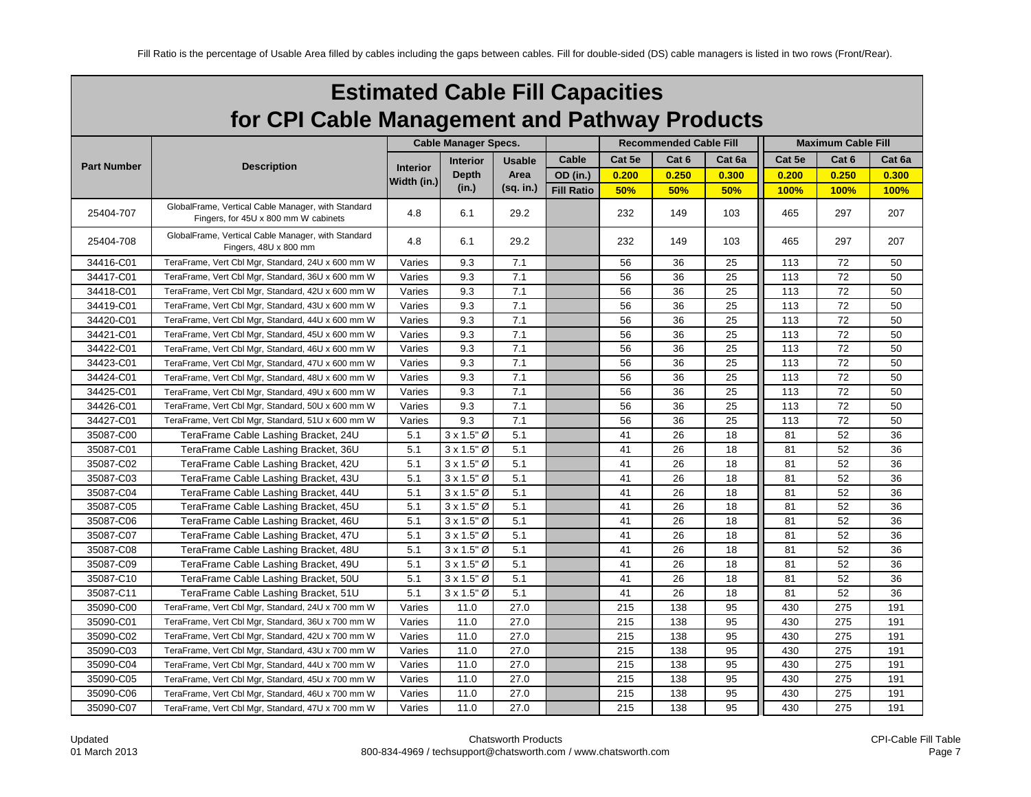Fill Ratio is the percentage of Usable Area filled by cables including the gaps between cables. Fill for double-sided (DS) cable managers is listed in two rows (Front/Rear).

# Estimated Cable Fill Capacities for CPI Cable Management and Pathway Products

| Part Number | Description | Cable Manager Specs. | | | Cable | Recommended Cable Fill | | | Maximum Cable Fill | | |
|---|---|---|---|---|---|---|---|---|---|---|---|
| | | Interior Width (in.) | Interior Depth (in.) | Usable Area (sq. in.) | OD (in.) | Cat 5e 0.200 | Cat 6 0.250 | Cat 6a 0.300 | Cat 5e 0.200 | Cat 6 0.250 | Cat 6a 0.300 |
| | | | | | Fill Ratio | 50% | 50% | 50% | 100% | 100% | 100% |
| 25404-707 | GlobalFrame, Vertical Cable Manager, with Standard Fingers, for 45U x 800 mm W cabinets | 4.8 | 6.1 | 29.2 | | 232 | 149 | 103 | 465 | 297 | 207 |
| 25404-708 | GlobalFrame, Vertical Cable Manager, with Standard Fingers, 48U x 800 mm | 4.8 | 6.1 | 29.2 | | 232 | 149 | 103 | 465 | 297 | 207 |
| 34416-C01 | TeraFrame, Vert Cbl Mgr, Standard, 24U x 600 mm W | Varies | 9.3 | 7.1 | | 56 | 36 | 25 | 113 | 72 | 50 |
| 34417-C01 | TeraFrame, Vert Cbl Mgr, Standard, 36U x 600 mm W | Varies | 9.3 | 7.1 | | 56 | 36 | 25 | 113 | 72 | 50 |
| 34418-C01 | TeraFrame, Vert Cbl Mgr, Standard, 42U x 600 mm W | Varies | 9.3 | 7.1 | | 56 | 36 | 25 | 113 | 72 | 50 |
| 34419-C01 | TeraFrame, Vert Cbl Mgr, Standard, 43U x 600 mm W | Varies | 9.3 | 7.1 | | 56 | 36 | 25 | 113 | 72 | 50 |
| 34420-C01 | TeraFrame, Vert Cbl Mgr, Standard, 44U x 600 mm W | Varies | 9.3 | 7.1 | | 56 | 36 | 25 | 113 | 72 | 50 |
| 34421-C01 | TeraFrame, Vert Cbl Mgr, Standard, 45U x 600 mm W | Varies | 9.3 | 7.1 | | 56 | 36 | 25 | 113 | 72 | 50 |
| 34422-C01 | TeraFrame, Vert Cbl Mgr, Standard, 46U x 600 mm W | Varies | 9.3 | 7.1 | | 56 | 36 | 25 | 113 | 72 | 50 |
| 34423-C01 | TeraFrame, Vert Cbl Mgr, Standard, 47U x 600 mm W | Varies | 9.3 | 7.1 | | 56 | 36 | 25 | 113 | 72 | 50 |
| 34424-C01 | TeraFrame, Vert Cbl Mgr, Standard, 48U x 600 mm W | Varies | 9.3 | 7.1 | | 56 | 36 | 25 | 113 | 72 | 50 |
| 34425-C01 | TeraFrame, Vert Cbl Mgr, Standard, 49U x 600 mm W | Varies | 9.3 | 7.1 | | 56 | 36 | 25 | 113 | 72 | 50 |
| 34426-C01 | TeraFrame, Vert Cbl Mgr, Standard, 50U x 600 mm W | Varies | 9.3 | 7.1 | | 56 | 36 | 25 | 113 | 72 | 50 |
| 34427-C01 | TeraFrame, Vert Cbl Mgr, Standard, 51U x 600 mm W | Varies | 9.3 | 7.1 | | 56 | 36 | 25 | 113 | 72 | 50 |
| 35087-C00 | TeraFrame Cable Lashing Bracket, 24U | 5.1 | 3 x 1.5" Ø | 5.1 | | 41 | 26 | 18 | 81 | 52 | 36 |
| 35087-C01 | TeraFrame Cable Lashing Bracket, 36U | 5.1 | 3 x 1.5" Ø | 5.1 | | 41 | 26 | 18 | 81 | 52 | 36 |
| 35087-C02 | TeraFrame Cable Lashing Bracket, 42U | 5.1 | 3 x 1.5" Ø | 5.1 | | 41 | 26 | 18 | 81 | 52 | 36 |
| 35087-C03 | TeraFrame Cable Lashing Bracket, 43U | 5.1 | 3 x 1.5" Ø | 5.1 | | 41 | 26 | 18 | 81 | 52 | 36 |
| 35087-C04 | TeraFrame Cable Lashing Bracket, 44U | 5.1 | 3 x 1.5" Ø | 5.1 | | 41 | 26 | 18 | 81 | 52 | 36 |
| 35087-C05 | TeraFrame Cable Lashing Bracket, 45U | 5.1 | 3 x 1.5" Ø | 5.1 | | 41 | 26 | 18 | 81 | 52 | 36 |
| 35087-C06 | TeraFrame Cable Lashing Bracket, 46U | 5.1 | 3 x 1.5" Ø | 5.1 | | 41 | 26 | 18 | 81 | 52 | 36 |
| 35087-C07 | TeraFrame Cable Lashing Bracket, 47U | 5.1 | 3 x 1.5" Ø | 5.1 | | 41 | 26 | 18 | 81 | 52 | 36 |
| 35087-C08 | TeraFrame Cable Lashing Bracket, 48U | 5.1 | 3 x 1.5" Ø | 5.1 | | 41 | 26 | 18 | 81 | 52 | 36 |
| 35087-C09 | TeraFrame Cable Lashing Bracket, 49U | 5.1 | 3 x 1.5" Ø | 5.1 | | 41 | 26 | 18 | 81 | 52 | 36 |
| 35087-C10 | TeraFrame Cable Lashing Bracket, 50U | 5.1 | 3 x 1.5" Ø | 5.1 | | 41 | 26 | 18 | 81 | 52 | 36 |
| 35087-C11 | TeraFrame Cable Lashing Bracket, 51U | 5.1 | 3 x 1.5" Ø | 5.1 | | 41 | 26 | 18 | 81 | 52 | 36 |
| 35090-C00 | TeraFrame, Vert Cbl Mgr, Standard, 24U x 700 mm W | Varies | 11.0 | 27.0 | | 215 | 138 | 95 | 430 | 275 | 191 |
| 35090-C01 | TeraFrame, Vert Cbl Mgr, Standard, 36U x 700 mm W | Varies | 11.0 | 27.0 | | 215 | 138 | 95 | 430 | 275 | 191 |
| 35090-C02 | TeraFrame, Vert Cbl Mgr, Standard, 42U x 700 mm W | Varies | 11.0 | 27.0 | | 215 | 138 | 95 | 430 | 275 | 191 |
| 35090-C03 | TeraFrame, Vert Cbl Mgr, Standard, 43U x 700 mm W | Varies | 11.0 | 27.0 | | 215 | 138 | 95 | 430 | 275 | 191 |
| 35090-C04 | TeraFrame, Vert Cbl Mgr, Standard, 44U x 700 mm W | Varies | 11.0 | 27.0 | | 215 | 138 | 95 | 430 | 275 | 191 |
| 35090-C05 | TeraFrame, Vert Cbl Mgr, Standard, 45U x 700 mm W | Varies | 11.0 | 27.0 | | 215 | 138 | 95 | 430 | 275 | 191 |
| 35090-C06 | TeraFrame, Vert Cbl Mgr, Standard, 46U x 700 mm W | Varies | 11.0 | 27.0 | | 215 | 138 | 95 | 430 | 275 | 191 |
| 35090-C07 | TeraFrame, Vert Cbl Mgr, Standard, 47U x 700 mm W | Varies | 11.0 | 27.0 | | 215 | 138 | 95 | 430 | 275 | 191 |

Updated 01 March 2013

Chatsworth Products
800-834-4969 / techsupport@chatsworth.com / www.chatsworth.com

CPI-Cable Fill Table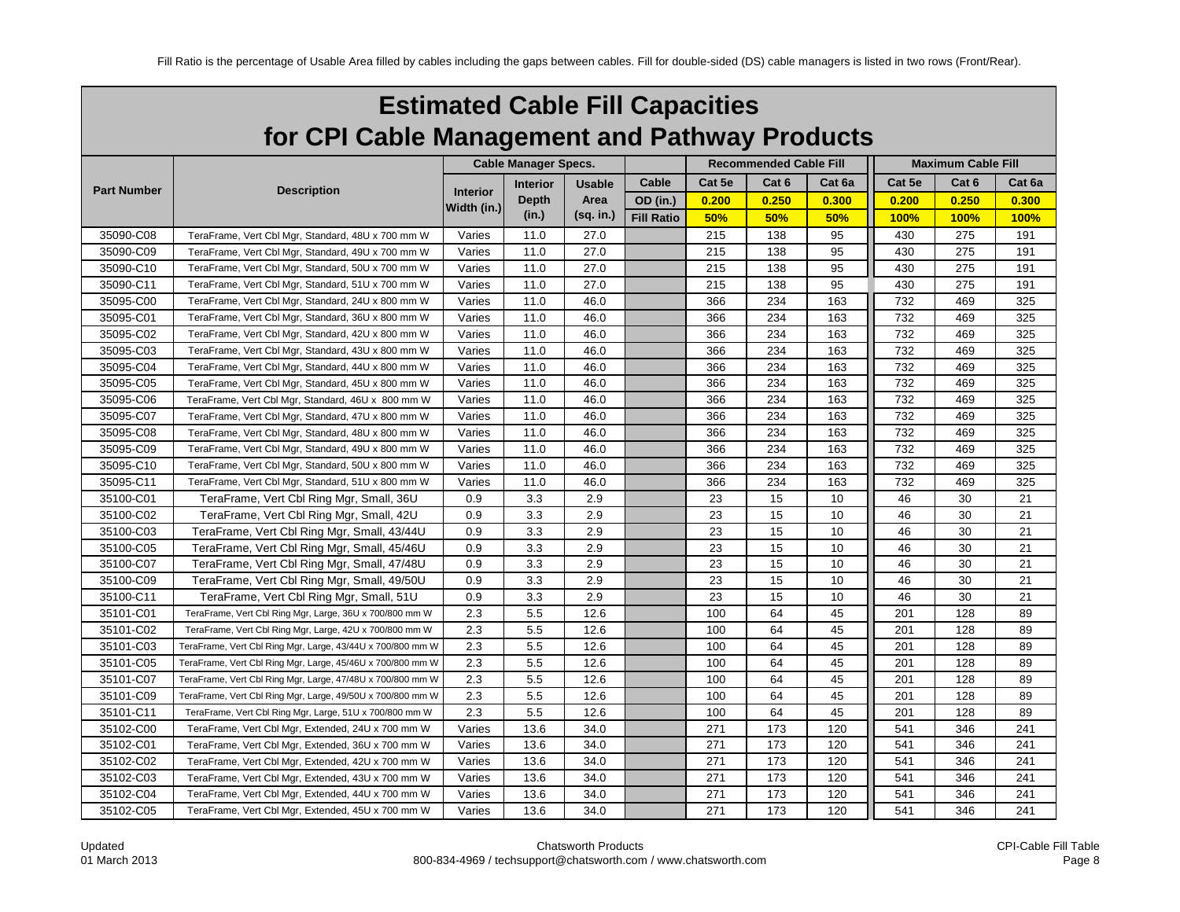Fill Ratio is the percentage of Usable Area filled by cables including the gaps between cables. Fill for double-sided (DS) cable managers is listed in two rows (Front/Rear).

# Estimated Cable Fill Capacities for CPI Cable Management and Pathway Products

| Part Number | Description | Cable Manager Specs. | | | Cable | Recommended Cable Fill | | | Maximum Cable Fill | | |
|---|---|---|---|---|---|---|---|---|---|---|---|
| | | Interior Width (in.) | Interior Depth (in.) | Usable Area (sq. in.) | OD (in.) | Cat 5e | Cat 6 | Cat 6a | Cat 5e | Cat 6 | Cat 6a |
| | | | | | | 0.200 | 0.250 | 0.300 | 0.200 | 0.250 | 0.300 |
| | | | | | Fill Ratio | 50% | 50% | 50% | 100% | 100% | 100% |
| 35090-C08 | TeraFrame, Vert Cbl Mgr, Standard, 48U x 700 mm W | Varies | 11.0 | 27.0 | | 215 | 138 | 95 | 430 | 275 | 191 |
| 35090-C09 | TeraFrame, Vert Cbl Mgr, Standard, 49U x 700 mm W | Varies | 11.0 | 27.0 | | 215 | 138 | 95 | 430 | 275 | 191 |
| 35090-C10 | TeraFrame, Vert Cbl Mgr, Standard, 50U x 700 mm W | Varies | 11.0 | 27.0 | | 215 | 138 | 95 | 430 | 275 | 191 |
| 35090-C11 | TeraFrame, Vert Cbl Mgr, Standard, 51U x 700 mm W | Varies | 11.0 | 27.0 | | 215 | 138 | 95 | 430 | 275 | 191 |
| 35095-C00 | TeraFrame, Vert Cbl Mgr, Standard, 24U x 800 mm W | Varies | 11.0 | 46.0 | | 366 | 234 | 163 | 732 | 469 | 325 |
| 35095-C01 | TeraFrame, Vert Cbl Mgr, Standard, 36U x 800 mm W | Varies | 11.0 | 46.0 | | 366 | 234 | 163 | 732 | 469 | 325 |
| 35095-C02 | TeraFrame, Vert Cbl Mgr, Standard, 42U x 800 mm W | Varies | 11.0 | 46.0 | | 366 | 234 | 163 | 732 | 469 | 325 |
| 35095-C03 | TeraFrame, Vert Cbl Mgr, Standard, 43U x 800 mm W | Varies | 11.0 | 46.0 | | 366 | 234 | 163 | 732 | 469 | 325 |
| 35095-C04 | TeraFrame, Vert Cbl Mgr, Standard, 44U x 800 mm W | Varies | 11.0 | 46.0 | | 366 | 234 | 163 | 732 | 469 | 325 |
| 35095-C05 | TeraFrame, Vert Cbl Mgr, Standard, 45U x 800 mm W | Varies | 11.0 | 46.0 | | 366 | 234 | 163 | 732 | 469 | 325 |
| 35095-C06 | TeraFrame, Vert Cbl Mgr, Standard, 46U x 800 mm W | Varies | 11.0 | 46.0 | | 366 | 234 | 163 | 732 | 469 | 325 |
| 35095-C07 | TeraFrame, Vert Cbl Mgr, Standard, 47U x 800 mm W | Varies | 11.0 | 46.0 | | 366 | 234 | 163 | 732 | 469 | 325 |
| 35095-C08 | TeraFrame, Vert Cbl Mgr, Standard, 48U x 800 mm W | Varies | 11.0 | 46.0 | | 366 | 234 | 163 | 732 | 469 | 325 |
| 35095-C09 | TeraFrame, Vert Cbl Mgr, Standard, 49U x 800 mm W | Varies | 11.0 | 46.0 | | 366 | 234 | 163 | 732 | 469 | 325 |
| 35095-C10 | TeraFrame, Vert Cbl Mgr, Standard, 50U x 800 mm W | Varies | 11.0 | 46.0 | | 366 | 234 | 163 | 732 | 469 | 325 |
| 35095-C11 | TeraFrame, Vert Cbl Mgr, Standard, 51U x 800 mm W | Varies | 11.0 | 46.0 | | 366 | 234 | 163 | 732 | 469 | 325 |
| 35100-C01 | TeraFrame, Vert Cbl Ring Mgr, Small, 36U | 0.9 | 3.3 | 2.9 | | 23 | 15 | 10 | 46 | 30 | 21 |
| 35100-C02 | TeraFrame, Vert Cbl Ring Mgr, Small, 42U | 0.9 | 3.3 | 2.9 | | 23 | 15 | 10 | 46 | 30 | 21 |
| 35100-C03 | TeraFrame, Vert Cbl Ring Mgr, Small, 43/44U | 0.9 | 3.3 | 2.9 | | 23 | 15 | 10 | 46 | 30 | 21 |
| 35100-C05 | TeraFrame, Vert Cbl Ring Mgr, Small, 45/46U | 0.9 | 3.3 | 2.9 | | 23 | 15 | 10 | 46 | 30 | 21 |
| 35100-C07 | TeraFrame, Vert Cbl Ring Mgr, Small, 47/48U | 0.9 | 3.3 | 2.9 | | 23 | 15 | 10 | 46 | 30 | 21 |
| 35100-C09 | TeraFrame, Vert Cbl Ring Mgr, Small, 49/50U | 0.9 | 3.3 | 2.9 | | 23 | 15 | 10 | 46 | 30 | 21 |
| 35100-C11 | TeraFrame, Vert Cbl Ring Mgr, Small, 51U | 0.9 | 3.3 | 2.9 | | 23 | 15 | 10 | 46 | 30 | 21 |
| 35101-C01 | TeraFrame, Vert Cbl Ring Mgr, Large, 36U x 700/800 mm W | 2.3 | 5.5 | 12.6 | | 100 | 64 | 45 | 201 | 128 | 89 |
| 35101-C02 | TeraFrame, Vert Cbl Ring Mgr, Large, 42U x 700/800 mm W | 2.3 | 5.5 | 12.6 | | 100 | 64 | 45 | 201 | 128 | 89 |
| 35101-C03 | TeraFrame, Vert Cbl Ring Mgr, Large, 43/44U x 700/800 mm W | 2.3 | 5.5 | 12.6 | | 100 | 64 | 45 | 201 | 128 | 89 |
| 35101-C05 | TeraFrame, Vert Cbl Ring Mgr, Large, 45/46U x 700/800 mm W | 2.3 | 5.5 | 12.6 | | 100 | 64 | 45 | 201 | 128 | 89 |
| 35101-C07 | TeraFrame, Vert Cbl Ring Mgr, Large, 47/48U x 700/800 mm W | 2.3 | 5.5 | 12.6 | | 100 | 64 | 45 | 201 | 128 | 89 |
| 35101-C09 | TeraFrame, Vert Cbl Ring Mgr, Large, 49/50U x 700/800 mm W | 2.3 | 5.5 | 12.6 | | 100 | 64 | 45 | 201 | 128 | 89 |
| 35101-C11 | TeraFrame, Vert Cbl Ring Mgr, Large, 51U x 700/800 mm W | 2.3 | 5.5 | 12.6 | | 100 | 64 | 45 | 201 | 128 | 89 |
| 35102-C00 | TeraFrame, Vert Cbl Mgr, Extended, 24U x 700 mm W | Varies | 13.6 | 34.0 | | 271 | 173 | 120 | 541 | 346 | 241 |
| 35102-C01 | TeraFrame, Vert Cbl Mgr, Extended, 36U x 700 mm W | Varies | 13.6 | 34.0 | | 271 | 173 | 120 | 541 | 346 | 241 |
| 35102-C02 | TeraFrame, Vert Cbl Mgr, Extended, 42U x 700 mm W | Varies | 13.6 | 34.0 | | 271 | 173 | 120 | 541 | 346 | 241 |
| 35102-C03 | TeraFrame, Vert Cbl Mgr, Extended, 43U x 700 mm W | Varies | 13.6 | 34.0 | | 271 | 173 | 120 | 541 | 346 | 241 |
| 35102-C04 | TeraFrame, Vert Cbl Mgr, Extended, 44U x 700 mm W | Varies | 13.6 | 34.0 | | 271 | 173 | 120 | 541 | 346 | 241 |
| 35102-C05 | TeraFrame, Vert Cbl Mgr, Extended, 45U x 700 mm W | Varies | 13.6 | 34.0 | | 271 | 173 | 120 | 541 | 346 | 241 |

Updated 01 March 2013

Chatsworth Products
800-834-4969 / techsupport@chatsworth.com / www.chatsworth.com

CPI-Cable Fill Table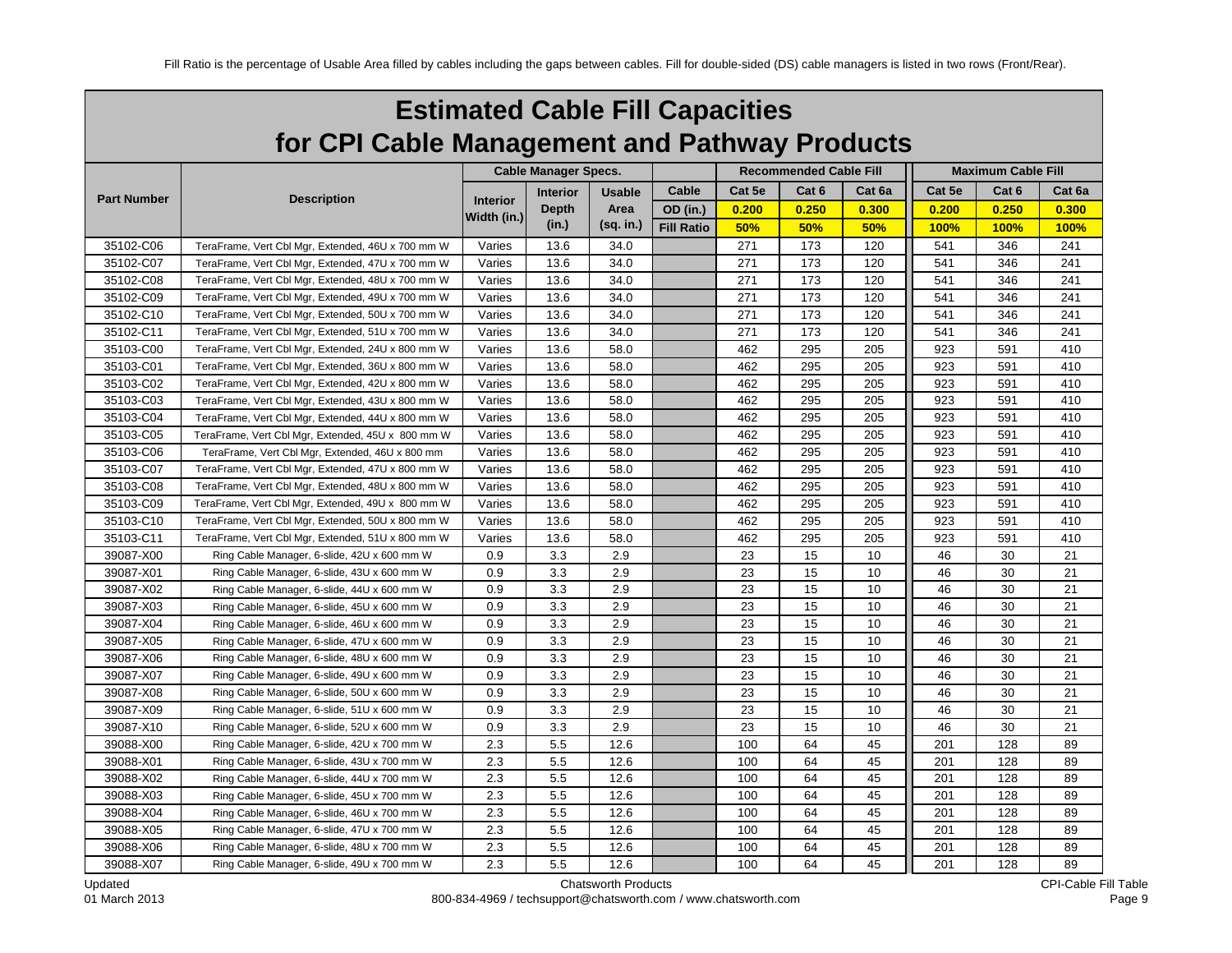Fill Ratio is the percentage of Usable Area filled by cables including the gaps between cables. Fill for double-sided (DS) cable managers is listed in two rows (Front/Rear).

# Estimated Cable Fill Capacities for CPI Cable Management and Pathway Products

| Part Number | Description | Cable Manager Specs. | | | Cable | Recommended Cable Fill | | | Maximum Cable Fill | | |
|---|---|---|---|---|---|---|---|---|---|---|---|
| | | Interior Width (in.) | Interior Depth (in.) | Usable Area (sq. in.) | | Cat 5e | Cat 6 | Cat 6a | Cat 5e | Cat 6 | Cat 6a |
| | | | | | OD (in.) | 0.200 | 0.250 | 0.300 | 0.200 | 0.250 | 0.300 |
| | | | | | Fill Ratio | 50% | 50% | 50% | 100% | 100% | 100% |
| 35102-C06 | TeraFrame, Vert Cbl Mgr, Extended, 46U x 700 mm W | Varies | 13.6 | 34.0 | | 271 | 173 | 120 | 541 | 346 | 241 |
| 35102-C07 | TeraFrame, Vert Cbl Mgr, Extended, 47U x 700 mm W | Varies | 13.6 | 34.0 | | 271 | 173 | 120 | 541 | 346 | 241 |
| 35102-C08 | TeraFrame, Vert Cbl Mgr, Extended, 48U x 700 mm W | Varies | 13.6 | 34.0 | | 271 | 173 | 120 | 541 | 346 | 241 |
| 35102-C09 | TeraFrame, Vert Cbl Mgr, Extended, 49U x 700 mm W | Varies | 13.6 | 34.0 | | 271 | 173 | 120 | 541 | 346 | 241 |
| 35102-C10 | TeraFrame, Vert Cbl Mgr, Extended, 50U x 700 mm W | Varies | 13.6 | 34.0 | | 271 | 173 | 120 | 541 | 346 | 241 |
| 35102-C11 | TeraFrame, Vert Cbl Mgr, Extended, 51U x 700 mm W | Varies | 13.6 | 34.0 | | 271 | 173 | 120 | 541 | 346 | 241 |
| 35103-C00 | TeraFrame, Vert Cbl Mgr, Extended, 24U x 800 mm W | Varies | 13.6 | 58.0 | | 462 | 295 | 205 | 923 | 591 | 410 |
| 35103-C01 | TeraFrame, Vert Cbl Mgr, Extended, 36U x 800 mm W | Varies | 13.6 | 58.0 | | 462 | 295 | 205 | 923 | 591 | 410 |
| 35103-C02 | TeraFrame, Vert Cbl Mgr, Extended, 42U x 800 mm W | Varies | 13.6 | 58.0 | | 462 | 295 | 205 | 923 | 591 | 410 |
| 35103-C03 | TeraFrame, Vert Cbl Mgr, Extended, 43U x 800 mm W | Varies | 13.6 | 58.0 | | 462 | 295 | 205 | 923 | 591 | 410 |
| 35103-C04 | TeraFrame, Vert Cbl Mgr, Extended, 44U x 800 mm W | Varies | 13.6 | 58.0 | | 462 | 295 | 205 | 923 | 591 | 410 |
| 35103-C05 | TeraFrame, Vert Cbl Mgr, Extended, 45U x 800 mm W | Varies | 13.6 | 58.0 | | 462 | 295 | 205 | 923 | 591 | 410 |
| 35103-C06 | TeraFrame, Vert Cbl Mgr, Extended, 46U x 800 mm | Varies | 13.6 | 58.0 | | 462 | 295 | 205 | 923 | 591 | 410 |
| 35103-C07 | TeraFrame, Vert Cbl Mgr, Extended, 47U x 800 mm W | Varies | 13.6 | 58.0 | | 462 | 295 | 205 | 923 | 591 | 410 |
| 35103-C08 | TeraFrame, Vert Cbl Mgr, Extended, 48U x 800 mm W | Varies | 13.6 | 58.0 | | 462 | 295 | 205 | 923 | 591 | 410 |
| 35103-C09 | TeraFrame, Vert Cbl Mgr, Extended, 49U x 800 mm W | Varies | 13.6 | 58.0 | | 462 | 295 | 205 | 923 | 591 | 410 |
| 35103-C10 | TeraFrame, Vert Cbl Mgr, Extended, 50U x 800 mm W | Varies | 13.6 | 58.0 | | 462 | 295 | 205 | 923 | 591 | 410 |
| 35103-C11 | TeraFrame, Vert Cbl Mgr, Extended, 51U x 800 mm W | Varies | 13.6 | 58.0 | | 462 | 295 | 205 | 923 | 591 | 410 |
| 39087-X00 | Ring Cable Manager, 6-slide, 42U x 600 mm W | 0.9 | 3.3 | 2.9 | | 23 | 15 | 10 | 46 | 30 | 21 |
| 39087-X01 | Ring Cable Manager, 6-slide, 43U x 600 mm W | 0.9 | 3.3 | 2.9 | | 23 | 15 | 10 | 46 | 30 | 21 |
| 39087-X02 | Ring Cable Manager, 6-slide, 44U x 600 mm W | 0.9 | 3.3 | 2.9 | | 23 | 15 | 10 | 46 | 30 | 21 |
| 39087-X03 | Ring Cable Manager, 6-slide, 45U x 600 mm W | 0.9 | 3.3 | 2.9 | | 23 | 15 | 10 | 46 | 30 | 21 |
| 39087-X04 | Ring Cable Manager, 6-slide, 46U x 600 mm W | 0.9 | 3.3 | 2.9 | | 23 | 15 | 10 | 46 | 30 | 21 |
| 39087-X05 | Ring Cable Manager, 6-slide, 47U x 600 mm W | 0.9 | 3.3 | 2.9 | | 23 | 15 | 10 | 46 | 30 | 21 |
| 39087-X06 | Ring Cable Manager, 6-slide, 48U x 600 mm W | 0.9 | 3.3 | 2.9 | | 23 | 15 | 10 | 46 | 30 | 21 |
| 39087-X07 | Ring Cable Manager, 6-slide, 49U x 600 mm W | 0.9 | 3.3 | 2.9 | | 23 | 15 | 10 | 46 | 30 | 21 |
| 39087-X08 | Ring Cable Manager, 6-slide, 50U x 600 mm W | 0.9 | 3.3 | 2.9 | | 23 | 15 | 10 | 46 | 30 | 21 |
| 39087-X09 | Ring Cable Manager, 6-slide, 51U x 600 mm W | 0.9 | 3.3 | 2.9 | | 23 | 15 | 10 | 46 | 30 | 21 |
| 39087-X10 | Ring Cable Manager, 6-slide, 52U x 600 mm W | 0.9 | 3.3 | 2.9 | | 23 | 15 | 10 | 46 | 30 | 21 |
| 39088-X00 | Ring Cable Manager, 6-slide, 42U x 700 mm W | 2.3 | 5.5 | 12.6 | | 100 | 64 | 45 | 201 | 128 | 89 |
| 39088-X01 | Ring Cable Manager, 6-slide, 43U x 700 mm W | 2.3 | 5.5 | 12.6 | | 100 | 64 | 45 | 201 | 128 | 89 |
| 39088-X02 | Ring Cable Manager, 6-slide, 44U x 700 mm W | 2.3 | 5.5 | 12.6 | | 100 | 64 | 45 | 201 | 128 | 89 |
| 39088-X03 | Ring Cable Manager, 6-slide, 45U x 700 mm W | 2.3 | 5.5 | 12.6 | | 100 | 64 | 45 | 201 | 128 | 89 |
| 39088-X04 | Ring Cable Manager, 6-slide, 46U x 700 mm W | 2.3 | 5.5 | 12.6 | | 100 | 64 | 45 | 201 | 128 | 89 |
| 39088-X05 | Ring Cable Manager, 6-slide, 47U x 700 mm W | 2.3 | 5.5 | 12.6 | | 100 | 64 | 45 | 201 | 128 | 89 |
| 39088-X06 | Ring Cable Manager, 6-slide, 48U x 700 mm W | 2.3 | 5.5 | 12.6 | | 100 | 64 | 45 | 201 | 128 | 89 |
| 39088-X07 | Ring Cable Manager, 6-slide, 49U x 700 mm W | 2.3 | 5.5 | 12.6 | | 100 | 64 | 45 | 201 | 128 | 89 |

Updated
01 March 2013

Chatsworth Products
800-834-4969 / techsupport@chatsworth.com / www.chatsworth.com

CPI-Cable Fill Table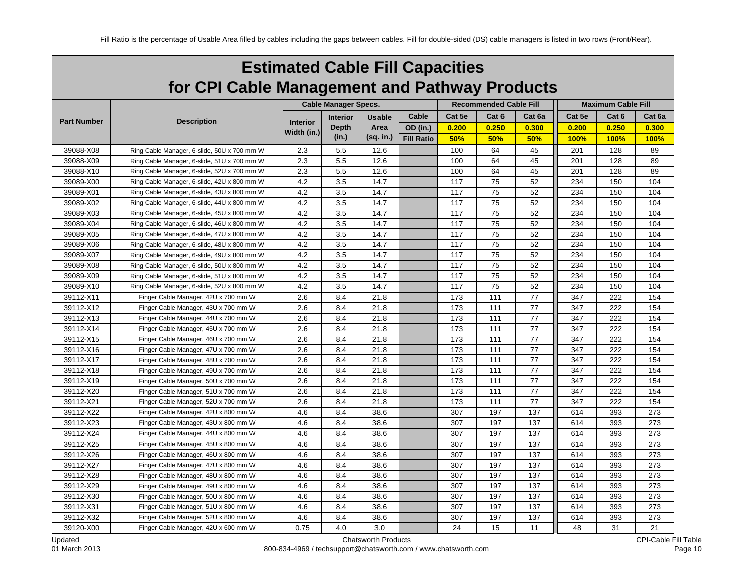Fill Ratio is the percentage of Usable Area filled by cables including the gaps between cables. Fill for double-sided (DS) cable managers is listed in two rows (Front/Rear).

# Estimated Cable Fill Capacities for CPI Cable Management and Pathway Products

| Part Number | Description | Cable Manager Specs. | | | Cable | Recommended Cable Fill | | | Maximum Cable Fill | | |
|---|---|---|---|---|---|---|---|---|---|---|---|
| | | Interior Width (in.) | Interior Depth (in.) | Usable Area (sq. in.) | OD (in.) | Cat 5e 0.200 | Cat 6 0.250 | Cat 6a 0.300 | Cat 5e 0.200 | Cat 6 0.250 | Cat 6a 0.300 |
| | | | | | Fill Ratio | 50% | 50% | 50% | 100% | 100% | 100% |
| 39088-X08 | Ring Cable Manager, 6-slide, 50U x 700 mm W | 2.3 | 5.5 | 12.6 | | 100 | 64 | 45 | 201 | 128 | 89 |
| 39088-X09 | Ring Cable Manager, 6-slide, 51U x 700 mm W | 2.3 | 5.5 | 12.6 | | 100 | 64 | 45 | 201 | 128 | 89 |
| 39088-X10 | Ring Cable Manager, 6-slide, 52U x 700 mm W | 2.3 | 5.5 | 12.6 | | 100 | 64 | 45 | 201 | 128 | 89 |
| 39089-X00 | Ring Cable Manager, 6-slide, 42U x 800 mm W | 4.2 | 3.5 | 14.7 | | 117 | 75 | 52 | 234 | 150 | 104 |
| 39089-X01 | Ring Cable Manager, 6-slide, 43U x 800 mm W | 4.2 | 3.5 | 14.7 | | 117 | 75 | 52 | 234 | 150 | 104 |
| 39089-X02 | Ring Cable Manager, 6-slide, 44U x 800 mm W | 4.2 | 3.5 | 14.7 | | 117 | 75 | 52 | 234 | 150 | 104 |
| 39089-X03 | Ring Cable Manager, 6-slide, 45U x 800 mm W | 4.2 | 3.5 | 14.7 | | 117 | 75 | 52 | 234 | 150 | 104 |
| 39089-X04 | Ring Cable Manager, 6-slide, 46U x 800 mm W | 4.2 | 3.5 | 14.7 | | 117 | 75 | 52 | 234 | 150 | 104 |
| 39089-X05 | Ring Cable Manager, 6-slide, 47U x 800 mm W | 4.2 | 3.5 | 14.7 | | 117 | 75 | 52 | 234 | 150 | 104 |
| 39089-X06 | Ring Cable Manager, 6-slide, 48U x 800 mm W | 4.2 | 3.5 | 14.7 | | 117 | 75 | 52 | 234 | 150 | 104 |
| 39089-X07 | Ring Cable Manager, 6-slide, 49U x 800 mm W | 4.2 | 3.5 | 14.7 | | 117 | 75 | 52 | 234 | 150 | 104 |
| 39089-X08 | Ring Cable Manager, 6-slide, 50U x 800 mm W | 4.2 | 3.5 | 14.7 | | 117 | 75 | 52 | 234 | 150 | 104 |
| 39089-X09 | Ring Cable Manager, 6-slide, 51U x 800 mm W | 4.2 | 3.5 | 14.7 | | 117 | 75 | 52 | 234 | 150 | 104 |
| 39089-X10 | Ring Cable Manager, 6-slide, 52U x 800 mm W | 4.2 | 3.5 | 14.7 | | 117 | 75 | 52 | 234 | 150 | 104 |
| 39112-X11 | Finger Cable Manager, 42U x 700 mm W | 2.6 | 8.4 | 21.8 | | 173 | 111 | 77 | 347 | 222 | 154 |
| 39112-X12 | Finger Cable Manager, 43U x 700 mm W | 2.6 | 8.4 | 21.8 | | 173 | 111 | 77 | 347 | 222 | 154 |
| 39112-X13 | Finger Cable Manager, 44U x 700 mm W | 2.6 | 8.4 | 21.8 | | 173 | 111 | 77 | 347 | 222 | 154 |
| 39112-X14 | Finger Cable Manager, 45U x 700 mm W | 2.6 | 8.4 | 21.8 | | 173 | 111 | 77 | 347 | 222 | 154 |
| 39112-X15 | Finger Cable Manager, 46U x 700 mm W | 2.6 | 8.4 | 21.8 | | 173 | 111 | 77 | 347 | 222 | 154 |
| 39112-X16 | Finger Cable Manager, 47U x 700 mm W | 2.6 | 8.4 | 21.8 | | 173 | 111 | 77 | 347 | 222 | 154 |
| 39112-X17 | Finger Cable Manager, 48U x 700 mm W | 2.6 | 8.4 | 21.8 | | 173 | 111 | 77 | 347 | 222 | 154 |
| 39112-X18 | Finger Cable Manager, 49U x 700 mm W | 2.6 | 8.4 | 21.8 | | 173 | 111 | 77 | 347 | 222 | 154 |
| 39112-X19 | Finger Cable Manager, 50U x 700 mm W | 2.6 | 8.4 | 21.8 | | 173 | 111 | 77 | 347 | 222 | 154 |
| 39112-X20 | Finger Cable Manager, 51U x 700 mm W | 2.6 | 8.4 | 21.8 | | 173 | 111 | 77 | 347 | 222 | 154 |
| 39112-X21 | Finger Cable Manager, 52U x 700 mm W | 2.6 | 8.4 | 21.8 | | 173 | 111 | 77 | 347 | 222 | 154 |
| 39112-X22 | Finger Cable Manager, 42U x 800 mm W | 4.6 | 8.4 | 38.6 | | 307 | 197 | 137 | 614 | 393 | 273 |
| 39112-X23 | Finger Cable Manager, 43U x 800 mm W | 4.6 | 8.4 | 38.6 | | 307 | 197 | 137 | 614 | 393 | 273 |
| 39112-X24 | Finger Cable Manager, 44U x 800 mm W | 4.6 | 8.4 | 38.6 | | 307 | 197 | 137 | 614 | 393 | 273 |
| 39112-X25 | Finger Cable Manager, 45U x 800 mm W | 4.6 | 8.4 | 38.6 | | 307 | 197 | 137 | 614 | 393 | 273 |
| 39112-X26 | Finger Cable Manager, 46U x 800 mm W | 4.6 | 8.4 | 38.6 | | 307 | 197 | 137 | 614 | 393 | 273 |
| 39112-X27 | Finger Cable Manager, 47U x 800 mm W | 4.6 | 8.4 | 38.6 | | 307 | 197 | 137 | 614 | 393 | 273 |
| 39112-X28 | Finger Cable Manager, 48U x 800 mm W | 4.6 | 8.4 | 38.6 | | 307 | 197 | 137 | 614 | 393 | 273 |
| 39112-X29 | Finger Cable Manager, 49U x 800 mm W | 4.6 | 8.4 | 38.6 | | 307 | 197 | 137 | 614 | 393 | 273 |
| 39112-X30 | Finger Cable Manager, 50U x 800 mm W | 4.6 | 8.4 | 38.6 | | 307 | 197 | 137 | 614 | 393 | 273 |
| 39112-X31 | Finger Cable Manager, 51U x 800 mm W | 4.6 | 8.4 | 38.6 | | 307 | 197 | 137 | 614 | 393 | 273 |
| 39112-X32 | Finger Cable Manager, 52U x 800 mm W | 4.6 | 8.4 | 38.6 | | 307 | 197 | 137 | 614 | 393 | 273 |
| 39120-X00 | Finger Cable Manager, 42U x 600 mm W | 0.75 | 4.0 | 3.0 | | 24 | 15 | 11 | 48 | 31 | 21 |

Updated 01 March 2013 — Chatsworth Products — 800-834-4969 / techsupport@chatsworth.com / www.chatsworth.com — CPI-Cable Fill Table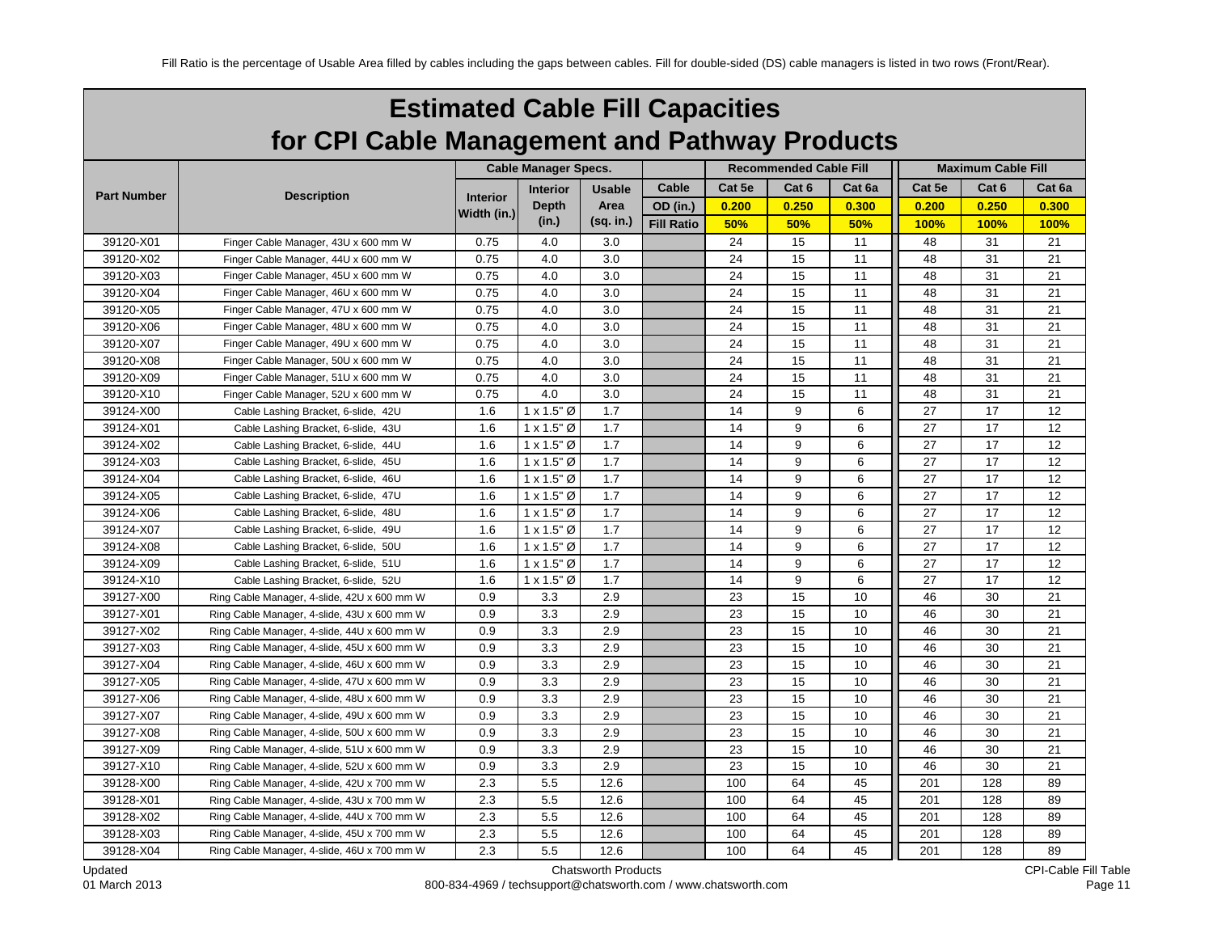Fill Ratio is the percentage of Usable Area filled by cables including the gaps between cables. Fill for double-sided (DS) cable managers is listed in two rows (Front/Rear).

# Estimated Cable Fill Capacities
# for CPI Cable Management and Pathway Products

| Part Number | Description | Cable Manager Specs. | | | Cable | Recommended Cable Fill | | | Maximum Cable Fill | | |
|---|---|---|---|---|---|---|---|---|---|---|---|
| | | Interior Width (in.) | Interior Depth (in.) | Usable Area (sq. in.) | OD (in.) | Cat 5e 0.200 | Cat 6 0.250 | Cat 6a 0.300 | Cat 5e 0.200 | Cat 6 0.250 | Cat 6a 0.300 |
| | | | | | Fill Ratio | 50% | 50% | 50% | 100% | 100% | 100% |
| 39120-X01 | Finger Cable Manager, 43U x 600 mm W | 0.75 | 4.0 | 3.0 | | 24 | 15 | 11 | 48 | 31 | 21 |
| 39120-X02 | Finger Cable Manager, 44U x 600 mm W | 0.75 | 4.0 | 3.0 | | 24 | 15 | 11 | 48 | 31 | 21 |
| 39120-X03 | Finger Cable Manager, 45U x 600 mm W | 0.75 | 4.0 | 3.0 | | 24 | 15 | 11 | 48 | 31 | 21 |
| 39120-X04 | Finger Cable Manager, 46U x 600 mm W | 0.75 | 4.0 | 3.0 | | 24 | 15 | 11 | 48 | 31 | 21 |
| 39120-X05 | Finger Cable Manager, 47U x 600 mm W | 0.75 | 4.0 | 3.0 | | 24 | 15 | 11 | 48 | 31 | 21 |
| 39120-X06 | Finger Cable Manager, 48U x 600 mm W | 0.75 | 4.0 | 3.0 | | 24 | 15 | 11 | 48 | 31 | 21 |
| 39120-X07 | Finger Cable Manager, 49U x 600 mm W | 0.75 | 4.0 | 3.0 | | 24 | 15 | 11 | 48 | 31 | 21 |
| 39120-X08 | Finger Cable Manager, 50U x 600 mm W | 0.75 | 4.0 | 3.0 | | 24 | 15 | 11 | 48 | 31 | 21 |
| 39120-X09 | Finger Cable Manager, 51U x 600 mm W | 0.75 | 4.0 | 3.0 | | 24 | 15 | 11 | 48 | 31 | 21 |
| 39120-X10 | Finger Cable Manager, 52U x 600 mm W | 0.75 | 4.0 | 3.0 | | 24 | 15 | 11 | 48 | 31 | 21 |
| 39124-X00 | Cable Lashing Bracket, 6-slide, 42U | 1.6 | 1 x 1.5" Ø | 1.7 | | 14 | 9 | 6 | 27 | 17 | 12 |
| 39124-X01 | Cable Lashing Bracket, 6-slide, 43U | 1.6 | 1 x 1.5" Ø | 1.7 | | 14 | 9 | 6 | 27 | 17 | 12 |
| 39124-X02 | Cable Lashing Bracket, 6-slide, 44U | 1.6 | 1 x 1.5" Ø | 1.7 | | 14 | 9 | 6 | 27 | 17 | 12 |
| 39124-X03 | Cable Lashing Bracket, 6-slide, 45U | 1.6 | 1 x 1.5" Ø | 1.7 | | 14 | 9 | 6 | 27 | 17 | 12 |
| 39124-X04 | Cable Lashing Bracket, 6-slide, 46U | 1.6 | 1 x 1.5" Ø | 1.7 | | 14 | 9 | 6 | 27 | 17 | 12 |
| 39124-X05 | Cable Lashing Bracket, 6-slide, 47U | 1.6 | 1 x 1.5" Ø | 1.7 | | 14 | 9 | 6 | 27 | 17 | 12 |
| 39124-X06 | Cable Lashing Bracket, 6-slide, 48U | 1.6 | 1 x 1.5" Ø | 1.7 | | 14 | 9 | 6 | 27 | 17 | 12 |
| 39124-X07 | Cable Lashing Bracket, 6-slide, 49U | 1.6 | 1 x 1.5" Ø | 1.7 | | 14 | 9 | 6 | 27 | 17 | 12 |
| 39124-X08 | Cable Lashing Bracket, 6-slide, 50U | 1.6 | 1 x 1.5" Ø | 1.7 | | 14 | 9 | 6 | 27 | 17 | 12 |
| 39124-X09 | Cable Lashing Bracket, 6-slide, 51U | 1.6 | 1 x 1.5" Ø | 1.7 | | 14 | 9 | 6 | 27 | 17 | 12 |
| 39124-X10 | Cable Lashing Bracket, 6-slide, 52U | 1.6 | 1 x 1.5" Ø | 1.7 | | 14 | 9 | 6 | 27 | 17 | 12 |
| 39127-X00 | Ring Cable Manager, 4-slide, 42U x 600 mm W | 0.9 | 3.3 | 2.9 | | 23 | 15 | 10 | 46 | 30 | 21 |
| 39127-X01 | Ring Cable Manager, 4-slide, 43U x 600 mm W | 0.9 | 3.3 | 2.9 | | 23 | 15 | 10 | 46 | 30 | 21 |
| 39127-X02 | Ring Cable Manager, 4-slide, 44U x 600 mm W | 0.9 | 3.3 | 2.9 | | 23 | 15 | 10 | 46 | 30 | 21 |
| 39127-X03 | Ring Cable Manager, 4-slide, 45U x 600 mm W | 0.9 | 3.3 | 2.9 | | 23 | 15 | 10 | 46 | 30 | 21 |
| 39127-X04 | Ring Cable Manager, 4-slide, 46U x 600 mm W | 0.9 | 3.3 | 2.9 | | 23 | 15 | 10 | 46 | 30 | 21 |
| 39127-X05 | Ring Cable Manager, 4-slide, 47U x 600 mm W | 0.9 | 3.3 | 2.9 | | 23 | 15 | 10 | 46 | 30 | 21 |
| 39127-X06 | Ring Cable Manager, 4-slide, 48U x 600 mm W | 0.9 | 3.3 | 2.9 | | 23 | 15 | 10 | 46 | 30 | 21 |
| 39127-X07 | Ring Cable Manager, 4-slide, 49U x 600 mm W | 0.9 | 3.3 | 2.9 | | 23 | 15 | 10 | 46 | 30 | 21 |
| 39127-X08 | Ring Cable Manager, 4-slide, 50U x 600 mm W | 0.9 | 3.3 | 2.9 | | 23 | 15 | 10 | 46 | 30 | 21 |
| 39127-X09 | Ring Cable Manager, 4-slide, 51U x 600 mm W | 0.9 | 3.3 | 2.9 | | 23 | 15 | 10 | 46 | 30 | 21 |
| 39127-X10 | Ring Cable Manager, 4-slide, 52U x 600 mm W | 0.9 | 3.3 | 2.9 | | 23 | 15 | 10 | 46 | 30 | 21 |
| 39128-X00 | Ring Cable Manager, 4-slide, 42U x 700 mm W | 2.3 | 5.5 | 12.6 | | 100 | 64 | 45 | 201 | 128 | 89 |
| 39128-X01 | Ring Cable Manager, 4-slide, 43U x 700 mm W | 2.3 | 5.5 | 12.6 | | 100 | 64 | 45 | 201 | 128 | 89 |
| 39128-X02 | Ring Cable Manager, 4-slide, 44U x 700 mm W | 2.3 | 5.5 | 12.6 | | 100 | 64 | 45 | 201 | 128 | 89 |
| 39128-X03 | Ring Cable Manager, 4-slide, 45U x 700 mm W | 2.3 | 5.5 | 12.6 | | 100 | 64 | 45 | 201 | 128 | 89 |
| 39128-X04 | Ring Cable Manager, 4-slide, 46U x 700 mm W | 2.3 | 5.5 | 12.6 | | 100 | 64 | 45 | 201 | 128 | 89 |

Updated 01 March 2013 — Chatsworth Products 800-834-4969 / techsupport@chatsworth.com / www.chatsworth.com — CPI-Cable Fill Table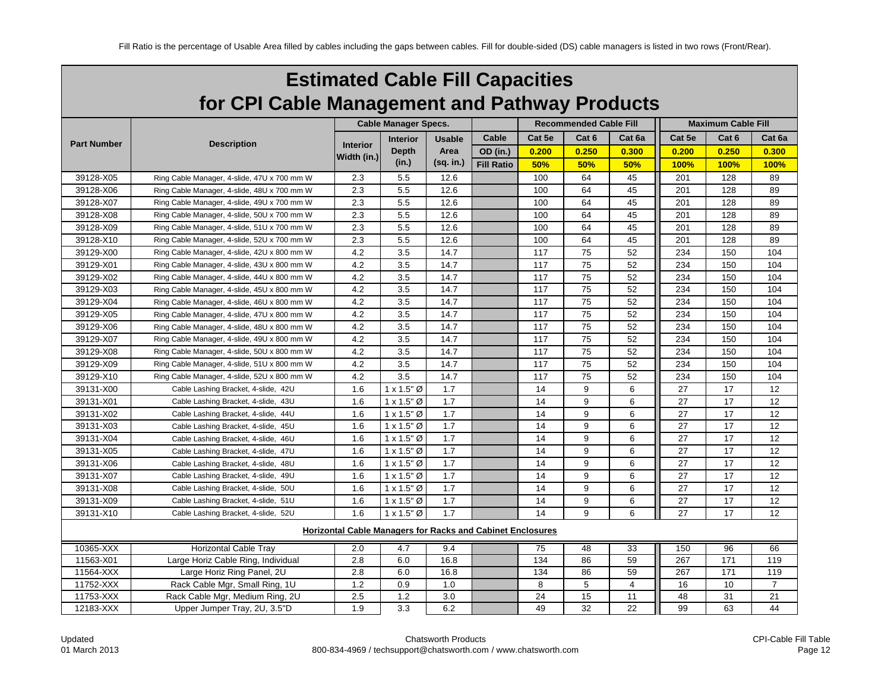Fill Ratio is the percentage of Usable Area filled by cables including the gaps between cables. Fill for double-sided (DS) cable managers is listed in two rows (Front/Rear).

# Estimated Cable Fill Capacities for CPI Cable Management and Pathway Products

| Part Number | Description | Cable Manager Specs. | | | | Recommended Cable Fill | | | Maximum Cable Fill | | |
|---|---|---|---|---|---|---|---|---|---|---|---|
| | | Interior Width (in.) | Interior Depth (in.) | Usable Area (sq. in.) | Cable OD (in.) | Cat 5e 0.200 | Cat 6 0.250 | Cat 6a 0.300 | Cat 5e 0.200 | Cat 6 0.250 | Cat 6a 0.300 |
| | | | | | Fill Ratio | 50% | 50% | 50% | 100% | 100% | 100% |
| 39128-X05 | Ring Cable Manager, 4-slide, 47U x 700 mm W | 2.3 | 5.5 | 12.6 | | 100 | 64 | 45 | 201 | 128 | 89 |
| 39128-X06 | Ring Cable Manager, 4-slide, 48U x 700 mm W | 2.3 | 5.5 | 12.6 | | 100 | 64 | 45 | 201 | 128 | 89 |
| 39128-X07 | Ring Cable Manager, 4-slide, 49U x 700 mm W | 2.3 | 5.5 | 12.6 | | 100 | 64 | 45 | 201 | 128 | 89 |
| 39128-X08 | Ring Cable Manager, 4-slide, 50U x 700 mm W | 2.3 | 5.5 | 12.6 | | 100 | 64 | 45 | 201 | 128 | 89 |
| 39128-X09 | Ring Cable Manager, 4-slide, 51U x 700 mm W | 2.3 | 5.5 | 12.6 | | 100 | 64 | 45 | 201 | 128 | 89 |
| 39128-X10 | Ring Cable Manager, 4-slide, 52U x 700 mm W | 2.3 | 5.5 | 12.6 | | 100 | 64 | 45 | 201 | 128 | 89 |
| 39129-X00 | Ring Cable Manager, 4-slide, 42U x 800 mm W | 4.2 | 3.5 | 14.7 | | 117 | 75 | 52 | 234 | 150 | 104 |
| 39129-X01 | Ring Cable Manager, 4-slide, 43U x 800 mm W | 4.2 | 3.5 | 14.7 | | 117 | 75 | 52 | 234 | 150 | 104 |
| 39129-X02 | Ring Cable Manager, 4-slide, 44U x 800 mm W | 4.2 | 3.5 | 14.7 | | 117 | 75 | 52 | 234 | 150 | 104 |
| 39129-X03 | Ring Cable Manager, 4-slide, 45U x 800 mm W | 4.2 | 3.5 | 14.7 | | 117 | 75 | 52 | 234 | 150 | 104 |
| 39129-X04 | Ring Cable Manager, 4-slide, 46U x 800 mm W | 4.2 | 3.5 | 14.7 | | 117 | 75 | 52 | 234 | 150 | 104 |
| 39129-X05 | Ring Cable Manager, 4-slide, 47U x 800 mm W | 4.2 | 3.5 | 14.7 | | 117 | 75 | 52 | 234 | 150 | 104 |
| 39129-X06 | Ring Cable Manager, 4-slide, 48U x 800 mm W | 4.2 | 3.5 | 14.7 | | 117 | 75 | 52 | 234 | 150 | 104 |
| 39129-X07 | Ring Cable Manager, 4-slide, 49U x 800 mm W | 4.2 | 3.5 | 14.7 | | 117 | 75 | 52 | 234 | 150 | 104 |
| 39129-X08 | Ring Cable Manager, 4-slide, 50U x 800 mm W | 4.2 | 3.5 | 14.7 | | 117 | 75 | 52 | 234 | 150 | 104 |
| 39129-X09 | Ring Cable Manager, 4-slide, 51U x 800 mm W | 4.2 | 3.5 | 14.7 | | 117 | 75 | 52 | 234 | 150 | 104 |
| 39129-X10 | Ring Cable Manager, 4-slide, 52U x 800 mm W | 4.2 | 3.5 | 14.7 | | 117 | 75 | 52 | 234 | 150 | 104 |
| 39131-X00 | Cable Lashing Bracket, 4-slide, 42U | 1.6 | 1 x 1.5" Ø | 1.7 | | 14 | 9 | 6 | 27 | 17 | 12 |
| 39131-X01 | Cable Lashing Bracket, 4-slide, 43U | 1.6 | 1 x 1.5" Ø | 1.7 | | 14 | 9 | 6 | 27 | 17 | 12 |
| 39131-X02 | Cable Lashing Bracket, 4-slide, 44U | 1.6 | 1 x 1.5" Ø | 1.7 | | 14 | 9 | 6 | 27 | 17 | 12 |
| 39131-X03 | Cable Lashing Bracket, 4-slide, 45U | 1.6 | 1 x 1.5" Ø | 1.7 | | 14 | 9 | 6 | 27 | 17 | 12 |
| 39131-X04 | Cable Lashing Bracket, 4-slide, 46U | 1.6 | 1 x 1.5" Ø | 1.7 | | 14 | 9 | 6 | 27 | 17 | 12 |
| 39131-X05 | Cable Lashing Bracket, 4-slide, 47U | 1.6 | 1 x 1.5" Ø | 1.7 | | 14 | 9 | 6 | 27 | 17 | 12 |
| 39131-X06 | Cable Lashing Bracket, 4-slide, 48U | 1.6 | 1 x 1.5" Ø | 1.7 | | 14 | 9 | 6 | 27 | 17 | 12 |
| 39131-X07 | Cable Lashing Bracket, 4-slide, 49U | 1.6 | 1 x 1.5" Ø | 1.7 | | 14 | 9 | 6 | 27 | 17 | 12 |
| 39131-X08 | Cable Lashing Bracket, 4-slide, 50U | 1.6 | 1 x 1.5" Ø | 1.7 | | 14 | 9 | 6 | 27 | 17 | 12 |
| 39131-X09 | Cable Lashing Bracket, 4-slide, 51U | 1.6 | 1 x 1.5" Ø | 1.7 | | 14 | 9 | 6 | 27 | 17 | 12 |
| 39131-X10 | Cable Lashing Bracket, 4-slide, 52U | 1.6 | 1 x 1.5" Ø | 1.7 | | 14 | 9 | 6 | 27 | 17 | 12 |
| **Horizontal Cable Managers for Racks and Cabinet Enclosures** | | | | | | | | | | | |
| 10365-XXX | Horizontal Cable Tray | 2.0 | 4.7 | 9.4 | | 75 | 48 | 33 | 150 | 96 | 66 |
| 11563-X01 | Large Horiz Cable Ring, Individual | 2.8 | 6.0 | 16.8 | | 134 | 86 | 59 | 267 | 171 | 119 |
| 11564-XXX | Large Horiz Ring Panel, 2U | 2.8 | 6.0 | 16.8 | | 134 | 86 | 59 | 267 | 171 | 119 |
| 11752-XXX | Rack Cable Mgr, Small Ring, 1U | 1.2 | 0.9 | 1.0 | | 8 | 5 | 4 | 16 | 10 | 7 |
| 11753-XXX | Rack Cable Mgr, Medium Ring, 2U | 2.5 | 1.2 | 3.0 | | 24 | 15 | 11 | 48 | 31 | 21 |
| 12183-XXX | Upper Jumper Tray, 2U, 3.5"D | 1.9 | 3.3 | 6.2 | | 49 | 32 | 22 | 99 | 63 | 44 |

Updated 01 March 2013

Chatsworth Products
800-834-4969 / techsupport@chatsworth.com / www.chatsworth.com

CPI-Cable Fill Table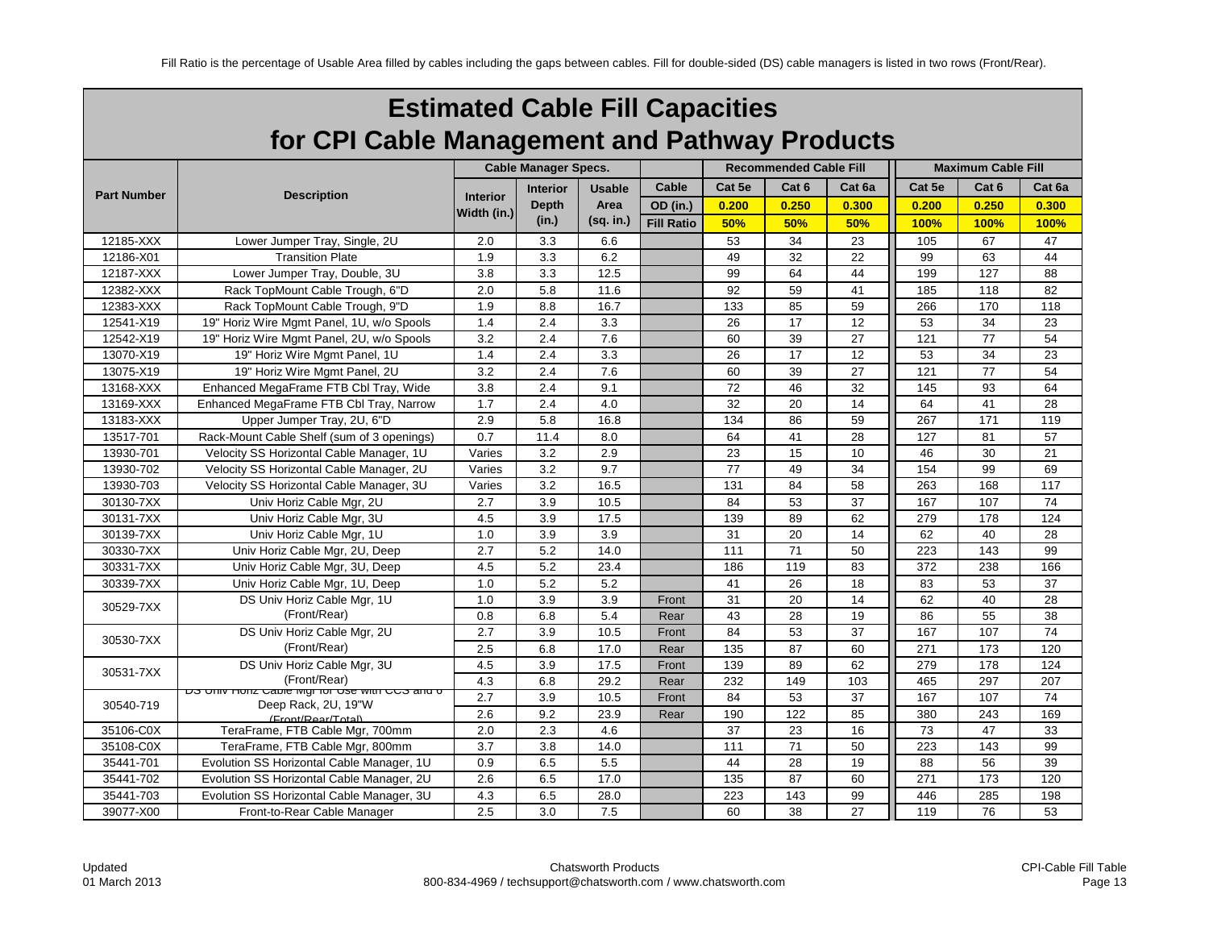Fill Ratio is the percentage of Usable Area filled by cables including the gaps between cables. Fill for double-sided (DS) cable managers is listed in two rows (Front/Rear).

# Estimated Cable Fill Capacities for CPI Cable Management and Pathway Products

| Part Number | Description | Cable Manager Specs. | | | | Recommended Cable Fill | | | Maximum Cable Fill | | |
|---|---|---|---|---|---|---|---|---|---|---|---|
| | | Interior Width (in.) | Interior Depth (in.) | Usable Area (sq. in.) | Cable OD (in.) / Fill Ratio | Cat 5e 0.200 50% | Cat 6 0.250 50% | Cat 6a 0.300 50% | Cat 5e 0.200 100% | Cat 6 0.250 100% | Cat 6a 0.300 100% |
| 12185-XXX | Lower Jumper Tray, Single, 2U | 2.0 | 3.3 | 6.6 | | 53 | 34 | 23 | 105 | 67 | 47 |
| 12186-X01 | Transition Plate | 1.9 | 3.3 | 6.2 | | 49 | 32 | 22 | 99 | 63 | 44 |
| 12187-XXX | Lower Jumper Tray, Double, 3U | 3.8 | 3.3 | 12.5 | | 99 | 64 | 44 | 199 | 127 | 88 |
| 12382-XXX | Rack TopMount Cable Trough, 6"D | 2.0 | 5.8 | 11.6 | | 92 | 59 | 41 | 185 | 118 | 82 |
| 12383-XXX | Rack TopMount Cable Trough, 9"D | 1.9 | 8.8 | 16.7 | | 133 | 85 | 59 | 266 | 170 | 118 |
| 12541-X19 | 19" Horiz Wire Mgmt Panel, 1U, w/o Spools | 1.4 | 2.4 | 3.3 | | 26 | 17 | 12 | 53 | 34 | 23 |
| 12542-X19 | 19" Horiz Wire Mgmt Panel, 2U, w/o Spools | 3.2 | 2.4 | 7.6 | | 60 | 39 | 27 | 121 | 77 | 54 |
| 13070-X19 | 19" Horiz Wire Mgmt Panel, 1U | 1.4 | 2.4 | 3.3 | | 26 | 17 | 12 | 53 | 34 | 23 |
| 13075-X19 | 19" Horiz Wire Mgmt Panel, 2U | 3.2 | 2.4 | 7.6 | | 60 | 39 | 27 | 121 | 77 | 54 |
| 13168-XXX | Enhanced MegaFrame FTB Cbl Tray, Wide | 3.8 | 2.4 | 9.1 | | 72 | 46 | 32 | 145 | 93 | 64 |
| 13169-XXX | Enhanced MegaFrame FTB Cbl Tray, Narrow | 1.7 | 2.4 | 4.0 | | 32 | 20 | 14 | 64 | 41 | 28 |
| 13183-XXX | Upper Jumper Tray, 2U, 6"D | 2.9 | 5.8 | 16.8 | | 134 | 86 | 59 | 267 | 171 | 119 |
| 13517-701 | Rack-Mount Cable Shelf (sum of 3 openings) | 0.7 | 11.4 | 8.0 | | 64 | 41 | 28 | 127 | 81 | 57 |
| 13930-701 | Velocity SS Horizontal Cable Manager, 1U | Varies | 3.2 | 2.9 | | 23 | 15 | 10 | 46 | 30 | 21 |
| 13930-702 | Velocity SS Horizontal Cable Manager, 2U | Varies | 3.2 | 9.7 | | 77 | 49 | 34 | 154 | 99 | 69 |
| 13930-703 | Velocity SS Horizontal Cable Manager, 3U | Varies | 3.2 | 16.5 | | 131 | 84 | 58 | 263 | 168 | 117 |
| 30130-7XX | Univ Horiz Cable Mgr, 2U | 2.7 | 3.9 | 10.5 | | 84 | 53 | 37 | 167 | 107 | 74 |
| 30131-7XX | Univ Horiz Cable Mgr, 3U | 4.5 | 3.9 | 17.5 | | 139 | 89 | 62 | 279 | 178 | 124 |
| 30139-7XX | Univ Horiz Cable Mgr, 1U | 1.0 | 3.9 | 3.9 | | 31 | 20 | 14 | 62 | 40 | 28 |
| 30330-7XX | Univ Horiz Cable Mgr, 2U, Deep | 2.7 | 5.2 | 14.0 | | 111 | 71 | 50 | 223 | 143 | 99 |
| 30331-7XX | Univ Horiz Cable Mgr, 3U, Deep | 4.5 | 5.2 | 23.4 | | 186 | 119 | 83 | 372 | 238 | 166 |
| 30339-7XX | Univ Horiz Cable Mgr, 1U, Deep | 1.0 | 5.2 | 5.2 | | 41 | 26 | 18 | 83 | 53 | 37 |
| 30529-7XX | DS Univ Horiz Cable Mgr, 1U (Front/Rear) | 1.0 | 3.9 | 3.9 | Front | 31 | 20 | 14 | 62 | 40 | 28 |
| | | 0.8 | 6.8 | 5.4 | Rear | 43 | 28 | 19 | 86 | 55 | 38 |
| 30530-7XX | DS Univ Horiz Cable Mgr, 2U (Front/Rear) | 2.7 | 3.9 | 10.5 | Front | 84 | 53 | 37 | 167 | 107 | 74 |
| | | 2.5 | 6.8 | 17.0 | Rear | 135 | 87 | 60 | 271 | 173 | 120 |
| 30531-7XX | DS Univ Horiz Cable Mgr, 3U (Front/Rear) | 4.5 | 3.9 | 17.5 | Front | 139 | 89 | 62 | 279 | 178 | 124 |
| | | 4.3 | 6.8 | 29.2 | Rear | 232 | 149 | 103 | 465 | 297 | 207 |
| 30540-719 | DS Univ Horiz Cable Mgr for Use with CCS and 6" Deep Rack, 2U, 19"W (Front/Rear/Total) | 2.7 | 3.9 | 10.5 | Front | 84 | 53 | 37 | 167 | 107 | 74 |
| | | 2.6 | 9.2 | 23.9 | Rear | 190 | 122 | 85 | 380 | 243 | 169 |
| 35106-C0X | TeraFrame, FTB Cable Mgr, 700mm | 2.0 | 2.3 | 4.6 | | 37 | 23 | 16 | 73 | 47 | 33 |
| 35108-C0X | TeraFrame, FTB Cable Mgr, 800mm | 3.7 | 3.8 | 14.0 | | 111 | 71 | 50 | 223 | 143 | 99 |
| 35441-701 | Evolution SS Horizontal Cable Manager, 1U | 0.9 | 6.5 | 5.5 | | 44 | 28 | 19 | 88 | 56 | 39 |
| 35441-702 | Evolution SS Horizontal Cable Manager, 2U | 2.6 | 6.5 | 17.0 | | 135 | 87 | 60 | 271 | 173 | 120 |
| 35441-703 | Evolution SS Horizontal Cable Manager, 3U | 4.3 | 6.5 | 28.0 | | 223 | 143 | 99 | 446 | 285 | 198 |
| 39077-X00 | Front-to-Rear Cable Manager | 2.5 | 3.0 | 7.5 | | 60 | 38 | 27 | 119 | 76 | 53 |

Updated 01 March 2013

Chatsworth Products
800-834-4969 / techsupport@chatsworth.com / www.chatsworth.com

CPI-Cable Fill Table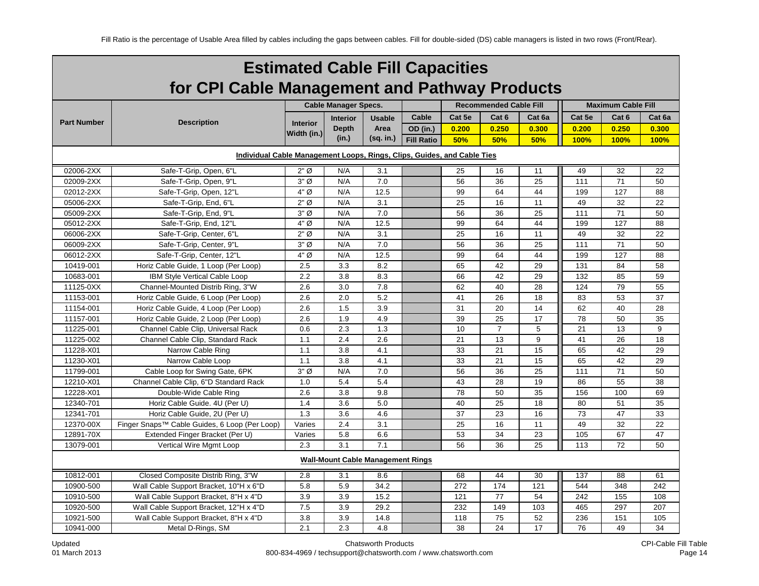Fill Ratio is the percentage of Usable Area filled by cables including the gaps between cables. Fill for double-sided (DS) cable managers is listed in two rows (Front/Rear).

# Estimated Cable Fill Capacities for CPI Cable Management and Pathway Products

| Part Number | Description | Cable Manager Specs. | | | Cable | Recommended Cable Fill | | | Maximum Cable Fill | | |
|---|---|---|---|---|---|---|---|---|---|---|---|
| | | Interior Width (in.) | Interior Depth (in.) | Usable Area (sq. in.) | OD (in.) | Cat 5e 0.200 | Cat 6 0.250 | Cat 6a 0.300 | Cat 5e 0.200 | Cat 6 0.250 | Cat 6a 0.300 |
| | | | | | Fill Ratio | 50% | 50% | 50% | 100% | 100% | 100% |
| **Individual Cable Management Loops, Rings, Clips, Guides, and Cable Ties** | | | | | | | | | | | |
| 02006-2XX | Safe-T-Grip, Open, 6"L | 2" Ø | N/A | 3.1 | | 25 | 16 | 11 | 49 | 32 | 22 |
| 02009-2XX | Safe-T-Grip, Open, 9"L | 3" Ø | N/A | 7.0 | | 56 | 36 | 25 | 111 | 71 | 50 |
| 02012-2XX | Safe-T-Grip, Open, 12"L | 4" Ø | N/A | 12.5 | | 99 | 64 | 44 | 199 | 127 | 88 |
| 05006-2XX | Safe-T-Grip, End, 6"L | 2" Ø | N/A | 3.1 | | 25 | 16 | 11 | 49 | 32 | 22 |
| 05009-2XX | Safe-T-Grip, End, 9"L | 3" Ø | N/A | 7.0 | | 56 | 36 | 25 | 111 | 71 | 50 |
| 05012-2XX | Safe-T-Grip, End, 12"L | 4" Ø | N/A | 12.5 | | 99 | 64 | 44 | 199 | 127 | 88 |
| 06006-2XX | Safe-T-Grip, Center, 6"L | 2" Ø | N/A | 3.1 | | 25 | 16 | 11 | 49 | 32 | 22 |
| 06009-2XX | Safe-T-Grip, Center, 9"L | 3" Ø | N/A | 7.0 | | 56 | 36 | 25 | 111 | 71 | 50 |
| 06012-2XX | Safe-T-Grip, Center, 12"L | 4" Ø | N/A | 12.5 | | 99 | 64 | 44 | 199 | 127 | 88 |
| 10419-001 | Horiz Cable Guide, 1 Loop (Per Loop) | 2.5 | 3.3 | 8.2 | | 65 | 42 | 29 | 131 | 84 | 58 |
| 10683-001 | IBM Style Vertical Cable Loop | 2.2 | 3.8 | 8.3 | | 66 | 42 | 29 | 132 | 85 | 59 |
| 11125-0XX | Channel-Mounted Distrib Ring, 3"W | 2.6 | 3.0 | 7.8 | | 62 | 40 | 28 | 124 | 79 | 55 |
| 11153-001 | Horiz Cable Guide, 6 Loop (Per Loop) | 2.6 | 2.0 | 5.2 | | 41 | 26 | 18 | 83 | 53 | 37 |
| 11154-001 | Horiz Cable Guide, 4 Loop (Per Loop) | 2.6 | 1.5 | 3.9 | | 31 | 20 | 14 | 62 | 40 | 28 |
| 11157-001 | Horiz Cable Guide, 2 Loop (Per Loop) | 2.6 | 1.9 | 4.9 | | 39 | 25 | 17 | 78 | 50 | 35 |
| 11225-001 | Channel Cable Clip, Universal Rack | 0.6 | 2.3 | 1.3 | | 10 | 7 | 5 | 21 | 13 | 9 |
| 11225-002 | Channel Cable Clip, Standard Rack | 1.1 | 2.4 | 2.6 | | 21 | 13 | 9 | 41 | 26 | 18 |
| 11228-X01 | Narrow Cable Ring | 1.1 | 3.8 | 4.1 | | 33 | 21 | 15 | 65 | 42 | 29 |
| 11230-X01 | Narrow Cable Loop | 1.1 | 3.8 | 4.1 | | 33 | 21 | 15 | 65 | 42 | 29 |
| 11799-001 | Cable Loop for Swing Gate, 6PK | 3" Ø | N/A | 7.0 | | 56 | 36 | 25 | 111 | 71 | 50 |
| 12210-X01 | Channel Cable Clip, 6"D Standard Rack | 1.0 | 5.4 | 5.4 | | 43 | 28 | 19 | 86 | 55 | 38 |
| 12228-X01 | Double-Wide Cable Ring | 2.6 | 3.8 | 9.8 | | 78 | 50 | 35 | 156 | 100 | 69 |
| 12340-701 | Horiz Cable Guide. 4U (Per U) | 1.4 | 3.6 | 5.0 | | 40 | 25 | 18 | 80 | 51 | 35 |
| 12341-701 | Horiz Cable Guide, 2U (Per U) | 1.3 | 3.6 | 4.6 | | 37 | 23 | 16 | 73 | 47 | 33 |
| 12370-00X | Finger Snaps™ Cable Guides, 6 Loop (Per Loop) | Varies | 2.4 | 3.1 | | 25 | 16 | 11 | 49 | 32 | 22 |
| 12891-70X | Extended Finger Bracket (Per U) | Varies | 5.8 | 6.6 | | 53 | 34 | 23 | 105 | 67 | 47 |
| 13079-001 | Vertical Wire Mgmt Loop | 2.3 | 3.1 | 7.1 | | 56 | 36 | 25 | 113 | 72 | 50 |
| **Wall-Mount Cable Management Rings** | | | | | | | | | | | |
| 10812-001 | Closed Composite Distrib Ring, 3"W | 2.8 | 3.1 | 8.6 | | 68 | 44 | 30 | 137 | 88 | 61 |
| 10900-500 | Wall Cable Support Bracket, 10"H x 6"D | 5.8 | 5.9 | 34.2 | | 272 | 174 | 121 | 544 | 348 | 242 |
| 10910-500 | Wall Cable Support Bracket, 8"H x 4"D | 3.9 | 3.9 | 15.2 | | 121 | 77 | 54 | 242 | 155 | 108 |
| 10920-500 | Wall Cable Support Bracket, 12"H x 4"D | 7.5 | 3.9 | 29.2 | | 232 | 149 | 103 | 465 | 297 | 207 |
| 10921-500 | Wall Cable Support Bracket, 8"H x 4"D | 3.8 | 3.9 | 14.8 | | 118 | 75 | 52 | 236 | 151 | 105 |
| 10941-000 | Metal D-Rings, SM | 2.1 | 2.3 | 4.8 | | 38 | 24 | 17 | 76 | 49 | 34 |

Updated 01 March 2013 | Chatsworth Products 800-834-4969 / techsupport@chatsworth.com / www.chatsworth.com | CPI-Cable Fill Table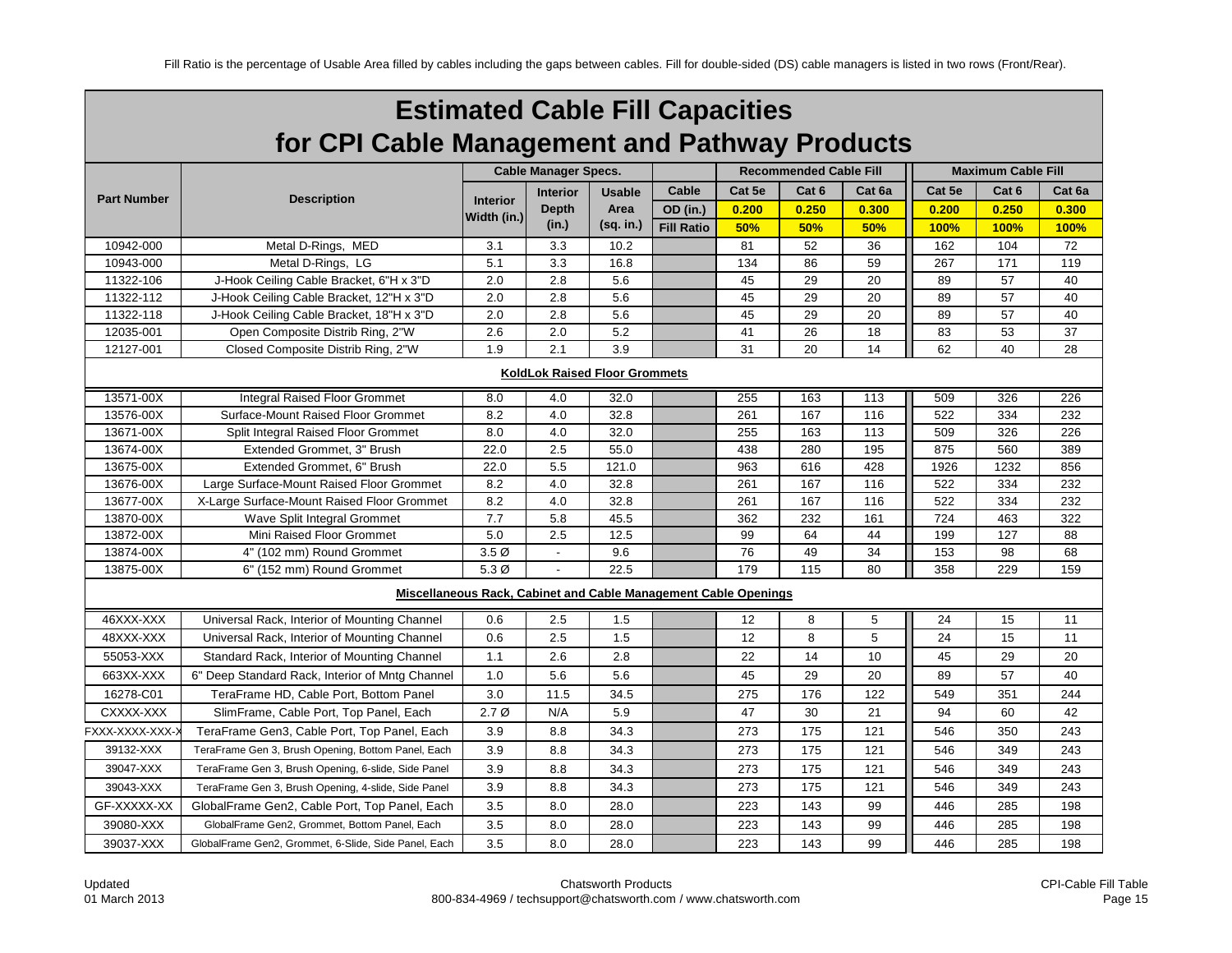Fill Ratio is the percentage of Usable Area filled by cables including the gaps between cables. Fill for double-sided (DS) cable managers is listed in two rows (Front/Rear).

# Estimated Cable Fill Capacities for CPI Cable Management and Pathway Products

| Part Number | Description | Cable Manager Specs. | | | | Recommended Cable Fill | | | Maximum Cable Fill | | |
|---|---|---|---|---|---|---|---|---|---|---|---|
| | | Interior Width (in.) | Interior Depth (in.) | Usable Area (sq. in.) | Cable | Cat 5e | Cat 6 | Cat 6a | Cat 5e | Cat 6 | Cat 6a |
| | | | | | OD (in.) | 0.200 | 0.250 | 0.300 | 0.200 | 0.250 | 0.300 |
| | | | | | Fill Ratio | 50% | 50% | 50% | 100% | 100% | 100% |
| 10942-000 | Metal D-Rings, MED | 3.1 | 3.3 | 10.2 | | 81 | 52 | 36 | 162 | 104 | 72 |
| 10943-000 | Metal D-Rings, LG | 5.1 | 3.3 | 16.8 | | 134 | 86 | 59 | 267 | 171 | 119 |
| 11322-106 | J-Hook Ceiling Cable Bracket, 6"H x 3"D | 2.0 | 2.8 | 5.6 | | 45 | 29 | 20 | 89 | 57 | 40 |
| 11322-112 | J-Hook Ceiling Cable Bracket, 12"H x 3"D | 2.0 | 2.8 | 5.6 | | 45 | 29 | 20 | 89 | 57 | 40 |
| 11322-118 | J-Hook Ceiling Cable Bracket, 18"H x 3"D | 2.0 | 2.8 | 5.6 | | 45 | 29 | 20 | 89 | 57 | 40 |
| 12035-001 | Open Composite Distrib Ring, 2"W | 2.6 | 2.0 | 5.2 | | 41 | 26 | 18 | 83 | 53 | 37 |
| 12127-001 | Closed Composite Distrib Ring, 2"W | 1.9 | 2.1 | 3.9 | | 31 | 20 | 14 | 62 | 40 | 28 |
| **KoldLok Raised Floor Grommets** | | | | | | | | | | | |
| 13571-00X | Integral Raised Floor Grommet | 8.0 | 4.0 | 32.0 | | 255 | 163 | 113 | 509 | 326 | 226 |
| 13576-00X | Surface-Mount Raised Floor Grommet | 8.2 | 4.0 | 32.8 | | 261 | 167 | 116 | 522 | 334 | 232 |
| 13671-00X | Split Integral Raised Floor Grommet | 8.0 | 4.0 | 32.0 | | 255 | 163 | 113 | 509 | 326 | 226 |
| 13674-00X | Extended Grommet, 3" Brush | 22.0 | 2.5 | 55.0 | | 438 | 280 | 195 | 875 | 560 | 389 |
| 13675-00X | Extended Grommet, 6" Brush | 22.0 | 5.5 | 121.0 | | 963 | 616 | 428 | 1926 | 1232 | 856 |
| 13676-00X | Large Surface-Mount Raised Floor Grommet | 8.2 | 4.0 | 32.8 | | 261 | 167 | 116 | 522 | 334 | 232 |
| 13677-00X | X-Large Surface-Mount Raised Floor Grommet | 8.2 | 4.0 | 32.8 | | 261 | 167 | 116 | 522 | 334 | 232 |
| 13870-00X | Wave Split Integral Grommet | 7.7 | 5.8 | 45.5 | | 362 | 232 | 161 | 724 | 463 | 322 |
| 13872-00X | Mini Raised Floor Grommet | 5.0 | 2.5 | 12.5 | | 99 | 64 | 44 | 199 | 127 | 88 |
| 13874-00X | 4" (102 mm) Round Grommet | 3.5 Ø | - | 9.6 | | 76 | 49 | 34 | 153 | 98 | 68 |
| 13875-00X | 6" (152 mm) Round Grommet | 5.3 Ø | - | 22.5 | | 179 | 115 | 80 | 358 | 229 | 159 |
| **Miscellaneous Rack, Cabinet and Cable Management Cable Openings** | | | | | | | | | | | |
| 46XXX-XXX | Universal Rack, Interior of Mounting Channel | 0.6 | 2.5 | 1.5 | | 12 | 8 | 5 | 24 | 15 | 11 |
| 48XXX-XXX | Universal Rack, Interior of Mounting Channel | 0.6 | 2.5 | 1.5 | | 12 | 8 | 5 | 24 | 15 | 11 |
| 55053-XXX | Standard Rack, Interior of Mounting Channel | 1.1 | 2.6 | 2.8 | | 22 | 14 | 10 | 45 | 29 | 20 |
| 663XX-XXX | 6" Deep Standard Rack, Interior of Mntg Channel | 1.0 | 5.6 | 5.6 | | 45 | 29 | 20 | 89 | 57 | 40 |
| 16278-C01 | TeraFrame HD, Cable Port, Bottom Panel | 3.0 | 11.5 | 34.5 | | 275 | 176 | 122 | 549 | 351 | 244 |
| CXXXX-XXX | SlimFrame, Cable Port, Top Panel, Each | 2.7 Ø | N/A | 5.9 | | 47 | 30 | 21 | 94 | 60 | 42 |
| FXXX-XXXX-XXX-X | TeraFrame Gen3, Cable Port, Top Panel, Each | 3.9 | 8.8 | 34.3 | | 273 | 175 | 121 | 546 | 350 | 243 |
| 39132-XXX | TeraFrame Gen 3, Brush Opening, Bottom Panel, Each | 3.9 | 8.8 | 34.3 | | 273 | 175 | 121 | 546 | 349 | 243 |
| 39047-XXX | TeraFrame Gen 3, Brush Opening, 6-slide, Side Panel | 3.9 | 8.8 | 34.3 | | 273 | 175 | 121 | 546 | 349 | 243 |
| 39043-XXX | TeraFrame Gen 3, Brush Opening, 4-slide, Side Panel | 3.9 | 8.8 | 34.3 | | 273 | 175 | 121 | 546 | 349 | 243 |
| GF-XXXXX-XX | GlobalFrame Gen2, Cable Port, Top Panel, Each | 3.5 | 8.0 | 28.0 | | 223 | 143 | 99 | 446 | 285 | 198 |
| 39080-XXX | GlobalFrame Gen2, Grommet, Bottom Panel, Each | 3.5 | 8.0 | 28.0 | | 223 | 143 | 99 | 446 | 285 | 198 |
| 39037-XXX | GlobalFrame Gen2, Grommet, 6-Slide, Side Panel, Each | 3.5 | 8.0 | 28.0 | | 223 | 143 | 99 | 446 | 285 | 198 |

Updated 01 March 2013 — Chatsworth Products — 800-834-4969 / techsupport@chatsworth.com / www.chatsworth.com — CPI-Cable Fill Table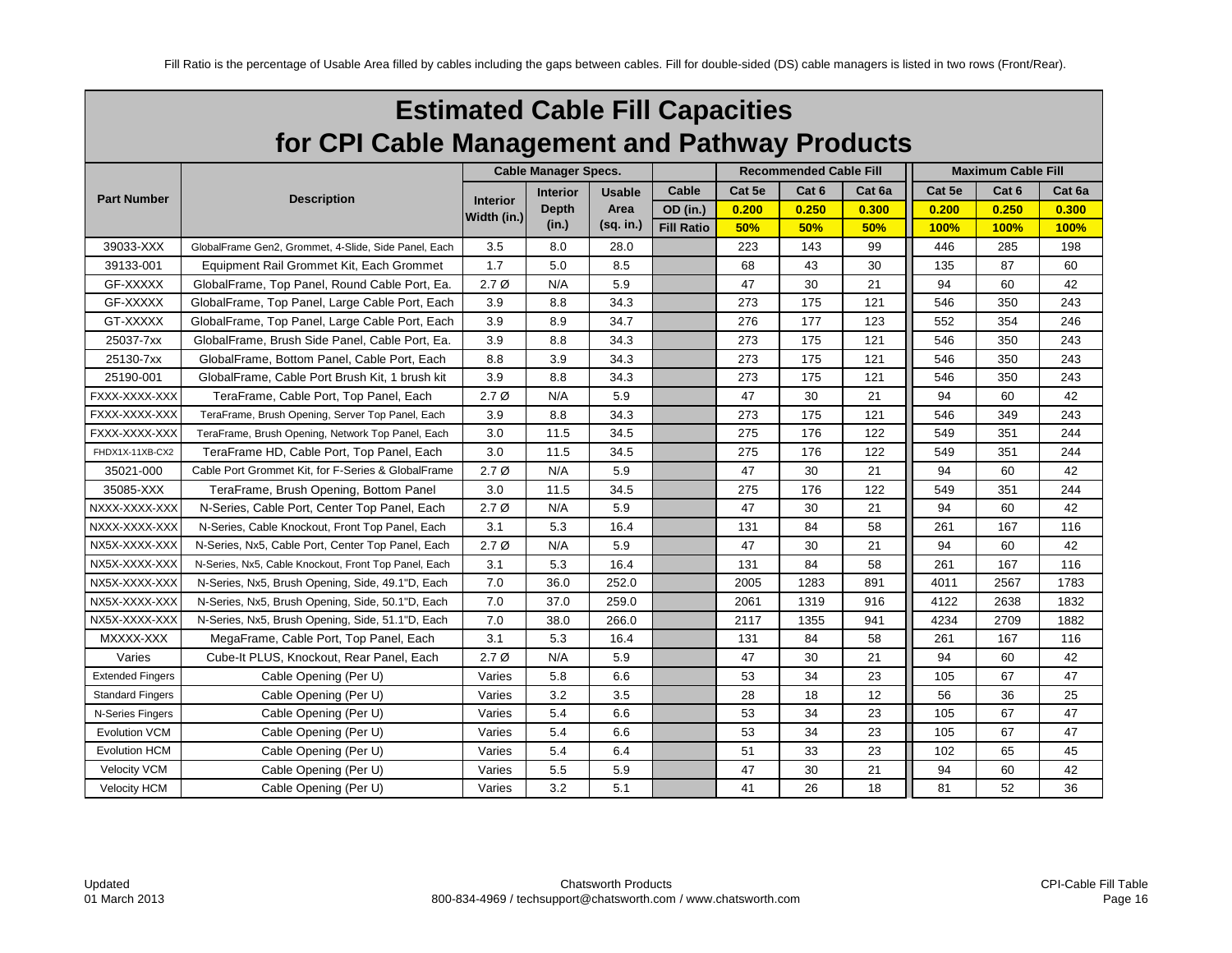Fill Ratio is the percentage of Usable Area filled by cables including the gaps between cables. Fill for double-sided (DS) cable managers is listed in two rows (Front/Rear).

# Estimated Cable Fill Capacities for CPI Cable Management and Pathway Products

| Part Number | Description | Cable Manager Specs. | | | | Recommended Cable Fill | | | Maximum Cable Fill | | |
|---|---|---|---|---|---|---|---|---|---|---|---|
| | | Interior Width (in.) | Interior Depth (in.) | Usable Area (sq. in.) | Cable | Cat 5e | Cat 6 | Cat 6a | Cat 5e | Cat 6 | Cat 6a |
| | | | | | OD (in.) | 0.200 | 0.250 | 0.300 | 0.200 | 0.250 | 0.300 |
| | | | | | Fill Ratio | 50% | 50% | 50% | 100% | 100% | 100% |
| 39033-XXX | GlobalFrame Gen2, Grommet, 4-Slide, Side Panel, Each | 3.5 | 8.0 | 28.0 | | 223 | 143 | 99 | 446 | 285 | 198 |
| 39133-001 | Equipment Rail Grommet Kit, Each Grommet | 1.7 | 5.0 | 8.5 | | 68 | 43 | 30 | 135 | 87 | 60 |
| GF-XXXXX | GlobalFrame, Top Panel, Round Cable Port, Ea. | 2.7 Ø | N/A | 5.9 | | 47 | 30 | 21 | 94 | 60 | 42 |
| GF-XXXXX | GlobalFrame, Top Panel, Large Cable Port, Each | 3.9 | 8.8 | 34.3 | | 273 | 175 | 121 | 546 | 350 | 243 |
| GT-XXXXX | GlobalFrame, Top Panel, Large Cable Port, Each | 3.9 | 8.9 | 34.7 | | 276 | 177 | 123 | 552 | 354 | 246 |
| 25037-7xx | GlobalFrame, Brush Side Panel, Cable Port, Ea. | 3.9 | 8.8 | 34.3 | | 273 | 175 | 121 | 546 | 350 | 243 |
| 25130-7xx | GlobalFrame, Bottom Panel, Cable Port, Each | 8.8 | 3.9 | 34.3 | | 273 | 175 | 121 | 546 | 350 | 243 |
| 25190-001 | GlobalFrame, Cable Port Brush Kit, 1 brush kit | 3.9 | 8.8 | 34.3 | | 273 | 175 | 121 | 546 | 350 | 243 |
| FXXX-XXXX-XXX | TeraFrame, Cable Port, Top Panel, Each | 2.7 Ø | N/A | 5.9 | | 47 | 30 | 21 | 94 | 60 | 42 |
| FXXX-XXXX-XXX | TeraFrame, Brush Opening, Server Top Panel, Each | 3.9 | 8.8 | 34.3 | | 273 | 175 | 121 | 546 | 349 | 243 |
| FXXX-XXXX-XXX | TeraFrame, Brush Opening, Network Top Panel, Each | 3.0 | 11.5 | 34.5 | | 275 | 176 | 122 | 549 | 351 | 244 |
| FHDX1X-11XB-CX2 | TeraFrame HD, Cable Port, Top Panel, Each | 3.0 | 11.5 | 34.5 | | 275 | 176 | 122 | 549 | 351 | 244 |
| 35021-000 | Cable Port Grommet Kit, for F-Series & GlobalFrame | 2.7 Ø | N/A | 5.9 | | 47 | 30 | 21 | 94 | 60 | 42 |
| 35085-XXX | TeraFrame, Brush Opening, Bottom Panel | 3.0 | 11.5 | 34.5 | | 275 | 176 | 122 | 549 | 351 | 244 |
| NXXX-XXXX-XXX | N-Series, Cable Port, Center Top Panel, Each | 2.7 Ø | N/A | 5.9 | | 47 | 30 | 21 | 94 | 60 | 42 |
| NXXX-XXXX-XXX | N-Series, Cable Knockout, Front Top Panel, Each | 3.1 | 5.3 | 16.4 | | 131 | 84 | 58 | 261 | 167 | 116 |
| NX5X-XXXX-XXX | N-Series, Nx5, Cable Port, Center Top Panel, Each | 2.7 Ø | N/A | 5.9 | | 47 | 30 | 21 | 94 | 60 | 42 |
| NX5X-XXXX-XXX | N-Series, Nx5, Cable Knockout, Front Top Panel, Each | 3.1 | 5.3 | 16.4 | | 131 | 84 | 58 | 261 | 167 | 116 |
| NX5X-XXXX-XXX | N-Series, Nx5, Brush Opening, Side, 49.1"D, Each | 7.0 | 36.0 | 252.0 | | 2005 | 1283 | 891 | 4011 | 2567 | 1783 |
| NX5X-XXXX-XXX | N-Series, Nx5, Brush Opening, Side, 50.1"D, Each | 7.0 | 37.0 | 259.0 | | 2061 | 1319 | 916 | 4122 | 2638 | 1832 |
| NX5X-XXXX-XXX | N-Series, Nx5, Brush Opening, Side, 51.1"D, Each | 7.0 | 38.0 | 266.0 | | 2117 | 1355 | 941 | 4234 | 2709 | 1882 |
| MXXXX-XXX | MegaFrame, Cable Port, Top Panel, Each | 3.1 | 5.3 | 16.4 | | 131 | 84 | 58 | 261 | 167 | 116 |
| Varies | Cube-It PLUS, Knockout, Rear Panel, Each | 2.7 Ø | N/A | 5.9 | | 47 | 30 | 21 | 94 | 60 | 42 |
| Extended Fingers | Cable Opening (Per U) | Varies | 5.8 | 6.6 | | 53 | 34 | 23 | 105 | 67 | 47 |
| Standard Fingers | Cable Opening (Per U) | Varies | 3.2 | 3.5 | | 28 | 18 | 12 | 56 | 36 | 25 |
| N-Series Fingers | Cable Opening (Per U) | Varies | 5.4 | 6.6 | | 53 | 34 | 23 | 105 | 67 | 47 |
| Evolution VCM | Cable Opening (Per U) | Varies | 5.4 | 6.6 | | 53 | 34 | 23 | 105 | 67 | 47 |
| Evolution HCM | Cable Opening (Per U) | Varies | 5.4 | 6.4 | | 51 | 33 | 23 | 102 | 65 | 45 |
| Velocity VCM | Cable Opening (Per U) | Varies | 5.5 | 5.9 | | 47 | 30 | 21 | 94 | 60 | 42 |
| Velocity HCM | Cable Opening (Per U) | Varies | 3.2 | 5.1 | | 41 | 26 | 18 | 81 | 52 | 36 |

Updated 01 March 2013

Chatsworth Products
800-834-4969 / techsupport@chatsworth.com / www.chatsworth.com

CPI-Cable Fill Table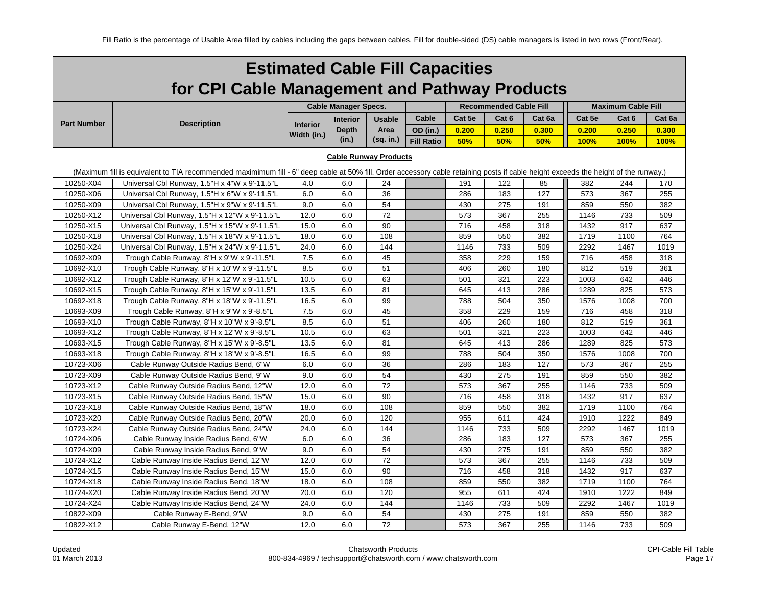Fill Ratio is the percentage of Usable Area filled by cables including the gaps between cables. Fill for double-sided (DS) cable managers is listed in two rows (Front/Rear).

# Estimated Cable Fill Capacities for CPI Cable Management and Pathway Products

| Part Number | Description | Cable Manager Specs. | | | Cable | Recommended Cable Fill | | | Maximum Cable Fill | | |
|---|---|---|---|---|---|---|---|---|---|---|---|
| | | Interior Width (in.) | Interior Depth (in.) | Usable Area (sq. in.) | | Cat 5e | Cat 6 | Cat 6a | Cat 5e | Cat 6 | Cat 6a |
| | | | | | OD (in.) | 0.200 | 0.250 | 0.300 | 0.200 | 0.250 | 0.300 |
| | | | | | Fill Ratio | 50% | 50% | 50% | 100% | 100% | 100% |

**Cable Runway Products**

(Maximum fill is equivalent to TIA recommended maximimum fill - 6" deep cable at 50% fill. Order accessory cable retaining posts if cable height exceeds the height of the runway.)

| Part Number | Description | Interior Width (in.) | Interior Depth (in.) | Usable Area (sq. in.) | Fill Ratio | Rec. Cat 5e | Rec. Cat 6 | Rec. Cat 6a | Max. Cat 5e | Max. Cat 6 | Max. Cat 6a |
|---|---|---|---|---|---|---|---|---|---|---|---|
| 10250-X04 | Universal Cbl Runway, 1.5"H x 4"W x 9'-11.5"L | 4.0 | 6.0 | 24 | | 191 | 122 | 85 | 382 | 244 | 170 |
| 10250-X06 | Universal Cbl Runway, 1.5"H x 6"W x 9'-11.5"L | 6.0 | 6.0 | 36 | | 286 | 183 | 127 | 573 | 367 | 255 |
| 10250-X09 | Universal Cbl Runway, 1.5"H x 9"W x 9'-11.5"L | 9.0 | 6.0 | 54 | | 430 | 275 | 191 | 859 | 550 | 382 |
| 10250-X12 | Universal Cbl Runway, 1.5"H x 12"W x 9'-11.5"L | 12.0 | 6.0 | 72 | | 573 | 367 | 255 | 1146 | 733 | 509 |
| 10250-X15 | Universal Cbl Runway, 1.5"H x 15"W x 9'-11.5"L | 15.0 | 6.0 | 90 | | 716 | 458 | 318 | 1432 | 917 | 637 |
| 10250-X18 | Universal Cbl Runway, 1.5"H x 18"W x 9'-11.5"L | 18.0 | 6.0 | 108 | | 859 | 550 | 382 | 1719 | 1100 | 764 |
| 10250-X24 | Universal Cbl Runway, 1.5"H x 24"W x 9'-11.5"L | 24.0 | 6.0 | 144 | | 1146 | 733 | 509 | 2292 | 1467 | 1019 |
| 10692-X09 | Trough Cable Runway, 8"H x 9"W x 9'-11.5"L | 7.5 | 6.0 | 45 | | 358 | 229 | 159 | 716 | 458 | 318 |
| 10692-X10 | Trough Cable Runway, 8"H x 10"W x 9'-11.5"L | 8.5 | 6.0 | 51 | | 406 | 260 | 180 | 812 | 519 | 361 |
| 10692-X12 | Trough Cable Runway, 8"H x 12"W x 9'-11.5"L | 10.5 | 6.0 | 63 | | 501 | 321 | 223 | 1003 | 642 | 446 |
| 10692-X15 | Trough Cable Runway, 8"H x 15"W x 9'-11.5"L | 13.5 | 6.0 | 81 | | 645 | 413 | 286 | 1289 | 825 | 573 |
| 10692-X18 | Trough Cable Runway, 8"H x 18"W x 9'-11.5"L | 16.5 | 6.0 | 99 | | 788 | 504 | 350 | 1576 | 1008 | 700 |
| 10693-X09 | Trough Cable Runway, 8"H x 9"W x 9'-8.5"L | 7.5 | 6.0 | 45 | | 358 | 229 | 159 | 716 | 458 | 318 |
| 10693-X10 | Trough Cable Runway, 8"H x 10"W x 9'-8.5"L | 8.5 | 6.0 | 51 | | 406 | 260 | 180 | 812 | 519 | 361 |
| 10693-X12 | Trough Cable Runway, 8"H x 12"W x 9'-8.5"L | 10.5 | 6.0 | 63 | | 501 | 321 | 223 | 1003 | 642 | 446 |
| 10693-X15 | Trough Cable Runway, 8"H x 15"W x 9'-8.5"L | 13.5 | 6.0 | 81 | | 645 | 413 | 286 | 1289 | 825 | 573 |
| 10693-X18 | Trough Cable Runway, 8"H x 18"W x 9'-8.5"L | 16.5 | 6.0 | 99 | | 788 | 504 | 350 | 1576 | 1008 | 700 |
| 10723-X06 | Cable Runway Outside Radius Bend, 6"W | 6.0 | 6.0 | 36 | | 286 | 183 | 127 | 573 | 367 | 255 |
| 10723-X09 | Cable Runway Outside Radius Bend, 9"W | 9.0 | 6.0 | 54 | | 430 | 275 | 191 | 859 | 550 | 382 |
| 10723-X12 | Cable Runway Outside Radius Bend, 12"W | 12.0 | 6.0 | 72 | | 573 | 367 | 255 | 1146 | 733 | 509 |
| 10723-X15 | Cable Runway Outside Radius Bend, 15"W | 15.0 | 6.0 | 90 | | 716 | 458 | 318 | 1432 | 917 | 637 |
| 10723-X18 | Cable Runway Outside Radius Bend, 18"W | 18.0 | 6.0 | 108 | | 859 | 550 | 382 | 1719 | 1100 | 764 |
| 10723-X20 | Cable Runway Outside Radius Bend, 20"W | 20.0 | 6.0 | 120 | | 955 | 611 | 424 | 1910 | 1222 | 849 |
| 10723-X24 | Cable Runway Outside Radius Bend, 24"W | 24.0 | 6.0 | 144 | | 1146 | 733 | 509 | 2292 | 1467 | 1019 |
| 10724-X06 | Cable Runway Inside Radius Bend, 6"W | 6.0 | 6.0 | 36 | | 286 | 183 | 127 | 573 | 367 | 255 |
| 10724-X09 | Cable Runway Inside Radius Bend, 9"W | 9.0 | 6.0 | 54 | | 430 | 275 | 191 | 859 | 550 | 382 |
| 10724-X12 | Cable Runway Inside Radius Bend, 12"W | 12.0 | 6.0 | 72 | | 573 | 367 | 255 | 1146 | 733 | 509 |
| 10724-X15 | Cable Runway Inside Radius Bend, 15"W | 15.0 | 6.0 | 90 | | 716 | 458 | 318 | 1432 | 917 | 637 |
| 10724-X18 | Cable Runway Inside Radius Bend, 18"W | 18.0 | 6.0 | 108 | | 859 | 550 | 382 | 1719 | 1100 | 764 |
| 10724-X20 | Cable Runway Inside Radius Bend, 20"W | 20.0 | 6.0 | 120 | | 955 | 611 | 424 | 1910 | 1222 | 849 |
| 10724-X24 | Cable Runway Inside Radius Bend, 24"W | 24.0 | 6.0 | 144 | | 1146 | 733 | 509 | 2292 | 1467 | 1019 |
| 10822-X09 | Cable Runway E-Bend, 9"W | 9.0 | 6.0 | 54 | | 430 | 275 | 191 | 859 | 550 | 382 |
| 10822-X12 | Cable Runway E-Bend, 12"W | 12.0 | 6.0 | 72 | | 573 | 367 | 255 | 1146 | 733 | 509 |

Updated 01 March 2013

Chatsworth Products
800-834-4969 / techsupport@chatsworth.com / www.chatsworth.com

CPI-Cable Fill Table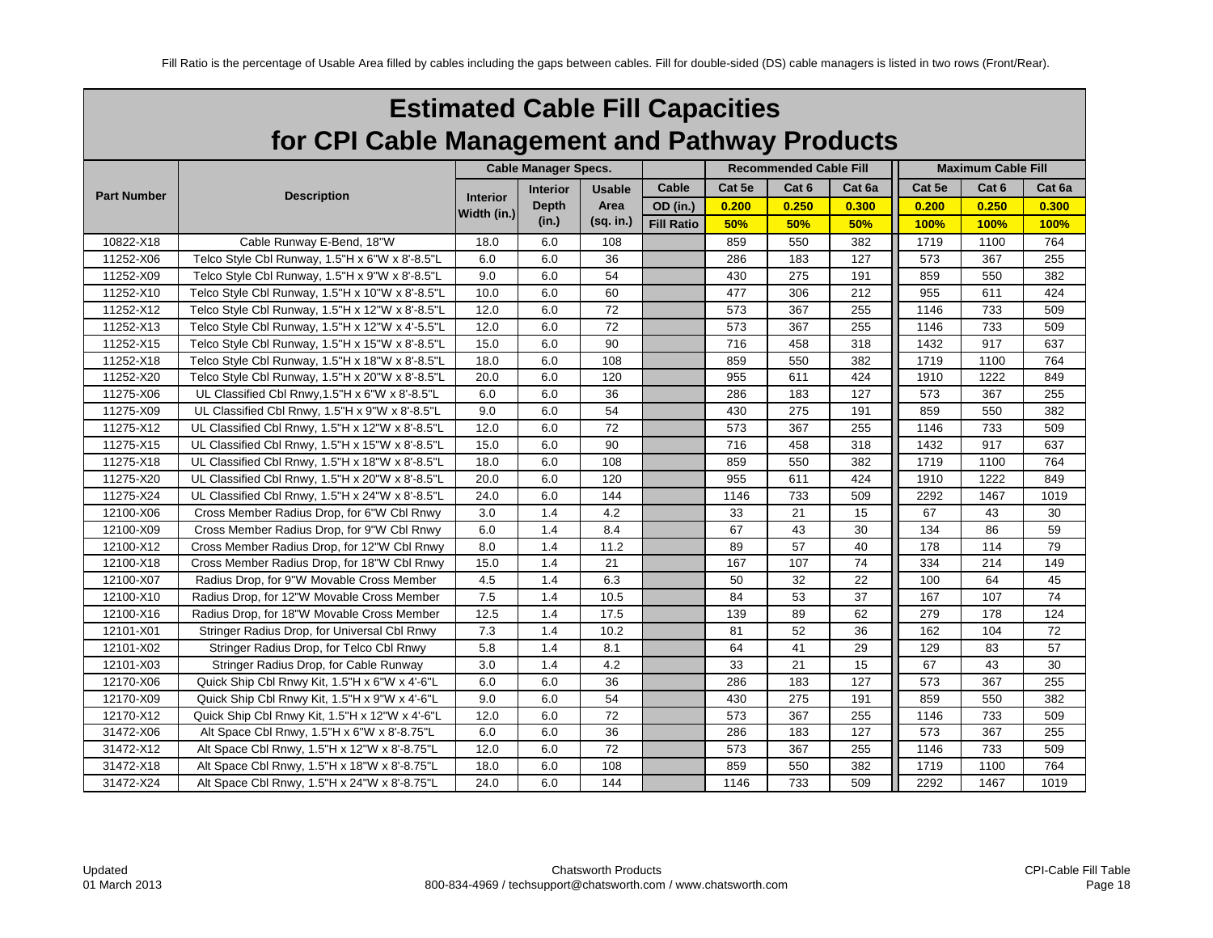Fill Ratio is the percentage of Usable Area filled by cables including the gaps between cables. Fill for double-sided (DS) cable managers is listed in two rows (Front/Rear).

# Estimated Cable Fill Capacities for CPI Cable Management and Pathway Products

| Part Number | Description | Cable Manager Specs. | | | Cable | Recommended Cable Fill | | | Maximum Cable Fill | | |
|---|---|---|---|---|---|---|---|---|---|---|---|
| | | Interior Width (in.) | Interior Depth (in.) | Usable Area (sq. in.) | OD (in.) | Cat 5e 0.200 | Cat 6 0.250 | Cat 6a 0.300 | Cat 5e 0.200 | Cat 6 0.250 | Cat 6a 0.300 |
| | | | | | Fill Ratio | 50% | 50% | 50% | 100% | 100% | 100% |
| 10822-X18 | Cable Runway E-Bend, 18"W | 18.0 | 6.0 | 108 | | 859 | 550 | 382 | 1719 | 1100 | 764 |
| 11252-X06 | Telco Style Cbl Runway, 1.5"H x 6"W x 8'-8.5"L | 6.0 | 6.0 | 36 | | 286 | 183 | 127 | 573 | 367 | 255 |
| 11252-X09 | Telco Style Cbl Runway, 1.5"H x 9"W x 8'-8.5"L | 9.0 | 6.0 | 54 | | 430 | 275 | 191 | 859 | 550 | 382 |
| 11252-X10 | Telco Style Cbl Runway, 1.5"H x 10"W x 8'-8.5"L | 10.0 | 6.0 | 60 | | 477 | 306 | 212 | 955 | 611 | 424 |
| 11252-X12 | Telco Style Cbl Runway, 1.5"H x 12"W x 8'-8.5"L | 12.0 | 6.0 | 72 | | 573 | 367 | 255 | 1146 | 733 | 509 |
| 11252-X13 | Telco Style Cbl Runway, 1.5"H x 12"W x 4'-5.5"L | 12.0 | 6.0 | 72 | | 573 | 367 | 255 | 1146 | 733 | 509 |
| 11252-X15 | Telco Style Cbl Runway, 1.5"H x 15"W x 8'-8.5"L | 15.0 | 6.0 | 90 | | 716 | 458 | 318 | 1432 | 917 | 637 |
| 11252-X18 | Telco Style Cbl Runway, 1.5"H x 18"W x 8'-8.5"L | 18.0 | 6.0 | 108 | | 859 | 550 | 382 | 1719 | 1100 | 764 |
| 11252-X20 | Telco Style Cbl Runway, 1.5"H x 20"W x 8'-8.5"L | 20.0 | 6.0 | 120 | | 955 | 611 | 424 | 1910 | 1222 | 849 |
| 11275-X06 | UL Classified Cbl Rnwy,1.5"H x 6"W x 8'-8.5"L | 6.0 | 6.0 | 36 | | 286 | 183 | 127 | 573 | 367 | 255 |
| 11275-X09 | UL Classified Cbl Rnwy, 1.5"H x 9"W x 8'-8.5"L | 9.0 | 6.0 | 54 | | 430 | 275 | 191 | 859 | 550 | 382 |
| 11275-X12 | UL Classified Cbl Rnwy, 1.5"H x 12"W x 8'-8.5"L | 12.0 | 6.0 | 72 | | 573 | 367 | 255 | 1146 | 733 | 509 |
| 11275-X15 | UL Classified Cbl Rnwy, 1.5"H x 15"W x 8'-8.5"L | 15.0 | 6.0 | 90 | | 716 | 458 | 318 | 1432 | 917 | 637 |
| 11275-X18 | UL Classified Cbl Rnwy, 1.5"H x 18"W x 8'-8.5"L | 18.0 | 6.0 | 108 | | 859 | 550 | 382 | 1719 | 1100 | 764 |
| 11275-X20 | UL Classified Cbl Rnwy, 1.5"H x 20"W x 8'-8.5"L | 20.0 | 6.0 | 120 | | 955 | 611 | 424 | 1910 | 1222 | 849 |
| 11275-X24 | UL Classified Cbl Rnwy, 1.5"H x 24"W x 8'-8.5"L | 24.0 | 6.0 | 144 | | 1146 | 733 | 509 | 2292 | 1467 | 1019 |
| 12100-X06 | Cross Member Radius Drop, for 6"W Cbl Rnwy | 3.0 | 1.4 | 4.2 | | 33 | 21 | 15 | 67 | 43 | 30 |
| 12100-X09 | Cross Member Radius Drop, for 9"W Cbl Rnwy | 6.0 | 1.4 | 8.4 | | 67 | 43 | 30 | 134 | 86 | 59 |
| 12100-X12 | Cross Member Radius Drop, for 12"W Cbl Rnwy | 8.0 | 1.4 | 11.2 | | 89 | 57 | 40 | 178 | 114 | 79 |
| 12100-X18 | Cross Member Radius Drop, for 18"W Cbl Rnwy | 15.0 | 1.4 | 21 | | 167 | 107 | 74 | 334 | 214 | 149 |
| 12100-X07 | Radius Drop, for 9"W Movable Cross Member | 4.5 | 1.4 | 6.3 | | 50 | 32 | 22 | 100 | 64 | 45 |
| 12100-X10 | Radius Drop, for 12"W Movable Cross Member | 7.5 | 1.4 | 10.5 | | 84 | 53 | 37 | 167 | 107 | 74 |
| 12100-X16 | Radius Drop, for 18"W Movable Cross Member | 12.5 | 1.4 | 17.5 | | 139 | 89 | 62 | 279 | 178 | 124 |
| 12101-X01 | Stringer Radius Drop, for Universal Cbl Rnwy | 7.3 | 1.4 | 10.2 | | 81 | 52 | 36 | 162 | 104 | 72 |
| 12101-X02 | Stringer Radius Drop, for Telco Cbl Rnwy | 5.8 | 1.4 | 8.1 | | 64 | 41 | 29 | 129 | 83 | 57 |
| 12101-X03 | Stringer Radius Drop, for Cable Runway | 3.0 | 1.4 | 4.2 | | 33 | 21 | 15 | 67 | 43 | 30 |
| 12170-X06 | Quick Ship Cbl Rnwy Kit, 1.5"H x 6"W x 4'-6"L | 6.0 | 6.0 | 36 | | 286 | 183 | 127 | 573 | 367 | 255 |
| 12170-X09 | Quick Ship Cbl Rnwy Kit, 1.5"H x 9"W x 4'-6"L | 9.0 | 6.0 | 54 | | 430 | 275 | 191 | 859 | 550 | 382 |
| 12170-X12 | Quick Ship Cbl Rnwy Kit, 1.5"H x 12"W x 4'-6"L | 12.0 | 6.0 | 72 | | 573 | 367 | 255 | 1146 | 733 | 509 |
| 31472-X06 | Alt Space Cbl Rnwy, 1.5"H x 6"W x 8'-8.75"L | 6.0 | 6.0 | 36 | | 286 | 183 | 127 | 573 | 367 | 255 |
| 31472-X12 | Alt Space Cbl Rnwy, 1.5"H x 12"W x 8'-8.75"L | 12.0 | 6.0 | 72 | | 573 | 367 | 255 | 1146 | 733 | 509 |
| 31472-X18 | Alt Space Cbl Rnwy, 1.5"H x 18"W x 8'-8.75"L | 18.0 | 6.0 | 108 | | 859 | 550 | 382 | 1719 | 1100 | 764 |
| 31472-X24 | Alt Space Cbl Rnwy, 1.5"H x 24"W x 8'-8.75"L | 24.0 | 6.0 | 144 | | 1146 | 733 | 509 | 2292 | 1467 | 1019 |

Updated 01 March 2013

Chatsworth Products
800-834-4969 / techsupport@chatsworth.com / www.chatsworth.com

CPI-Cable Fill Table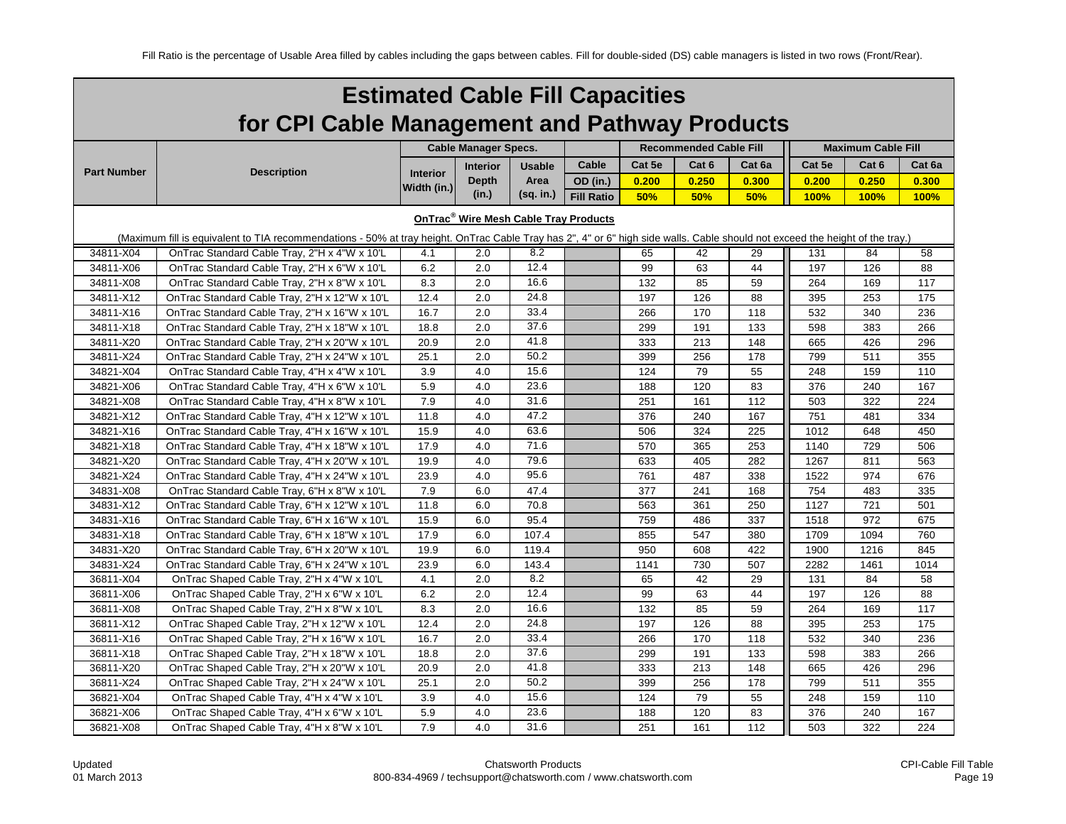Fill Ratio is the percentage of Usable Area filled by cables including the gaps between cables. Fill for double-sided (DS) cable managers is listed in two rows (Front/Rear).

# Estimated Cable Fill Capacities for CPI Cable Management and Pathway Products

| Part Number | Description | Cable Manager Specs. | | | | Recommended Cable Fill | | | Maximum Cable Fill | | |
|---|---|---|---|---|---|---|---|---|---|---|---|
| | | Interior Width (in.) | Interior Depth (in.) | Usable Area (sq. in.) | Cable | Cat 5e | Cat 6 | Cat 6a | Cat 5e | Cat 6 | Cat 6a |
| | | | | | OD (in.) | 0.200 | 0.250 | 0.300 | 0.200 | 0.250 | 0.300 |
| | | | | | Fill Ratio | 50% | 50% | 50% | 100% | 100% | 100% |
| **OnTrac® Wire Mesh Cable Tray Products** | | | | | | | | | | | |
| (Maximum fill is equivalent to TIA recommendations - 50% at tray height. OnTrac Cable Tray has 2", 4" or 6" high side walls. Cable should not exceed the height of the tray.) | | | | | | | | | | | |
| 34811-X04 | OnTrac Standard Cable Tray, 2"H x 4"W x 10'L | 4.1 | 2.0 | 8.2 | | 65 | 42 | 29 | 131 | 84 | 58 |
| 34811-X06 | OnTrac Standard Cable Tray, 2"H x 6"W x 10'L | 6.2 | 2.0 | 12.4 | | 99 | 63 | 44 | 197 | 126 | 88 |
| 34811-X08 | OnTrac Standard Cable Tray, 2"H x 8"W x 10'L | 8.3 | 2.0 | 16.6 | | 132 | 85 | 59 | 264 | 169 | 117 |
| 34811-X12 | OnTrac Standard Cable Tray, 2"H x 12"W x 10'L | 12.4 | 2.0 | 24.8 | | 197 | 126 | 88 | 395 | 253 | 175 |
| 34811-X16 | OnTrac Standard Cable Tray, 2"H x 16"W x 10'L | 16.7 | 2.0 | 33.4 | | 266 | 170 | 118 | 532 | 340 | 236 |
| 34811-X18 | OnTrac Standard Cable Tray, 2"H x 18"W x 10'L | 18.8 | 2.0 | 37.6 | | 299 | 191 | 133 | 598 | 383 | 266 |
| 34811-X20 | OnTrac Standard Cable Tray, 2"H x 20"W x 10'L | 20.9 | 2.0 | 41.8 | | 333 | 213 | 148 | 665 | 426 | 296 |
| 34811-X24 | OnTrac Standard Cable Tray, 2"H x 24"W x 10'L | 25.1 | 2.0 | 50.2 | | 399 | 256 | 178 | 799 | 511 | 355 |
| 34821-X04 | OnTrac Standard Cable Tray, 4"H x 4"W x 10'L | 3.9 | 4.0 | 15.6 | | 124 | 79 | 55 | 248 | 159 | 110 |
| 34821-X06 | OnTrac Standard Cable Tray, 4"H x 6"W x 10'L | 5.9 | 4.0 | 23.6 | | 188 | 120 | 83 | 376 | 240 | 167 |
| 34821-X08 | OnTrac Standard Cable Tray, 4"H x 8"W x 10'L | 7.9 | 4.0 | 31.6 | | 251 | 161 | 112 | 503 | 322 | 224 |
| 34821-X12 | OnTrac Standard Cable Tray, 4"H x 12"W x 10'L | 11.8 | 4.0 | 47.2 | | 376 | 240 | 167 | 751 | 481 | 334 |
| 34821-X16 | OnTrac Standard Cable Tray, 4"H x 16"W x 10'L | 15.9 | 4.0 | 63.6 | | 506 | 324 | 225 | 1012 | 648 | 450 |
| 34821-X18 | OnTrac Standard Cable Tray, 4"H x 18"W x 10'L | 17.9 | 4.0 | 71.6 | | 570 | 365 | 253 | 1140 | 729 | 506 |
| 34821-X20 | OnTrac Standard Cable Tray, 4"H x 20"W x 10'L | 19.9 | 4.0 | 79.6 | | 633 | 405 | 282 | 1267 | 811 | 563 |
| 34821-X24 | OnTrac Standard Cable Tray, 4"H x 24"W x 10'L | 23.9 | 4.0 | 95.6 | | 761 | 487 | 338 | 1522 | 974 | 676 |
| 34831-X08 | OnTrac Standard Cable Tray, 6"H x 8"W x 10'L | 7.9 | 6.0 | 47.4 | | 377 | 241 | 168 | 754 | 483 | 335 |
| 34831-X12 | OnTrac Standard Cable Tray, 6"H x 12"W x 10'L | 11.8 | 6.0 | 70.8 | | 563 | 361 | 250 | 1127 | 721 | 501 |
| 34831-X16 | OnTrac Standard Cable Tray, 6"H x 16"W x 10'L | 15.9 | 6.0 | 95.4 | | 759 | 486 | 337 | 1518 | 972 | 675 |
| 34831-X18 | OnTrac Standard Cable Tray, 6"H x 18"W x 10'L | 17.9 | 6.0 | 107.4 | | 855 | 547 | 380 | 1709 | 1094 | 760 |
| 34831-X20 | OnTrac Standard Cable Tray, 6"H x 20"W x 10'L | 19.9 | 6.0 | 119.4 | | 950 | 608 | 422 | 1900 | 1216 | 845 |
| 34831-X24 | OnTrac Standard Cable Tray, 6"H x 24"W x 10'L | 23.9 | 6.0 | 143.4 | | 1141 | 730 | 507 | 2282 | 1461 | 1014 |
| 36811-X04 | OnTrac Shaped Cable Tray, 2"H x 4"W x 10'L | 4.1 | 2.0 | 8.2 | | 65 | 42 | 29 | 131 | 84 | 58 |
| 36811-X06 | OnTrac Shaped Cable Tray, 2"H x 6"W x 10'L | 6.2 | 2.0 | 12.4 | | 99 | 63 | 44 | 197 | 126 | 88 |
| 36811-X08 | OnTrac Shaped Cable Tray, 2"H x 8"W x 10'L | 8.3 | 2.0 | 16.6 | | 132 | 85 | 59 | 264 | 169 | 117 |
| 36811-X12 | OnTrac Shaped Cable Tray, 2"H x 12"W x 10'L | 12.4 | 2.0 | 24.8 | | 197 | 126 | 88 | 395 | 253 | 175 |
| 36811-X16 | OnTrac Shaped Cable Tray, 2"H x 16"W x 10'L | 16.7 | 2.0 | 33.4 | | 266 | 170 | 118 | 532 | 340 | 236 |
| 36811-X18 | OnTrac Shaped Cable Tray, 2"H x 18"W x 10'L | 18.8 | 2.0 | 37.6 | | 299 | 191 | 133 | 598 | 383 | 266 |
| 36811-X20 | OnTrac Shaped Cable Tray, 2"H x 20"W x 10'L | 20.9 | 2.0 | 41.8 | | 333 | 213 | 148 | 665 | 426 | 296 |
| 36811-X24 | OnTrac Shaped Cable Tray, 2"H x 24"W x 10'L | 25.1 | 2.0 | 50.2 | | 399 | 256 | 178 | 799 | 511 | 355 |
| 36821-X04 | OnTrac Shaped Cable Tray, 4"H x 4"W x 10'L | 3.9 | 4.0 | 15.6 | | 124 | 79 | 55 | 248 | 159 | 110 |
| 36821-X06 | OnTrac Shaped Cable Tray, 4"H x 6"W x 10'L | 5.9 | 4.0 | 23.6 | | 188 | 120 | 83 | 376 | 240 | 167 |
| 36821-X08 | OnTrac Shaped Cable Tray, 4"H x 8"W x 10'L | 7.9 | 4.0 | 31.6 | | 251 | 161 | 112 | 503 | 322 | 224 |

Updated 01 March 2013

Chatsworth Products
800-834-4969 / techsupport@chatsworth.com / www.chatsworth.com

CPI-Cable Fill Table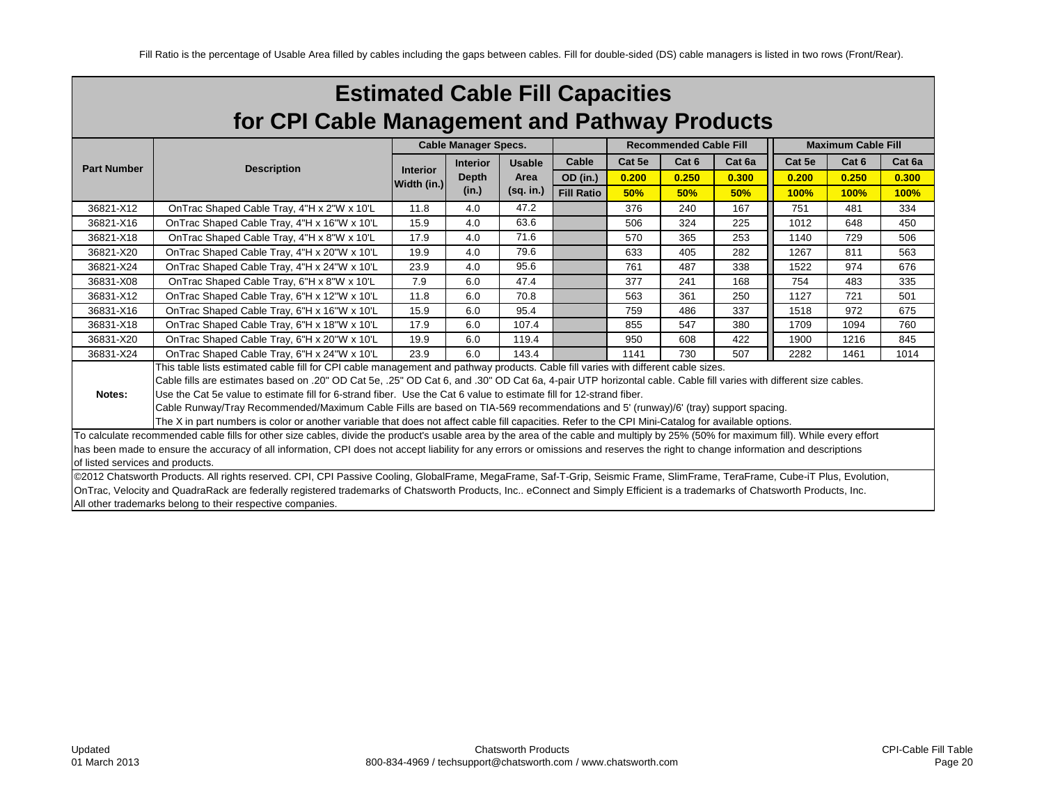Fill Ratio is the percentage of Usable Area filled by cables including the gaps between cables. Fill for double-sided (DS) cable managers is listed in two rows (Front/Rear).

# Estimated Cable Fill Capacities for CPI Cable Management and Pathway Products

| Part Number | Description | Cable Manager Specs. | | | Cable | Recommended Cable Fill | | | Maximum Cable Fill | | |
|---|---|---|---|---|---|---|---|---|---|---|---|
| | | Interior Width (in.) | Interior Depth (in.) | Usable Area (sq. in.) | | Cat 5e | Cat 6 | Cat 6a | Cat 5e | Cat 6 | Cat 6a |
| | | | | | OD (in.) | 0.200 | 0.250 | 0.300 | 0.200 | 0.250 | 0.300 |
| | | | | | Fill Ratio | 50% | 50% | 50% | 100% | 100% | 100% |
| 36821-X12 | OnTrac Shaped Cable Tray, 4"H x 2"W x 10'L | 11.8 | 4.0 | 47.2 | | 376 | 240 | 167 | 751 | 481 | 334 |
| 36821-X16 | OnTrac Shaped Cable Tray, 4"H x 16"W x 10'L | 15.9 | 4.0 | 63.6 | | 506 | 324 | 225 | 1012 | 648 | 450 |
| 36821-X18 | OnTrac Shaped Cable Tray, 4"H x 8"W x 10'L | 17.9 | 4.0 | 71.6 | | 570 | 365 | 253 | 1140 | 729 | 506 |
| 36821-X20 | OnTrac Shaped Cable Tray, 4"H x 20"W x 10'L | 19.9 | 4.0 | 79.6 | | 633 | 405 | 282 | 1267 | 811 | 563 |
| 36821-X24 | OnTrac Shaped Cable Tray, 4"H x 24"W x 10'L | 23.9 | 4.0 | 95.6 | | 761 | 487 | 338 | 1522 | 974 | 676 |
| 36831-X08 | OnTrac Shaped Cable Tray, 6"H x 8"W x 10'L | 7.9 | 6.0 | 47.4 | | 377 | 241 | 168 | 754 | 483 | 335 |
| 36831-X12 | OnTrac Shaped Cable Tray, 6"H x 12"W x 10'L | 11.8 | 6.0 | 70.8 | | 563 | 361 | 250 | 1127 | 721 | 501 |
| 36831-X16 | OnTrac Shaped Cable Tray, 6"H x 16"W x 10'L | 15.9 | 6.0 | 95.4 | | 759 | 486 | 337 | 1518 | 972 | 675 |
| 36831-X18 | OnTrac Shaped Cable Tray, 6"H x 18"W x 10'L | 17.9 | 6.0 | 107.4 | | 855 | 547 | 380 | 1709 | 1094 | 760 |
| 36831-X20 | OnTrac Shaped Cable Tray, 6"H x 20"W x 10'L | 19.9 | 6.0 | 119.4 | | 950 | 608 | 422 | 1900 | 1216 | 845 |
| 36831-X24 | OnTrac Shaped Cable Tray, 6"H x 24"W x 10'L | 23.9 | 6.0 | 143.4 | | 1141 | 730 | 507 | 2282 | 1461 | 1014 |

**Notes:**

This table lists estimated cable fill for CPI cable management and pathway products. Cable fill varies with different cable sizes.

Cable fills are estimates based on .20" OD Cat 5e, .25" OD Cat 6, and .30" OD Cat 6a, 4-pair UTP horizontal cable. Cable fill varies with different size cables.

Use the Cat 5e value to estimate fill for 6-strand fiber. Use the Cat 6 value to estimate fill for 12-strand fiber.

Cable Runway/Tray Recommended/Maximum Cable Fills are based on TIA-569 recommendations and 5' (runway)/6' (tray) support spacing.

The X in part numbers is color or another variable that does not affect cable fill capacities. Refer to the CPI Mini-Catalog for available options.

To calculate recommended cable fills for other size cables, divide the product's usable area by the area of the cable and multiply by 25% (50% for maximum fill). While every effort has been made to ensure the accuracy of all information, CPI does not accept liability for any errors or omissions and reserves the right to change information and descriptions of listed services and products.

©2012 Chatsworth Products. All rights reserved. CPI, CPI Passive Cooling, GlobalFrame, MegaFrame, Saf-T-Grip, Seismic Frame, SlimFrame, TeraFrame, Cube-iT Plus, Evolution, OnTrac, Velocity and QuadraRack are federally registered trademarks of Chatsworth Products, Inc.. eConnect and Simply Efficient is a trademarks of Chatsworth Products, Inc. All other trademarks belong to their respective companies.

Updated 01 March 2013

Chatsworth Products
800-834-4969 / techsupport@chatsworth.com / www.chatsworth.com

CPI-Cable Fill Table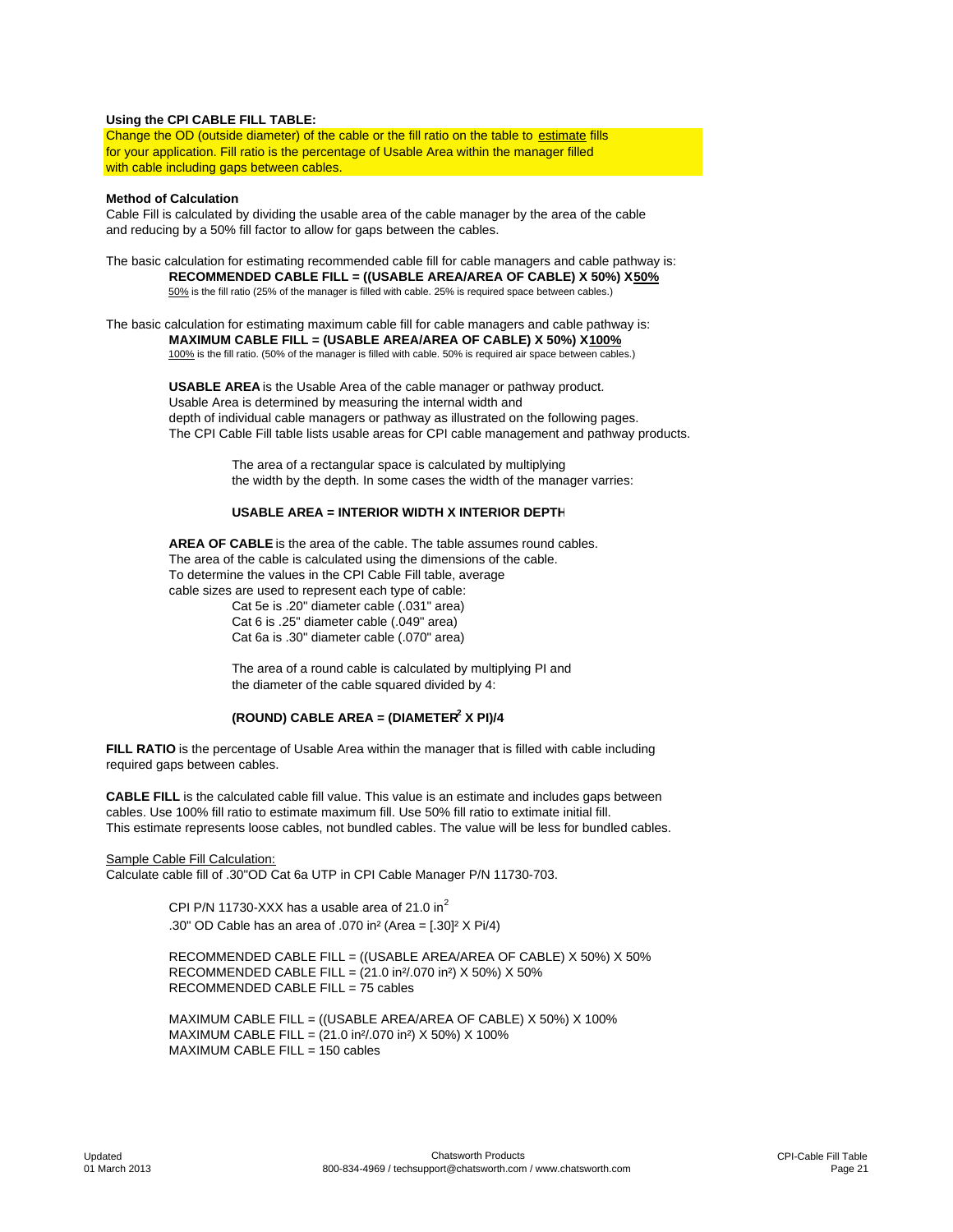**Using the CPI CABLE FILL TABLE:**

Change the OD (outside diameter) of the cable or the fill ratio on the table to estimate fills for your application. Fill ratio is the percentage of Usable Area within the manager filled with cable including gaps between cables.

**Method of Calculation**

Cable Fill is calculated by dividing the usable area of the cable manager by the area of the cable and reducing by a 50% fill factor to allow for gaps between the cables.

The basic calculation for estimating recommended cable fill for cable managers and cable pathway is:

**RECOMMENDED CABLE FILL = ((USABLE AREA/AREA OF CABLE) X 50%) X 50%**

50% is the fill ratio (25% of the manager is filled with cable. 25% is required space between cables.)

The basic calculation for estimating maximum cable fill for cable managers and cable pathway is:

**MAXIMUM CABLE FILL = (USABLE AREA/AREA OF CABLE) X 50%) X 100%**

100% is the fill ratio. (50% of the manager is filled with cable. 50% is required air space between cables.)

**USABLE AREA** is the Usable Area of the cable manager or pathway product. Usable Area is determined by measuring the internal width and depth of individual cable managers or pathway as illustrated on the following pages. The CPI Cable Fill table lists usable areas for CPI cable management and pathway products.

The area of a rectangular space is calculated by multiplying the width by the depth. In some cases the width of the manager varries:

**USABLE AREA = INTERIOR WIDTH X INTERIOR DEPTH**

**AREA OF CABLE** is the area of the cable. The table assumes round cables. The area of the cable is calculated using the dimensions of the cable. To determine the values in the CPI Cable Fill table, average cable sizes are used to represent each type of cable:

Cat 5e is .20" diameter cable (.031" area)
Cat 6 is .25" diameter cable (.049" area)
Cat 6a is .30" diameter cable (.070" area)

The area of a round cable is calculated by multiplying PI and the diameter of the cable squared divided by 4:

**(ROUND) CABLE AREA = (DIAMETER$^2$ X PI)/4**

**FILL RATIO** is the percentage of Usable Area within the manager that is filled with cable including required gaps between cables.

**CABLE FILL** is the calculated cable fill value. This value is an estimate and includes gaps between cables. Use 100% fill ratio to estimate maximum fill. Use 50% fill ratio to extimate initial fill. This estimate represents loose cables, not bundled cables. The value will be less for bundled cables.

Sample Cable Fill Calculation:

Calculate cable fill of .30"OD Cat 6a UTP in CPI Cable Manager P/N 11730-703.

CPI P/N 11730-XXX has a usable area of 21.0 in$^2$
.30" OD Cable has an area of .070 in$^2$ (Area = [.30]$^2$ X Pi/4)

RECOMMENDED CABLE FILL = ((USABLE AREA/AREA OF CABLE) X 50%) X 50%
RECOMMENDED CABLE FILL = (21.0 in$^2$/.070 in$^2$) X 50%) X 50%
RECOMMENDED CABLE FILL = 75 cables

MAXIMUM CABLE FILL = ((USABLE AREA/AREA OF CABLE) X 50%) X 100%
MAXIMUM CABLE FILL = (21.0 in$^2$/.070 in$^2$) X 50%) X 100%
MAXIMUM CABLE FILL = 150 cables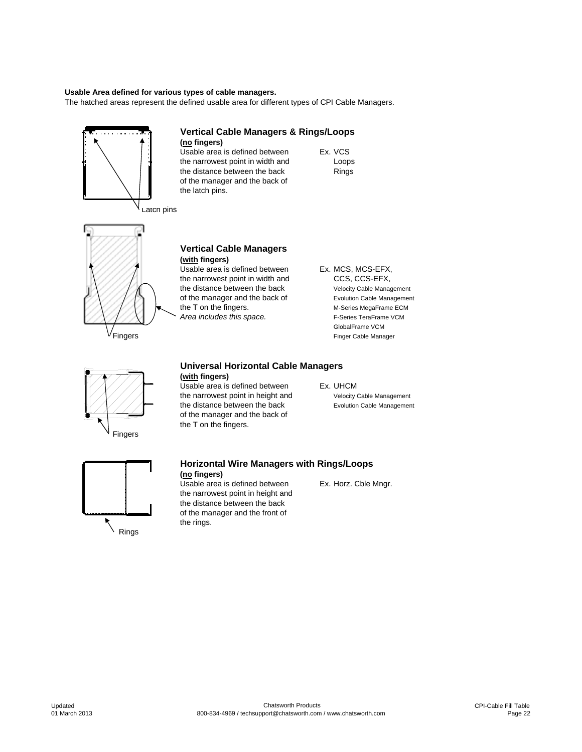**Usable Area defined for various types of cable managers.**

The hatched areas represent the defined usable area for different types of CPI Cable Managers.

Latch pins

### Vertical Cable Managers & Rings/Loops

**(no fingers)**

Usable area is defined between the narrowest point in width and the distance between the back of the manager and the back of the latch pins.

Ex. VCS
Loops
Rings

Fingers

### Vertical Cable Managers

**(with fingers)**

Usable area is defined between the narrowest point in width and the distance between the back of the manager and the back of the T on the fingers.
*Area includes this space.*

Ex. MCS, MCS-EFX,
CCS, CCS-EFX,
Velocity Cable Management
Evolution Cable Management
M-Series MegaFrame ECM
F-Series TeraFrame VCM
GlobalFrame VCM
Finger Cable Manager

Fingers

### Universal Horizontal Cable Managers

**(with fingers)**

Usable area is defined between the narrowest point in height and the distance between the back of the manager and the back of the T on the fingers.

Ex. UHCM
Velocity Cable Management
Evolution Cable Management

Rings

### Horizontal Wire Managers with Rings/Loops

**(no fingers)**

Usable area is defined between the narrowest point in height and the distance between the back of the manager and the front of the rings.

Ex. Horz. Cble Mngr.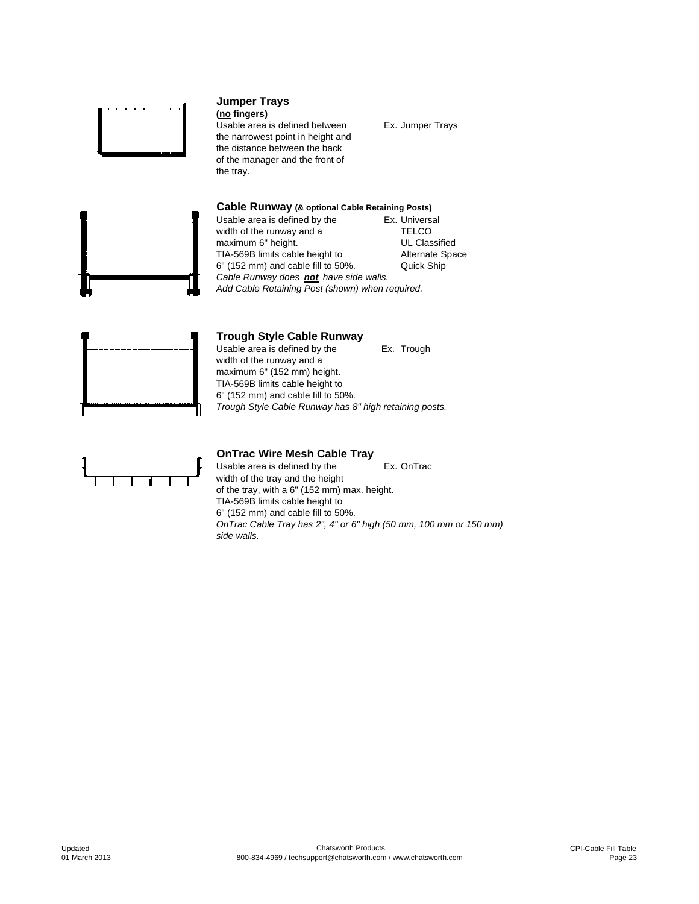### Jumper Trays

**(<u>no</u> fingers)**

Usable area is defined between the narrowest point in height and the distance between the back of the manager and the front of the tray.

Ex. Jumper Trays

### Cable Runway (& optional Cable Retaining Posts)

Usable area is defined by the width of the runway and a maximum 6" height.
TIA-569B limits cable height to 6" (152 mm) and cable fill to 50%.

Ex. Universal
TELCO
UL Classified
Alternate Space
Quick Ship

*Cable Runway does **<u>not</u>** have side walls.*
*Add Cable Retaining Post (shown) when required.*

### Trough Style Cable Runway

Usable area is defined by the width of the runway and a maximum 6" (152 mm) height.
TIA-569B limits cable height to 6" (152 mm) and cable fill to 50%.

Ex. Trough

*Trough Style Cable Runway has 8" high retaining posts.*

### OnTrac Wire Mesh Cable Tray

Usable area is defined by the width of the tray and the height of the tray, with a 6" (152 mm) max. height.
TIA-569B limits cable height to 6" (152 mm) and cable fill to 50%.

Ex. OnTrac

*OnTrac Cable Tray has 2", 4" or 6" high (50 mm, 100 mm or 150 mm) side walls.*